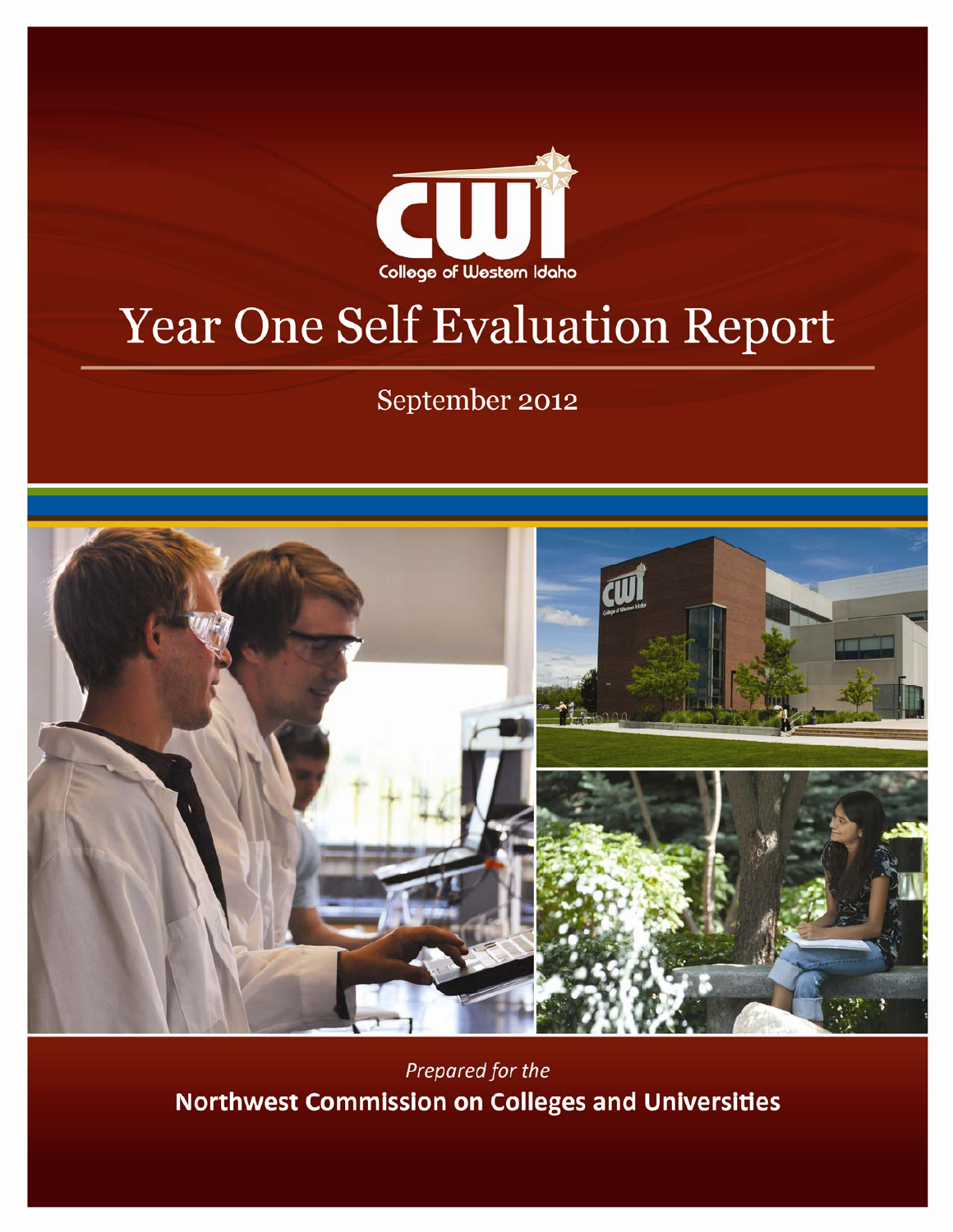CWI

College of Western Idaho

# Year One Self Evaluation Report

September 2012

*Prepared for the*

**Northwest Commission on Colleges and Universities**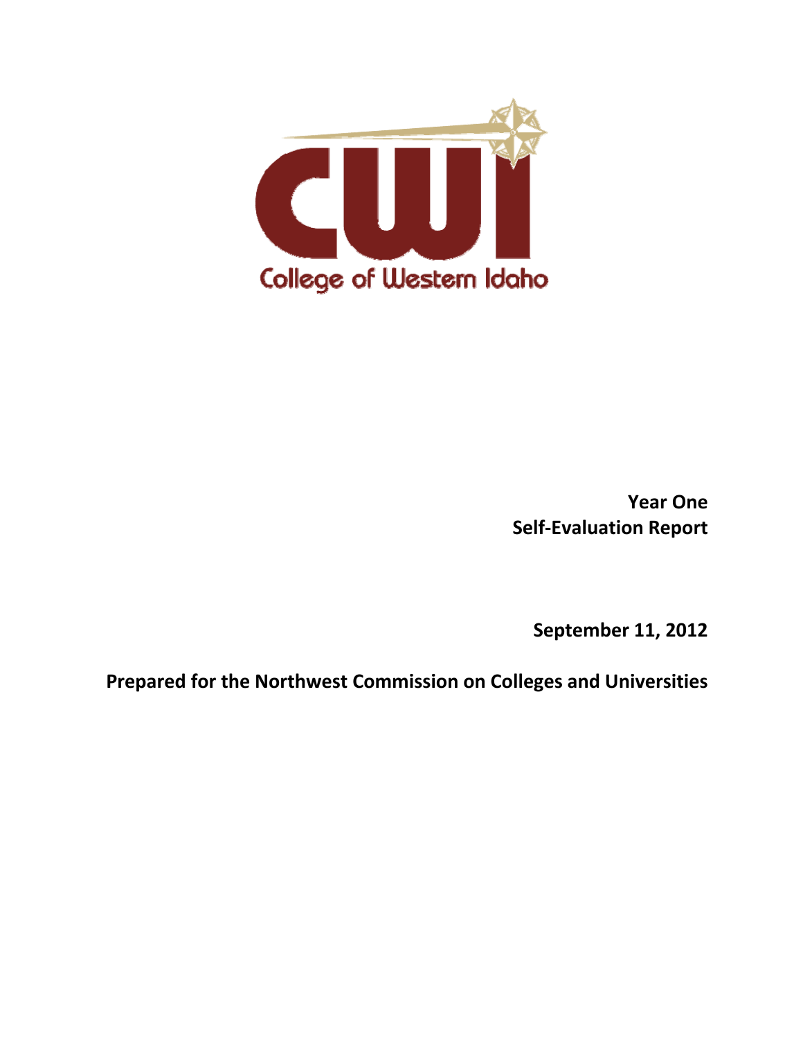College of Western Idaho

**Year One**
**Self-Evaluation Report**

**September 11, 2012**

**Prepared for the Northwest Commission on Colleges and Universities**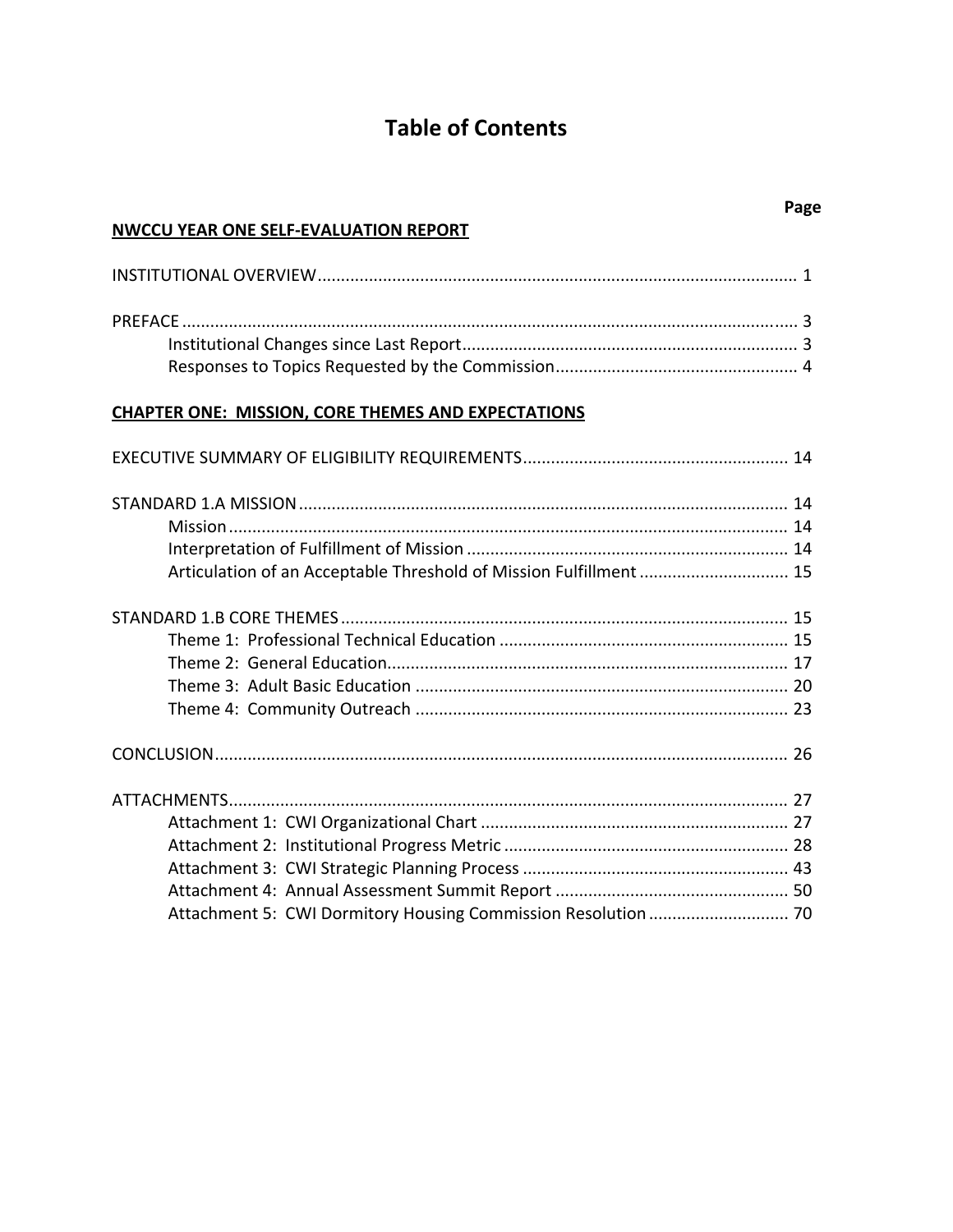# Table of Contents

| | Page |
|---|---|
| **<u>NWCCU YEAR ONE SELF-EVALUATION REPORT</u>** | |
| INSTITUTIONAL OVERVIEW | 1 |
| PREFACE | 3 |
| Institutional Changes since Last Report | 3 |
| Responses to Topics Requested by the Commission | 4 |
| **<u>CHAPTER ONE: MISSION, CORE THEMES AND EXPECTATIONS</u>** | |
| EXECUTIVE SUMMARY OF ELIGIBILITY REQUIREMENTS | 14 |
| STANDARD 1.A MISSION | 14 |
| Mission | 14 |
| Interpretation of Fulfillment of Mission | 14 |
| Articulation of an Acceptable Threshold of Mission Fulfillment | 15 |
| STANDARD 1.B CORE THEMES | 15 |
| Theme 1: Professional Technical Education | 15 |
| Theme 2: General Education | 17 |
| Theme 3: Adult Basic Education | 20 |
| Theme 4: Community Outreach | 23 |
| CONCLUSION | 26 |
| ATTACHMENTS | 27 |
| Attachment 1: CWI Organizational Chart | 27 |
| Attachment 2: Institutional Progress Metric | 28 |
| Attachment 3: CWI Strategic Planning Process | 43 |
| Attachment 4: Annual Assessment Summit Report | 50 |
| Attachment 5: CWI Dormitory Housing Commission Resolution | 70 |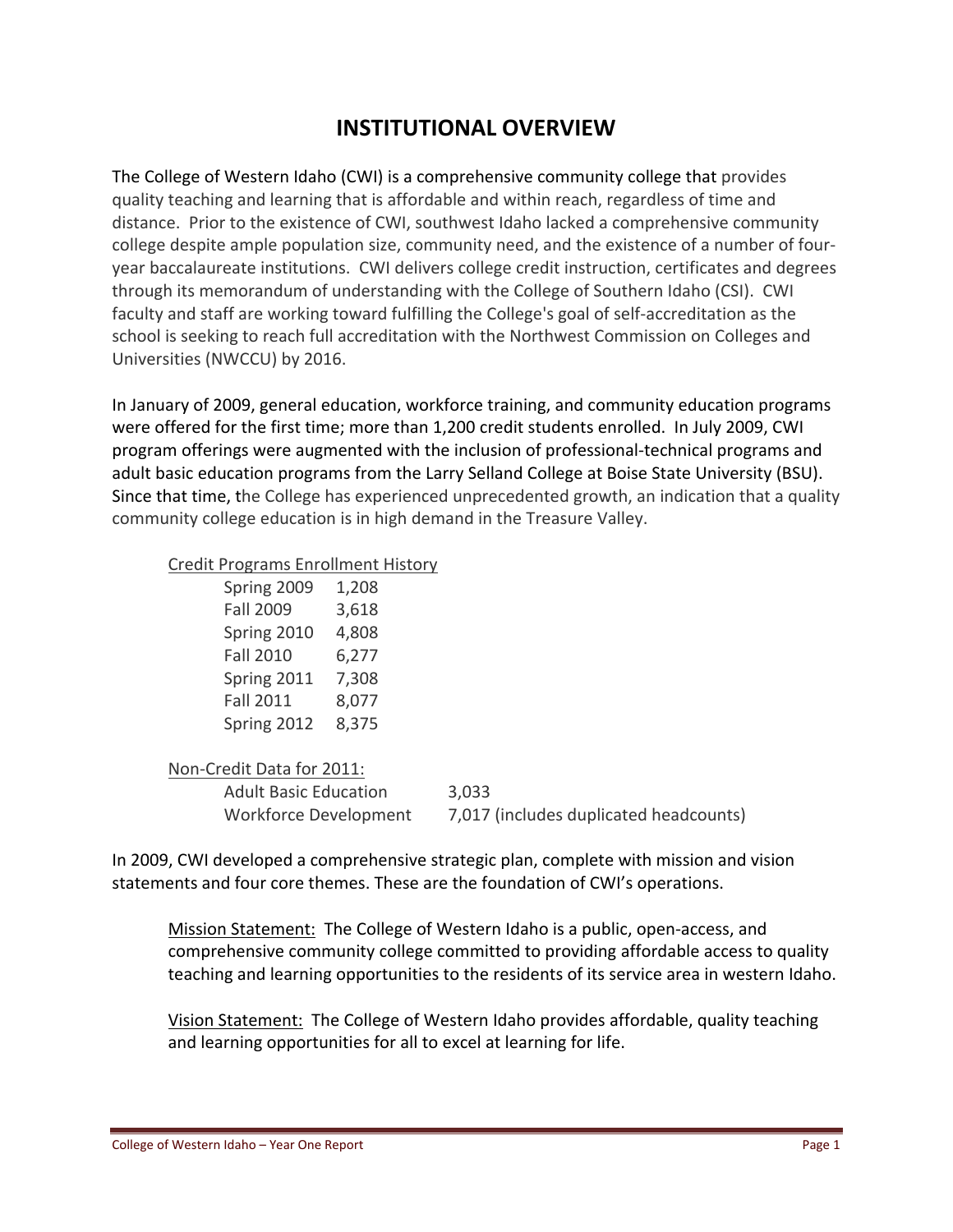# INSTITUTIONAL OVERVIEW

The College of Western Idaho (CWI) is a comprehensive community college that provides quality teaching and learning that is affordable and within reach, regardless of time and distance. Prior to the existence of CWI, southwest Idaho lacked a comprehensive community college despite ample population size, community need, and the existence of a number of four-year baccalaureate institutions. CWI delivers college credit instruction, certificates and degrees through its memorandum of understanding with the College of Southern Idaho (CSI). CWI faculty and staff are working toward fulfilling the College's goal of self-accreditation as the school is seeking to reach full accreditation with the Northwest Commission on Colleges and Universities (NWCCU) by 2016.

In January of 2009, general education, workforce training, and community education programs were offered for the first time; more than 1,200 credit students enrolled. In July 2009, CWI program offerings were augmented with the inclusion of professional-technical programs and adult basic education programs from the Larry Selland College at Boise State University (BSU). Since that time, the College has experienced unprecedented growth, an indication that a quality community college education is in high demand in the Treasure Valley.

Credit Programs Enrollment History

| Term | Enrollment |
|---|---|
| Spring 2009 | 1,208 |
| Fall 2009 | 3,618 |
| Spring 2010 | 4,808 |
| Fall 2010 | 6,277 |
| Spring 2011 | 7,308 |
| Fall 2011 | 8,077 |
| Spring 2012 | 8,375 |

Non-Credit Data for 2011:

| Program | Count |
|---|---|
| Adult Basic Education | 3,033 |
| Workforce Development | 7,017 (includes duplicated headcounts) |

In 2009, CWI developed a comprehensive strategic plan, complete with mission and vision statements and four core themes. These are the foundation of CWI's operations.

Mission Statement: The College of Western Idaho is a public, open-access, and comprehensive community college committed to providing affordable access to quality teaching and learning opportunities to the residents of its service area in western Idaho.

Vision Statement: The College of Western Idaho provides affordable, quality teaching and learning opportunities for all to excel at learning for life.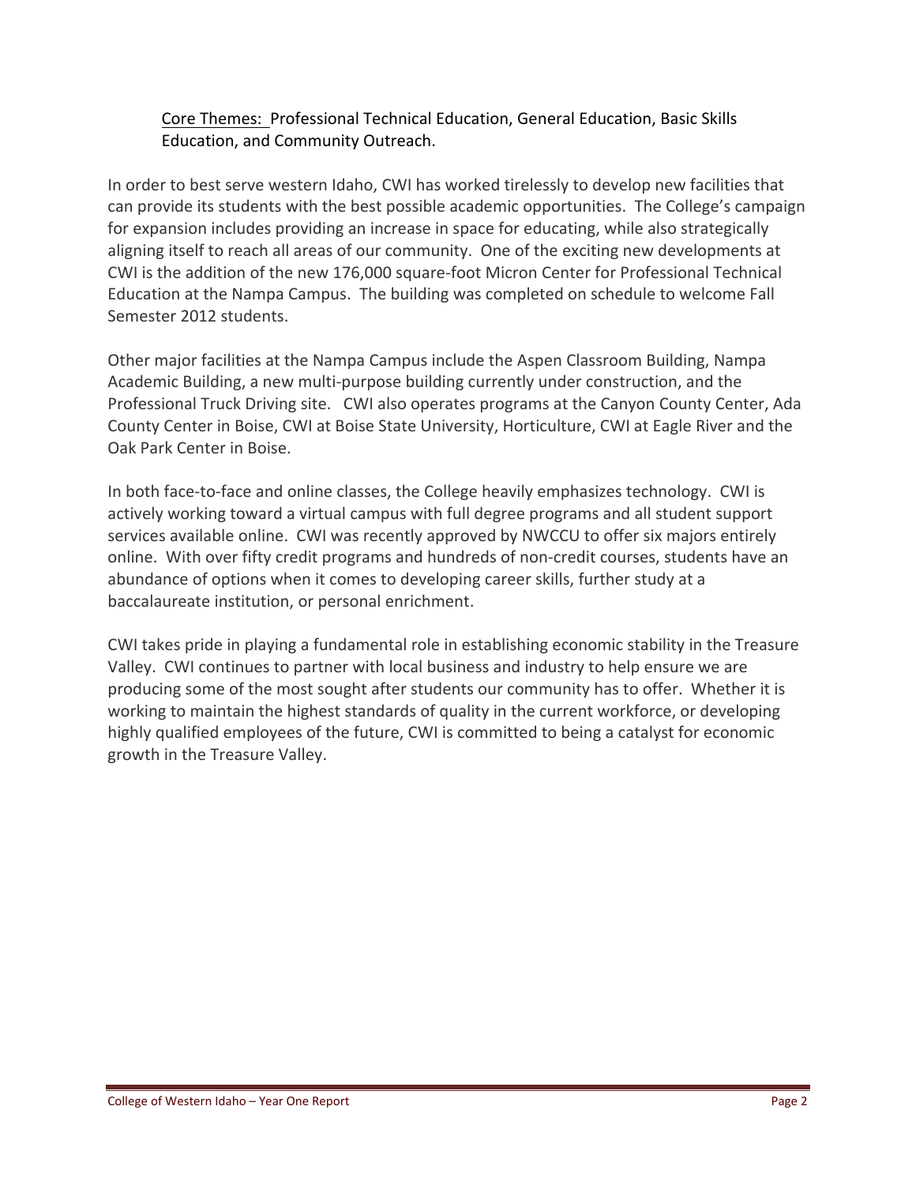<u>Core Themes:</u> Professional Technical Education, General Education, Basic Skills Education, and Community Outreach.

In order to best serve western Idaho, CWI has worked tirelessly to develop new facilities that can provide its students with the best possible academic opportunities. The College's campaign for expansion includes providing an increase in space for educating, while also strategically aligning itself to reach all areas of our community. One of the exciting new developments at CWI is the addition of the new 176,000 square-foot Micron Center for Professional Technical Education at the Nampa Campus. The building was completed on schedule to welcome Fall Semester 2012 students.

Other major facilities at the Nampa Campus include the Aspen Classroom Building, Nampa Academic Building, a new multi-purpose building currently under construction, and the Professional Truck Driving site. CWI also operates programs at the Canyon County Center, Ada County Center in Boise, CWI at Boise State University, Horticulture, CWI at Eagle River and the Oak Park Center in Boise.

In both face-to-face and online classes, the College heavily emphasizes technology. CWI is actively working toward a virtual campus with full degree programs and all student support services available online. CWI was recently approved by NWCCU to offer six majors entirely online. With over fifty credit programs and hundreds of non-credit courses, students have an abundance of options when it comes to developing career skills, further study at a baccalaureate institution, or personal enrichment.

CWI takes pride in playing a fundamental role in establishing economic stability in the Treasure Valley. CWI continues to partner with local business and industry to help ensure we are producing some of the most sought after students our community has to offer. Whether it is working to maintain the highest standards of quality in the current workforce, or developing highly qualified employees of the future, CWI is committed to being a catalyst for economic growth in the Treasure Valley.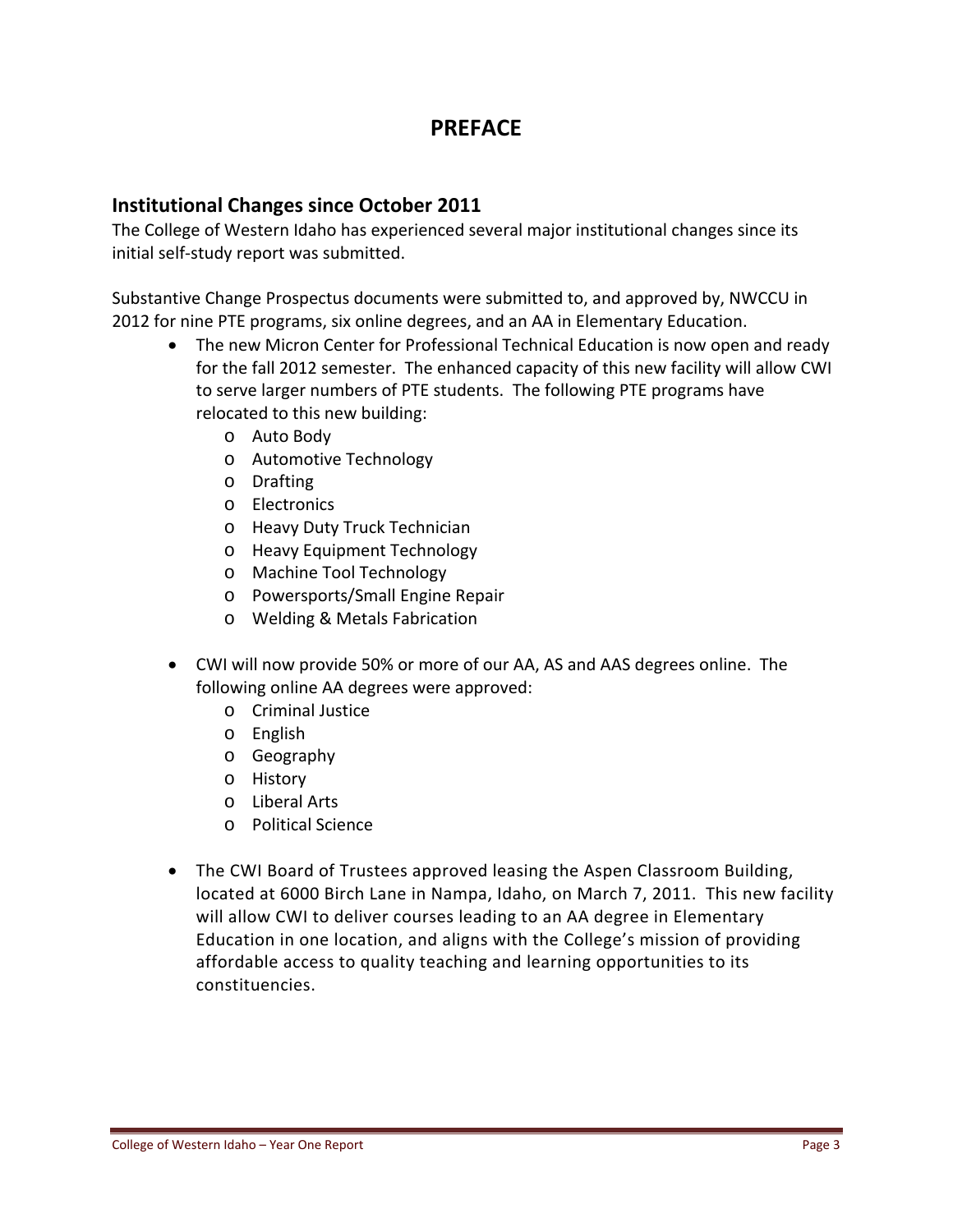# PREFACE

## Institutional Changes since October 2011

The College of Western Idaho has experienced several major institutional changes since its initial self-study report was submitted.

Substantive Change Prospectus documents were submitted to, and approved by, NWCCU in 2012 for nine PTE programs, six online degrees, and an AA in Elementary Education.

- The new Micron Center for Professional Technical Education is now open and ready for the fall 2012 semester. The enhanced capacity of this new facility will allow CWI to serve larger numbers of PTE students. The following PTE programs have relocated to this new building:
  - Auto Body
  - Automotive Technology
  - Drafting
  - Electronics
  - Heavy Duty Truck Technician
  - Heavy Equipment Technology
  - Machine Tool Technology
  - Powersports/Small Engine Repair
  - Welding & Metals Fabrication

- CWI will now provide 50% or more of our AA, AS and AAS degrees online. The following online AA degrees were approved:
  - Criminal Justice
  - English
  - Geography
  - History
  - Liberal Arts
  - Political Science

- The CWI Board of Trustees approved leasing the Aspen Classroom Building, located at 6000 Birch Lane in Nampa, Idaho, on March 7, 2011. This new facility will allow CWI to deliver courses leading to an AA degree in Elementary Education in one location, and aligns with the College's mission of providing affordable access to quality teaching and learning opportunities to its constituencies.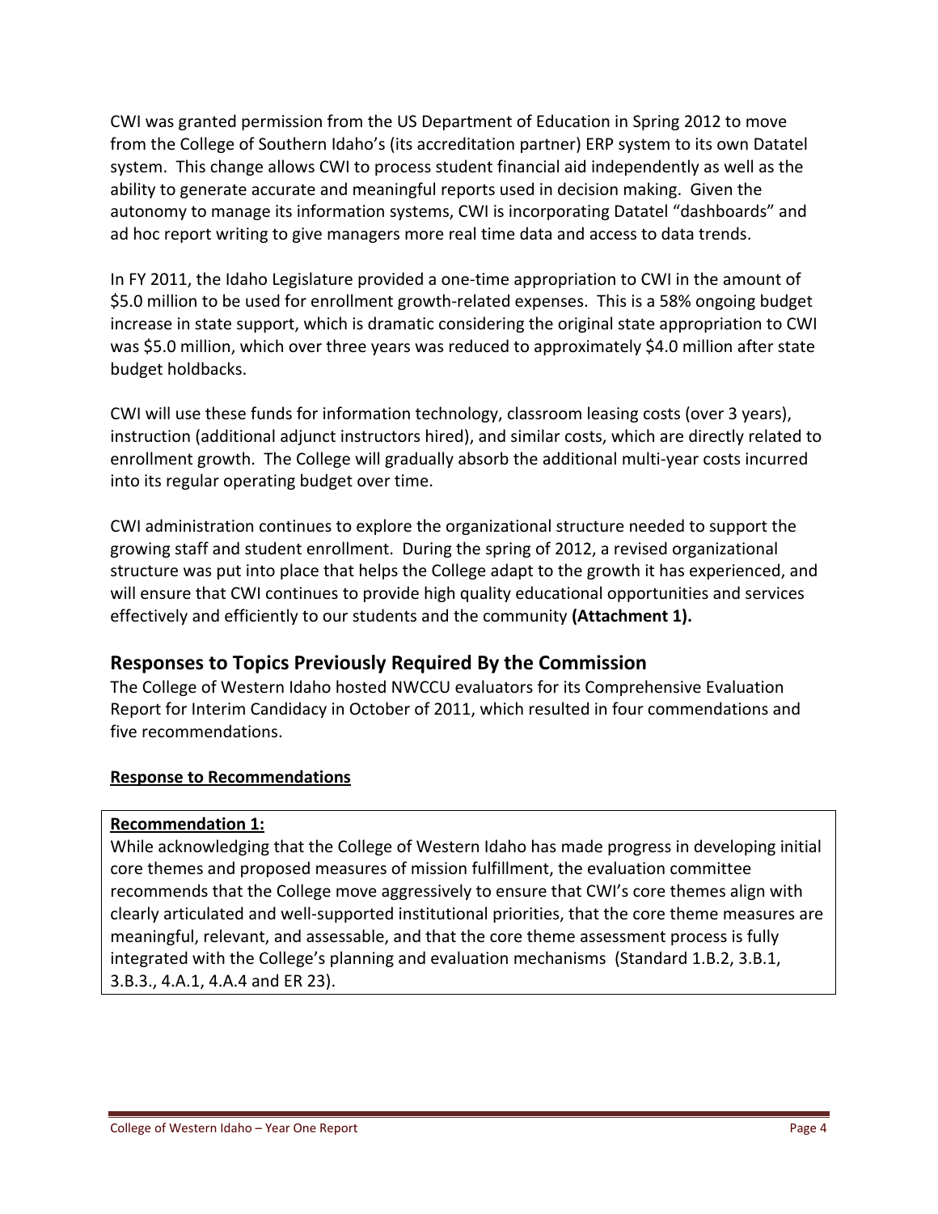CWI was granted permission from the US Department of Education in Spring 2012 to move from the College of Southern Idaho's (its accreditation partner) ERP system to its own Datatel system. This change allows CWI to process student financial aid independently as well as the ability to generate accurate and meaningful reports used in decision making. Given the autonomy to manage its information systems, CWI is incorporating Datatel "dashboards" and ad hoc report writing to give managers more real time data and access to data trends.

In FY 2011, the Idaho Legislature provided a one-time appropriation to CWI in the amount of \$5.0 million to be used for enrollment growth-related expenses. This is a 58% ongoing budget increase in state support, which is dramatic considering the original state appropriation to CWI was \$5.0 million, which over three years was reduced to approximately \$4.0 million after state budget holdbacks.

CWI will use these funds for information technology, classroom leasing costs (over 3 years), instruction (additional adjunct instructors hired), and similar costs, which are directly related to enrollment growth. The College will gradually absorb the additional multi-year costs incurred into its regular operating budget over time.

CWI administration continues to explore the organizational structure needed to support the growing staff and student enrollment. During the spring of 2012, a revised organizational structure was put into place that helps the College adapt to the growth it has experienced, and will ensure that CWI continues to provide high quality educational opportunities and services effectively and efficiently to our students and the community **(Attachment 1).**

## Responses to Topics Previously Required By the Commission

The College of Western Idaho hosted NWCCU evaluators for its Comprehensive Evaluation Report for Interim Candidacy in October of 2011, which resulted in four commendations and five recommendations.

### Response to Recommendations

**Recommendation 1:**

While acknowledging that the College of Western Idaho has made progress in developing initial core themes and proposed measures of mission fulfillment, the evaluation committee recommends that the College move aggressively to ensure that CWI's core themes align with clearly articulated and well-supported institutional priorities, that the core theme measures are meaningful, relevant, and assessable, and that the core theme assessment process is fully integrated with the College's planning and evaluation mechanisms (Standard 1.B.2, 3.B.1, 3.B.3., 4.A.1, 4.A.4 and ER 23).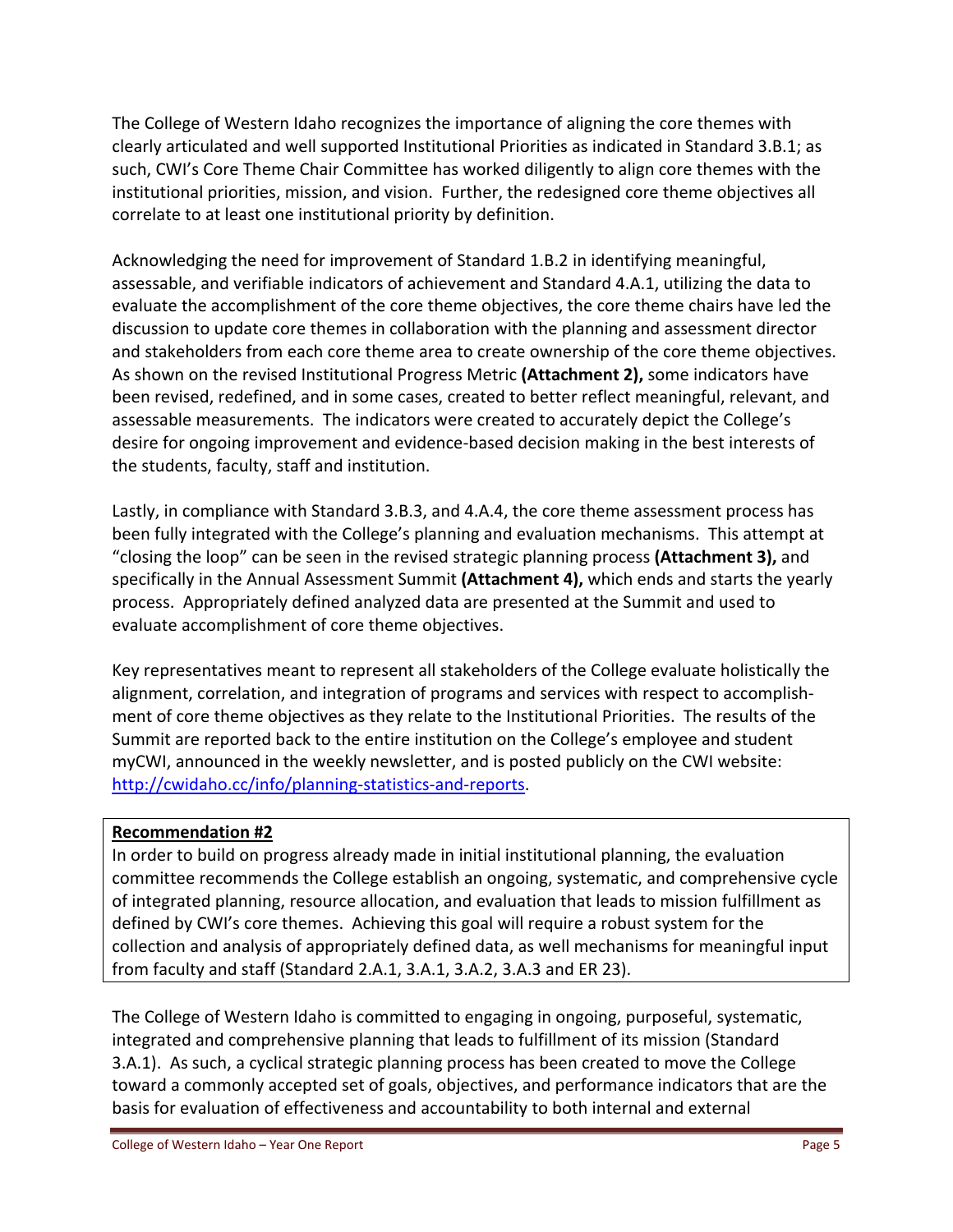The College of Western Idaho recognizes the importance of aligning the core themes with clearly articulated and well supported Institutional Priorities as indicated in Standard 3.B.1; as such, CWI's Core Theme Chair Committee has worked diligently to align core themes with the institutional priorities, mission, and vision. Further, the redesigned core theme objectives all correlate to at least one institutional priority by definition.

Acknowledging the need for improvement of Standard 1.B.2 in identifying meaningful, assessable, and verifiable indicators of achievement and Standard 4.A.1, utilizing the data to evaluate the accomplishment of the core theme objectives, the core theme chairs have led the discussion to update core themes in collaboration with the planning and assessment director and stakeholders from each core theme area to create ownership of the core theme objectives. As shown on the revised Institutional Progress Metric **(Attachment 2),** some indicators have been revised, redefined, and in some cases, created to better reflect meaningful, relevant, and assessable measurements. The indicators were created to accurately depict the College's desire for ongoing improvement and evidence-based decision making in the best interests of the students, faculty, staff and institution.

Lastly, in compliance with Standard 3.B.3, and 4.A.4, the core theme assessment process has been fully integrated with the College's planning and evaluation mechanisms. This attempt at "closing the loop" can be seen in the revised strategic planning process **(Attachment 3),** and specifically in the Annual Assessment Summit **(Attachment 4),** which ends and starts the yearly process. Appropriately defined analyzed data are presented at the Summit and used to evaluate accomplishment of core theme objectives.

Key representatives meant to represent all stakeholders of the College evaluate holistically the alignment, correlation, and integration of programs and services with respect to accomplishment of core theme objectives as they relate to the Institutional Priorities. The results of the Summit are reported back to the entire institution on the College's employee and student myCWI, announced in the weekly newsletter, and is posted publicly on the CWI website: http://cwidaho.cc/info/planning-statistics-and-reports.

**Recommendation #2**

In order to build on progress already made in initial institutional planning, the evaluation committee recommends the College establish an ongoing, systematic, and comprehensive cycle of integrated planning, resource allocation, and evaluation that leads to mission fulfillment as defined by CWI's core themes. Achieving this goal will require a robust system for the collection and analysis of appropriately defined data, as well mechanisms for meaningful input from faculty and staff (Standard 2.A.1, 3.A.1, 3.A.2, 3.A.3 and ER 23).

The College of Western Idaho is committed to engaging in ongoing, purposeful, systematic, integrated and comprehensive planning that leads to fulfillment of its mission (Standard 3.A.1). As such, a cyclical strategic planning process has been created to move the College toward a commonly accepted set of goals, objectives, and performance indicators that are the basis for evaluation of effectiveness and accountability to both internal and external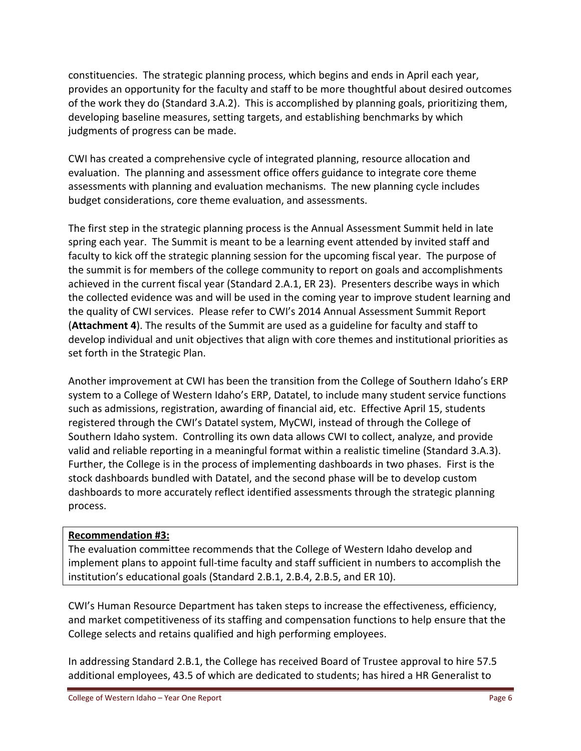constituencies. The strategic planning process, which begins and ends in April each year, provides an opportunity for the faculty and staff to be more thoughtful about desired outcomes of the work they do (Standard 3.A.2). This is accomplished by planning goals, prioritizing them, developing baseline measures, setting targets, and establishing benchmarks by which judgments of progress can be made.

CWI has created a comprehensive cycle of integrated planning, resource allocation and evaluation. The planning and assessment office offers guidance to integrate core theme assessments with planning and evaluation mechanisms. The new planning cycle includes budget considerations, core theme evaluation, and assessments.

The first step in the strategic planning process is the Annual Assessment Summit held in late spring each year. The Summit is meant to be a learning event attended by invited staff and faculty to kick off the strategic planning session for the upcoming fiscal year. The purpose of the summit is for members of the college community to report on goals and accomplishments achieved in the current fiscal year (Standard 2.A.1, ER 23). Presenters describe ways in which the collected evidence was and will be used in the coming year to improve student learning and the quality of CWI services. Please refer to CWI's 2014 Annual Assessment Summit Report (**Attachment 4**). The results of the Summit are used as a guideline for faculty and staff to develop individual and unit objectives that align with core themes and institutional priorities as set forth in the Strategic Plan.

Another improvement at CWI has been the transition from the College of Southern Idaho's ERP system to a College of Western Idaho's ERP, Datatel, to include many student service functions such as admissions, registration, awarding of financial aid, etc. Effective April 15, students registered through the CWI's Datatel system, MyCWI, instead of through the College of Southern Idaho system. Controlling its own data allows CWI to collect, analyze, and provide valid and reliable reporting in a meaningful format within a realistic timeline (Standard 3.A.3). Further, the College is in the process of implementing dashboards in two phases. First is the stock dashboards bundled with Datatel, and the second phase will be to develop custom dashboards to more accurately reflect identified assessments through the strategic planning process.

**Recommendation #3:**

The evaluation committee recommends that the College of Western Idaho develop and implement plans to appoint full-time faculty and staff sufficient in numbers to accomplish the institution's educational goals (Standard 2.B.1, 2.B.4, 2.B.5, and ER 10).

CWI's Human Resource Department has taken steps to increase the effectiveness, efficiency, and market competitiveness of its staffing and compensation functions to help ensure that the College selects and retains qualified and high performing employees.

In addressing Standard 2.B.1, the College has received Board of Trustee approval to hire 57.5 additional employees, 43.5 of which are dedicated to students; has hired a HR Generalist to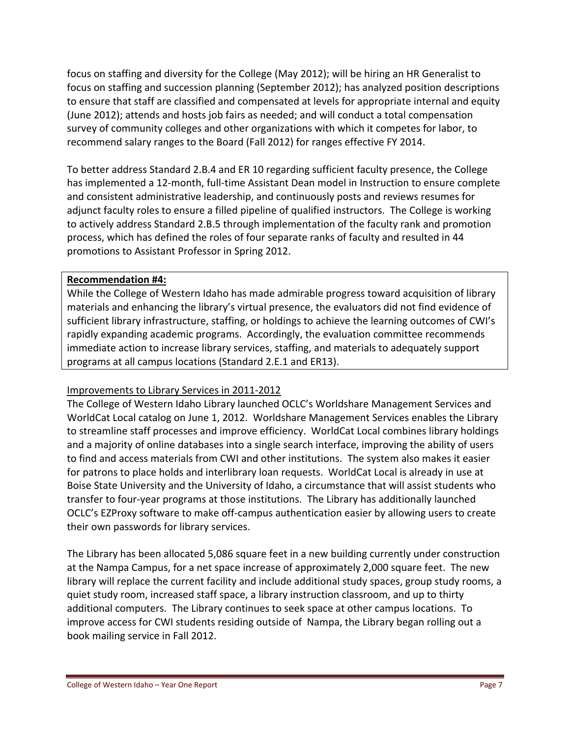focus on staffing and diversity for the College (May 2012); will be hiring an HR Generalist to focus on staffing and succession planning (September 2012); has analyzed position descriptions to ensure that staff are classified and compensated at levels for appropriate internal and equity (June 2012); attends and hosts job fairs as needed; and will conduct a total compensation survey of community colleges and other organizations with which it competes for labor, to recommend salary ranges to the Board (Fall 2012) for ranges effective FY 2014.

To better address Standard 2.B.4 and ER 10 regarding sufficient faculty presence, the College has implemented a 12-month, full-time Assistant Dean model in Instruction to ensure complete and consistent administrative leadership, and continuously posts and reviews resumes for adjunct faculty roles to ensure a filled pipeline of qualified instructors. The College is working to actively address Standard 2.B.5 through implementation of the faculty rank and promotion process, which has defined the roles of four separate ranks of faculty and resulted in 44 promotions to Assistant Professor in Spring 2012.

**Recommendation #4:**

While the College of Western Idaho has made admirable progress toward acquisition of library materials and enhancing the library's virtual presence, the evaluators did not find evidence of sufficient library infrastructure, staffing, or holdings to achieve the learning outcomes of CWI's rapidly expanding academic programs. Accordingly, the evaluation committee recommends immediate action to increase library services, staffing, and materials to adequately support programs at all campus locations (Standard 2.E.1 and ER13).

Improvements to Library Services in 2011-2012

The College of Western Idaho Library launched OCLC's Worldshare Management Services and WorldCat Local catalog on June 1, 2012. Worldshare Management Services enables the Library to streamline staff processes and improve efficiency. WorldCat Local combines library holdings and a majority of online databases into a single search interface, improving the ability of users to find and access materials from CWI and other institutions. The system also makes it easier for patrons to place holds and interlibrary loan requests. WorldCat Local is already in use at Boise State University and the University of Idaho, a circumstance that will assist students who transfer to four-year programs at those institutions. The Library has additionally launched OCLC's EZProxy software to make off-campus authentication easier by allowing users to create their own passwords for library services.

The Library has been allocated 5,086 square feet in a new building currently under construction at the Nampa Campus, for a net space increase of approximately 2,000 square feet. The new library will replace the current facility and include additional study spaces, group study rooms, a quiet study room, increased staff space, a library instruction classroom, and up to thirty additional computers. The Library continues to seek space at other campus locations. To improve access for CWI students residing outside of Nampa, the Library began rolling out a book mailing service in Fall 2012.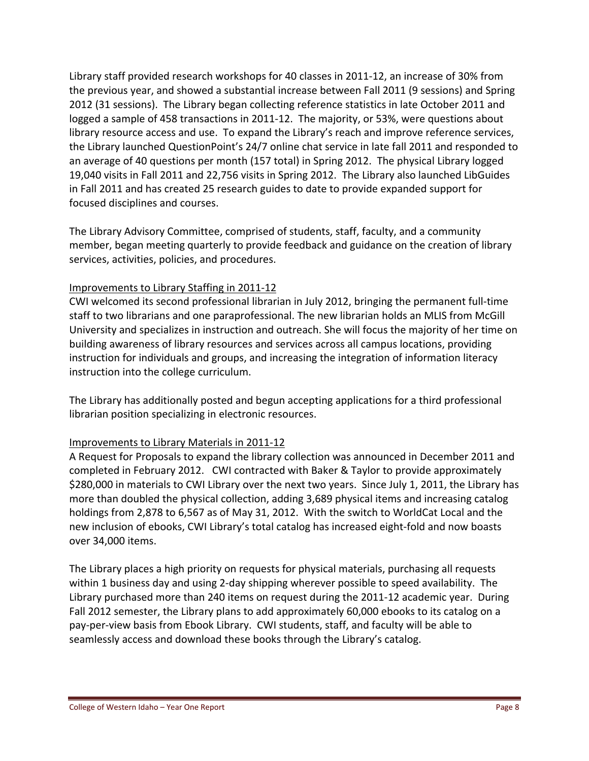Library staff provided research workshops for 40 classes in 2011-12, an increase of 30% from the previous year, and showed a substantial increase between Fall 2011 (9 sessions) and Spring 2012 (31 sessions). The Library began collecting reference statistics in late October 2011 and logged a sample of 458 transactions in 2011-12. The majority, or 53%, were questions about library resource access and use. To expand the Library's reach and improve reference services, the Library launched QuestionPoint's 24/7 online chat service in late fall 2011 and responded to an average of 40 questions per month (157 total) in Spring 2012. The physical Library logged 19,040 visits in Fall 2011 and 22,756 visits in Spring 2012. The Library also launched LibGuides in Fall 2011 and has created 25 research guides to date to provide expanded support for focused disciplines and courses.

The Library Advisory Committee, comprised of students, staff, faculty, and a community member, began meeting quarterly to provide feedback and guidance on the creation of library services, activities, policies, and procedures.

Improvements to Library Staffing in 2011-12

CWI welcomed its second professional librarian in July 2012, bringing the permanent full-time staff to two librarians and one paraprofessional. The new librarian holds an MLIS from McGill University and specializes in instruction and outreach. She will focus the majority of her time on building awareness of library resources and services across all campus locations, providing instruction for individuals and groups, and increasing the integration of information literacy instruction into the college curriculum.

The Library has additionally posted and begun accepting applications for a third professional librarian position specializing in electronic resources.

Improvements to Library Materials in 2011-12

A Request for Proposals to expand the library collection was announced in December 2011 and completed in February 2012. CWI contracted with Baker & Taylor to provide approximately $280,000 in materials to CWI Library over the next two years. Since July 1, 2011, the Library has more than doubled the physical collection, adding 3,689 physical items and increasing catalog holdings from 2,878 to 6,567 as of May 31, 2012. With the switch to WorldCat Local and the new inclusion of ebooks, CWI Library's total catalog has increased eight-fold and now boasts over 34,000 items.

The Library places a high priority on requests for physical materials, purchasing all requests within 1 business day and using 2-day shipping wherever possible to speed availability. The Library purchased more than 240 items on request during the 2011-12 academic year. During Fall 2012 semester, the Library plans to add approximately 60,000 ebooks to its catalog on a pay-per-view basis from Ebook Library. CWI students, staff, and faculty will be able to seamlessly access and download these books through the Library's catalog.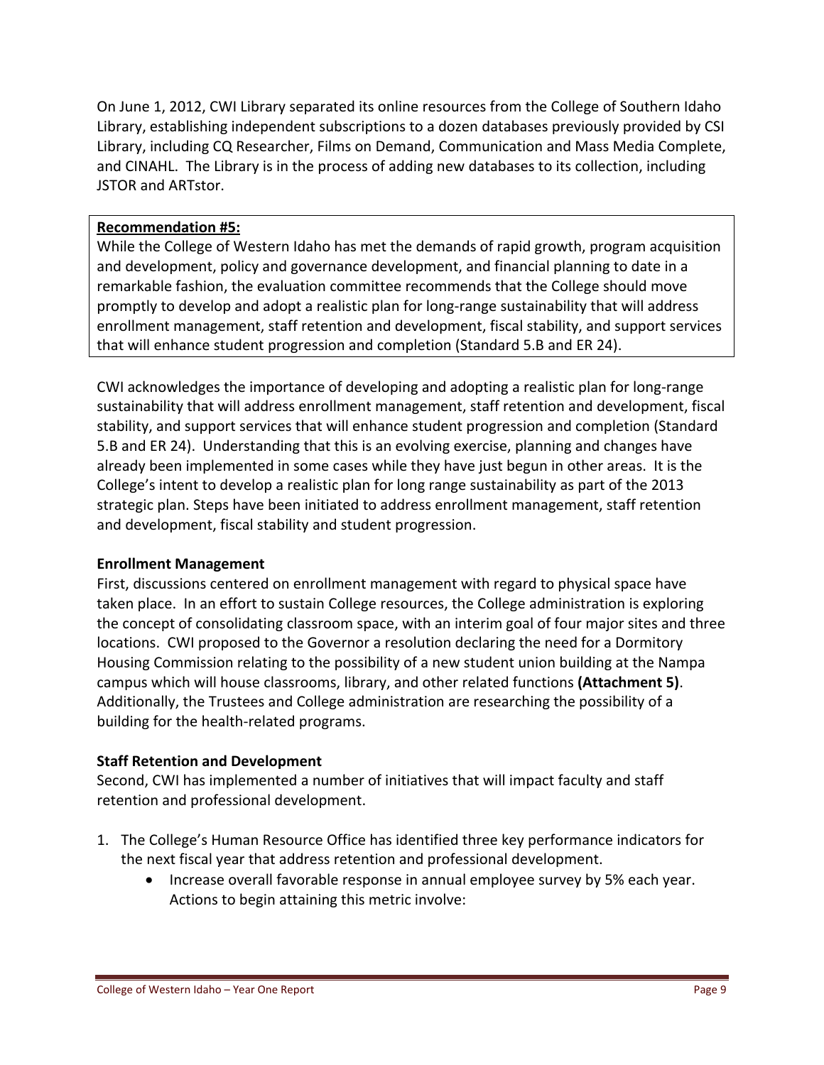On June 1, 2012, CWI Library separated its online resources from the College of Southern Idaho Library, establishing independent subscriptions to a dozen databases previously provided by CSI Library, including CQ Researcher, Films on Demand, Communication and Mass Media Complete, and CINAHL. The Library is in the process of adding new databases to its collection, including JSTOR and ARTstor.

**Recommendation #5:**

While the College of Western Idaho has met the demands of rapid growth, program acquisition and development, policy and governance development, and financial planning to date in a remarkable fashion, the evaluation committee recommends that the College should move promptly to develop and adopt a realistic plan for long-range sustainability that will address enrollment management, staff retention and development, fiscal stability, and support services that will enhance student progression and completion (Standard 5.B and ER 24).

CWI acknowledges the importance of developing and adopting a realistic plan for long-range sustainability that will address enrollment management, staff retention and development, fiscal stability, and support services that will enhance student progression and completion (Standard 5.B and ER 24). Understanding that this is an evolving exercise, planning and changes have already been implemented in some cases while they have just begun in other areas. It is the College's intent to develop a realistic plan for long range sustainability as part of the 2013 strategic plan. Steps have been initiated to address enrollment management, staff retention and development, fiscal stability and student progression.

**Enrollment Management**

First, discussions centered on enrollment management with regard to physical space have taken place. In an effort to sustain College resources, the College administration is exploring the concept of consolidating classroom space, with an interim goal of four major sites and three locations. CWI proposed to the Governor a resolution declaring the need for a Dormitory Housing Commission relating to the possibility of a new student union building at the Nampa campus which will house classrooms, library, and other related functions **(Attachment 5)**. Additionally, the Trustees and College administration are researching the possibility of a building for the health-related programs.

**Staff Retention and Development**

Second, CWI has implemented a number of initiatives that will impact faculty and staff retention and professional development.

1. The College's Human Resource Office has identified three key performance indicators for the next fiscal year that address retention and professional development.
    - Increase overall favorable response in annual employee survey by 5% each year. Actions to begin attaining this metric involve: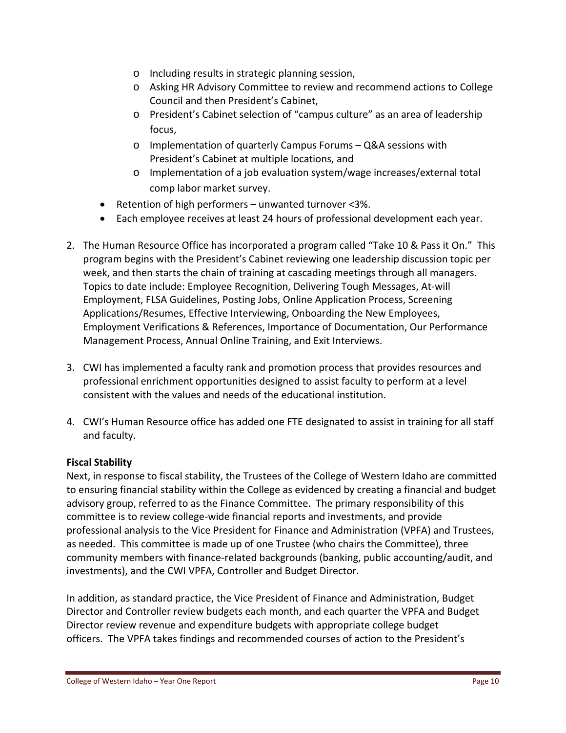- Including results in strategic planning session,
    - Asking HR Advisory Committee to review and recommend actions to College Council and then President's Cabinet,
    - President's Cabinet selection of "campus culture" as an area of leadership focus,
    - Implementation of quarterly Campus Forums – Q&A sessions with President's Cabinet at multiple locations, and
    - Implementation of a job evaluation system/wage increases/external total comp labor market survey.
- Retention of high performers – unwanted turnover <3%.
- Each employee receives at least 24 hours of professional development each year.

2. The Human Resource Office has incorporated a program called "Take 10 & Pass it On." This program begins with the President's Cabinet reviewing one leadership discussion topic per week, and then starts the chain of training at cascading meetings through all managers. Topics to date include: Employee Recognition, Delivering Tough Messages, At-will Employment, FLSA Guidelines, Posting Jobs, Online Application Process, Screening Applications/Resumes, Effective Interviewing, Onboarding the New Employees, Employment Verifications & References, Importance of Documentation, Our Performance Management Process, Annual Online Training, and Exit Interviews.

3. CWI has implemented a faculty rank and promotion process that provides resources and professional enrichment opportunities designed to assist faculty to perform at a level consistent with the values and needs of the educational institution.

4. CWI's Human Resource office has added one FTE designated to assist in training for all staff and faculty.

**Fiscal Stability**

Next, in response to fiscal stability, the Trustees of the College of Western Idaho are committed to ensuring financial stability within the College as evidenced by creating a financial and budget advisory group, referred to as the Finance Committee. The primary responsibility of this committee is to review college-wide financial reports and investments, and provide professional analysis to the Vice President for Finance and Administration (VPFA) and Trustees, as needed. This committee is made up of one Trustee (who chairs the Committee), three community members with finance-related backgrounds (banking, public accounting/audit, and investments), and the CWI VPFA, Controller and Budget Director.

In addition, as standard practice, the Vice President of Finance and Administration, Budget Director and Controller review budgets each month, and each quarter the VPFA and Budget Director review revenue and expenditure budgets with appropriate college budget officers. The VPFA takes findings and recommended courses of action to the President's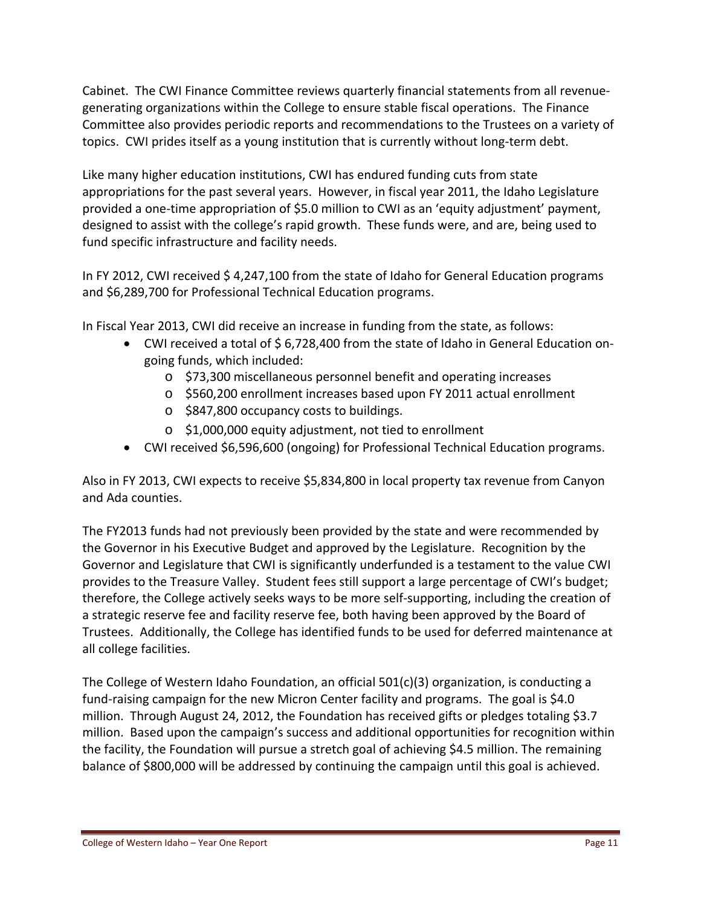Cabinet. The CWI Finance Committee reviews quarterly financial statements from all revenue-generating organizations within the College to ensure stable fiscal operations. The Finance Committee also provides periodic reports and recommendations to the Trustees on a variety of topics. CWI prides itself as a young institution that is currently without long-term debt.

Like many higher education institutions, CWI has endured funding cuts from state appropriations for the past several years. However, in fiscal year 2011, the Idaho Legislature provided a one-time appropriation of $5.0 million to CWI as an 'equity adjustment' payment, designed to assist with the college's rapid growth. These funds were, and are, being used to fund specific infrastructure and facility needs.

In FY 2012, CWI received $ 4,247,100 from the state of Idaho for General Education programs and $6,289,700 for Professional Technical Education programs.

In Fiscal Year 2013, CWI did receive an increase in funding from the state, as follows:

- CWI received a total of $ 6,728,400 from the state of Idaho in General Education on-going funds, which included:
  - $73,300 miscellaneous personnel benefit and operating increases
  - $560,200 enrollment increases based upon FY 2011 actual enrollment
  - $847,800 occupancy costs to buildings.
  - $1,000,000 equity adjustment, not tied to enrollment
- CWI received $6,596,600 (ongoing) for Professional Technical Education programs.

Also in FY 2013, CWI expects to receive $5,834,800 in local property tax revenue from Canyon and Ada counties.

The FY2013 funds had not previously been provided by the state and were recommended by the Governor in his Executive Budget and approved by the Legislature. Recognition by the Governor and Legislature that CWI is significantly underfunded is a testament to the value CWI provides to the Treasure Valley. Student fees still support a large percentage of CWI's budget; therefore, the College actively seeks ways to be more self-supporting, including the creation of a strategic reserve fee and facility reserve fee, both having been approved by the Board of Trustees. Additionally, the College has identified funds to be used for deferred maintenance at all college facilities.

The College of Western Idaho Foundation, an official 501(c)(3) organization, is conducting a fund-raising campaign for the new Micron Center facility and programs. The goal is $4.0 million. Through August 24, 2012, the Foundation has received gifts or pledges totaling $3.7 million. Based upon the campaign's success and additional opportunities for recognition within the facility, the Foundation will pursue a stretch goal of achieving $4.5 million. The remaining balance of $800,000 will be addressed by continuing the campaign until this goal is achieved.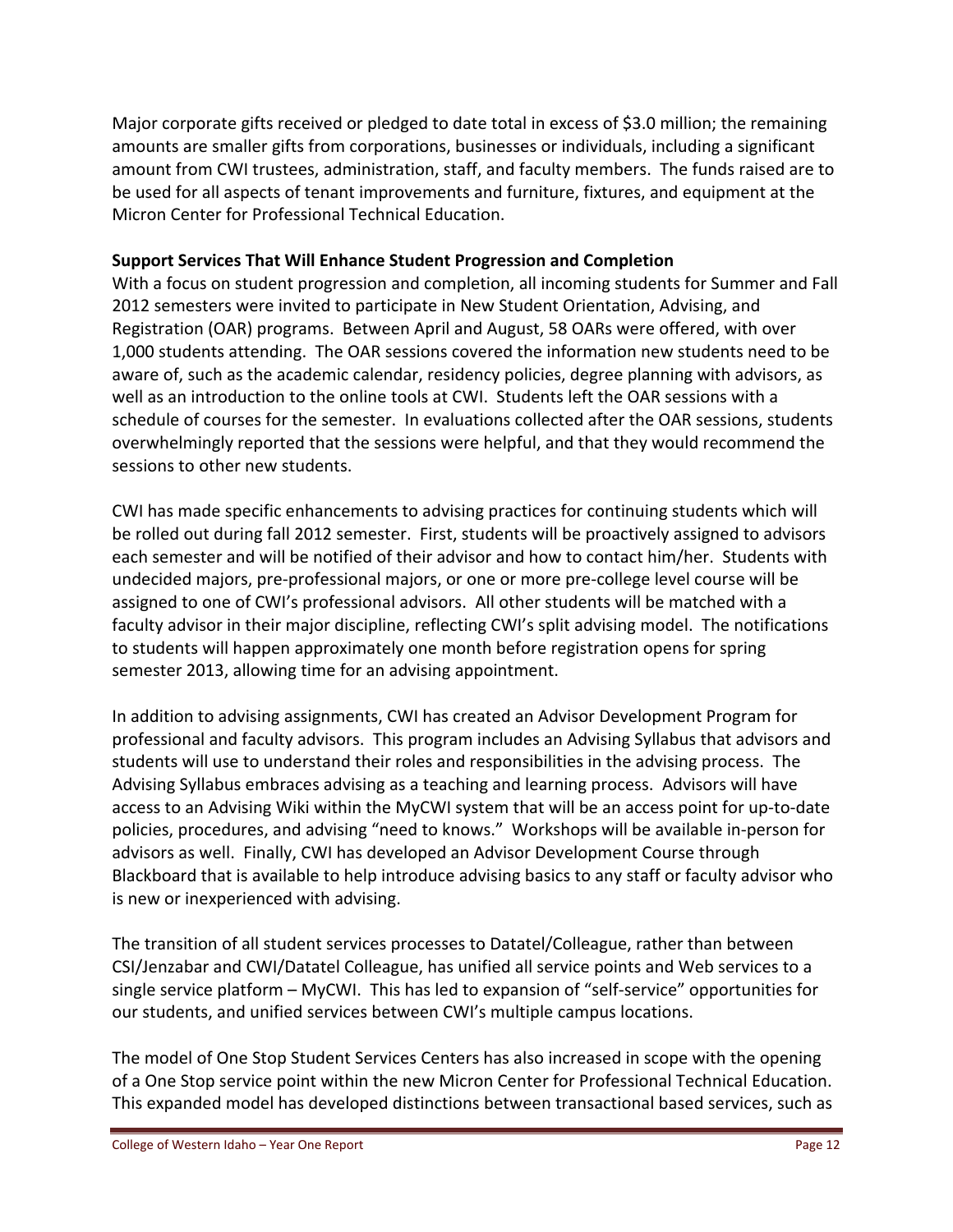Major corporate gifts received or pledged to date total in excess of $3.0 million; the remaining amounts are smaller gifts from corporations, businesses or individuals, including a significant amount from CWI trustees, administration, staff, and faculty members. The funds raised are to be used for all aspects of tenant improvements and furniture, fixtures, and equipment at the Micron Center for Professional Technical Education.

**Support Services That Will Enhance Student Progression and Completion**

With a focus on student progression and completion, all incoming students for Summer and Fall 2012 semesters were invited to participate in New Student Orientation, Advising, and Registration (OAR) programs. Between April and August, 58 OARs were offered, with over 1,000 students attending. The OAR sessions covered the information new students need to be aware of, such as the academic calendar, residency policies, degree planning with advisors, as well as an introduction to the online tools at CWI. Students left the OAR sessions with a schedule of courses for the semester. In evaluations collected after the OAR sessions, students overwhelmingly reported that the sessions were helpful, and that they would recommend the sessions to other new students.

CWI has made specific enhancements to advising practices for continuing students which will be rolled out during fall 2012 semester. First, students will be proactively assigned to advisors each semester and will be notified of their advisor and how to contact him/her. Students with undecided majors, pre-professional majors, or one or more pre-college level course will be assigned to one of CWI's professional advisors. All other students will be matched with a faculty advisor in their major discipline, reflecting CWI's split advising model. The notifications to students will happen approximately one month before registration opens for spring semester 2013, allowing time for an advising appointment.

In addition to advising assignments, CWI has created an Advisor Development Program for professional and faculty advisors. This program includes an Advising Syllabus that advisors and students will use to understand their roles and responsibilities in the advising process. The Advising Syllabus embraces advising as a teaching and learning process. Advisors will have access to an Advising Wiki within the MyCWI system that will be an access point for up-to-date policies, procedures, and advising "need to knows." Workshops will be available in-person for advisors as well. Finally, CWI has developed an Advisor Development Course through Blackboard that is available to help introduce advising basics to any staff or faculty advisor who is new or inexperienced with advising.

The transition of all student services processes to Datatel/Colleague, rather than between CSI/Jenzabar and CWI/Datatel Colleague, has unified all service points and Web services to a single service platform – MyCWI. This has led to expansion of "self-service" opportunities for our students, and unified services between CWI's multiple campus locations.

The model of One Stop Student Services Centers has also increased in scope with the opening of a One Stop service point within the new Micron Center for Professional Technical Education. This expanded model has developed distinctions between transactional based services, such as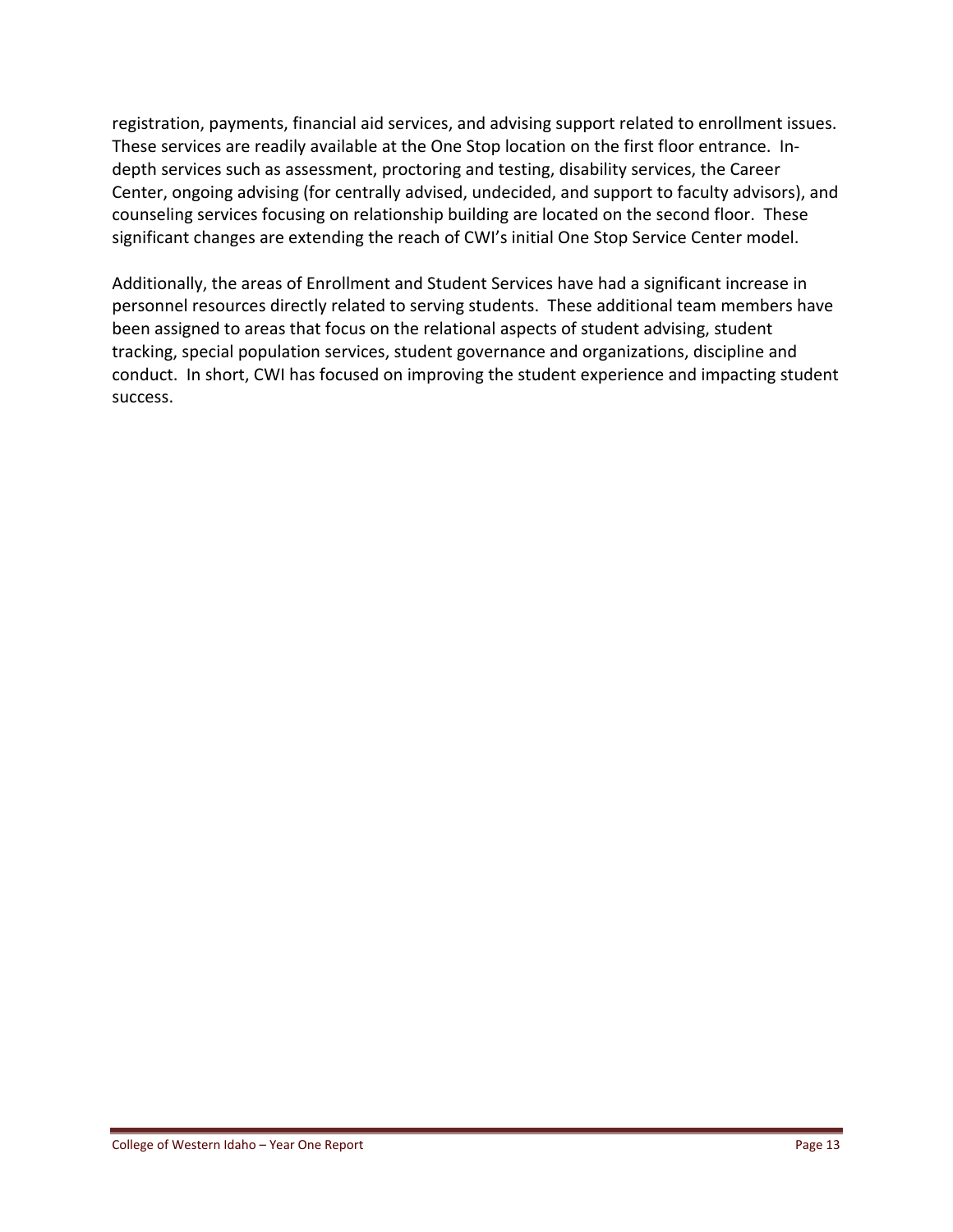registration, payments, financial aid services, and advising support related to enrollment issues. These services are readily available at the One Stop location on the first floor entrance. In-depth services such as assessment, proctoring and testing, disability services, the Career Center, ongoing advising (for centrally advised, undecided, and support to faculty advisors), and counseling services focusing on relationship building are located on the second floor. These significant changes are extending the reach of CWI's initial One Stop Service Center model.

Additionally, the areas of Enrollment and Student Services have had a significant increase in personnel resources directly related to serving students. These additional team members have been assigned to areas that focus on the relational aspects of student advising, student tracking, special population services, student governance and organizations, discipline and conduct. In short, CWI has focused on improving the student experience and impacting student success.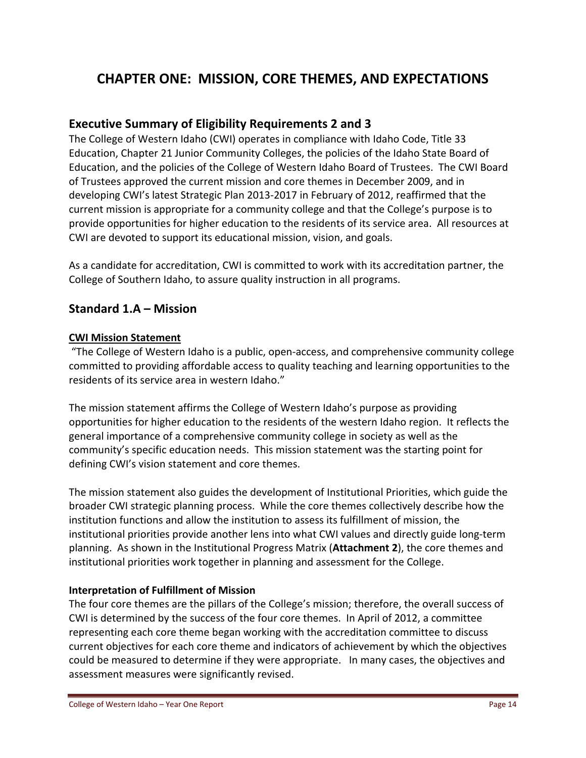# CHAPTER ONE: MISSION, CORE THEMES, AND EXPECTATIONS

## Executive Summary of Eligibility Requirements 2 and 3

The College of Western Idaho (CWI) operates in compliance with Idaho Code, Title 33 Education, Chapter 21 Junior Community Colleges, the policies of the Idaho State Board of Education, and the policies of the College of Western Idaho Board of Trustees. The CWI Board of Trustees approved the current mission and core themes in December 2009, and in developing CWI's latest Strategic Plan 2013-2017 in February of 2012, reaffirmed that the current mission is appropriate for a community college and that the College's purpose is to provide opportunities for higher education to the residents of its service area. All resources at CWI are devoted to support its educational mission, vision, and goals.

As a candidate for accreditation, CWI is committed to work with its accreditation partner, the College of Southern Idaho, to assure quality instruction in all programs.

## Standard 1.A – Mission

**CWI Mission Statement**

"The College of Western Idaho is a public, open-access, and comprehensive community college committed to providing affordable access to quality teaching and learning opportunities to the residents of its service area in western Idaho."

The mission statement affirms the College of Western Idaho's purpose as providing opportunities for higher education to the residents of the western Idaho region. It reflects the general importance of a comprehensive community college in society as well as the community's specific education needs. This mission statement was the starting point for defining CWI's vision statement and core themes.

The mission statement also guides the development of Institutional Priorities, which guide the broader CWI strategic planning process. While the core themes collectively describe how the institution functions and allow the institution to assess its fulfillment of mission, the institutional priorities provide another lens into what CWI values and directly guide long-term planning. As shown in the Institutional Progress Matrix (**Attachment 2**), the core themes and institutional priorities work together in planning and assessment for the College.

**Interpretation of Fulfillment of Mission**

The four core themes are the pillars of the College's mission; therefore, the overall success of CWI is determined by the success of the four core themes. In April of 2012, a committee representing each core theme began working with the accreditation committee to discuss current objectives for each core theme and indicators of achievement by which the objectives could be measured to determine if they were appropriate. In many cases, the objectives and assessment measures were significantly revised.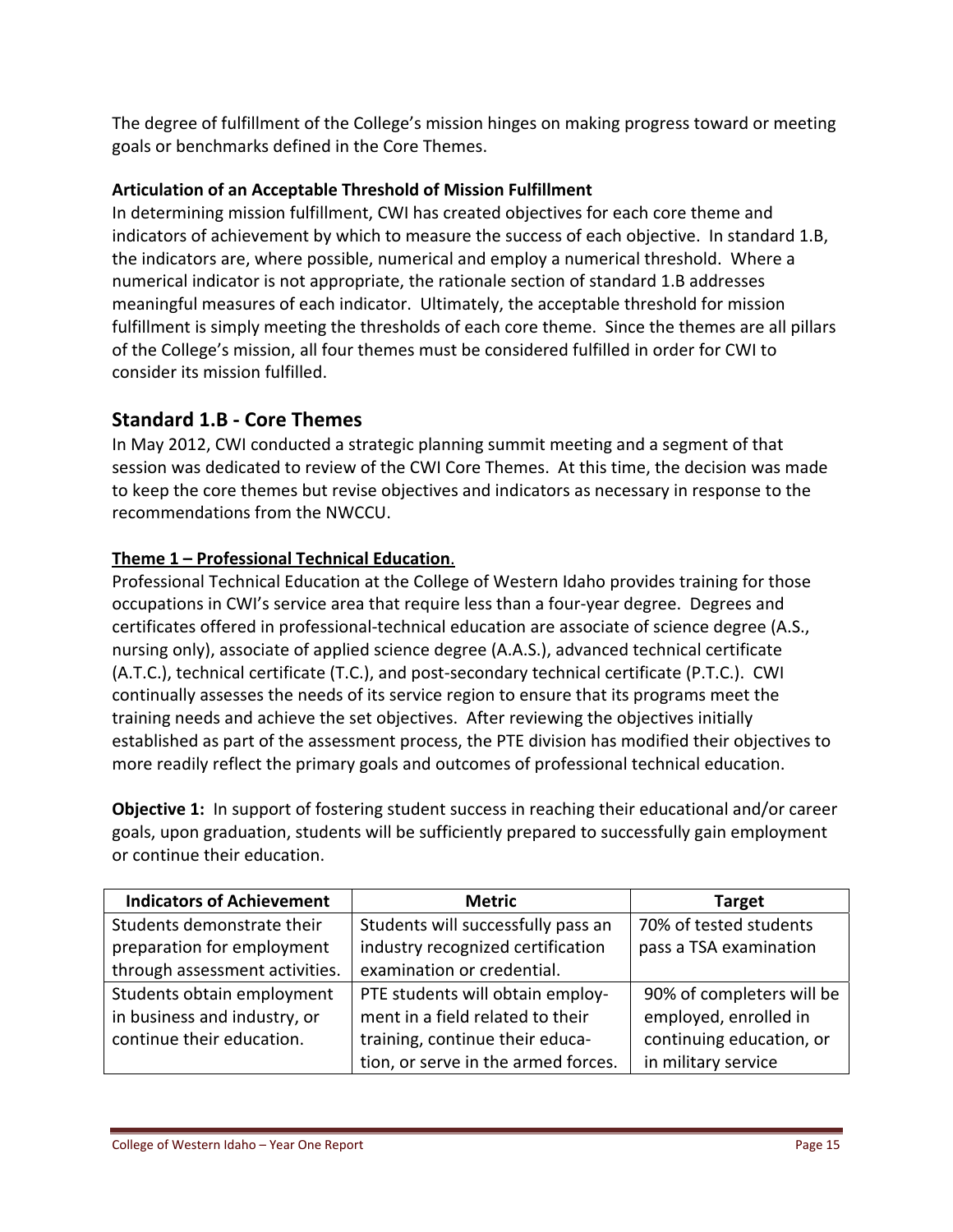The degree of fulfillment of the College's mission hinges on making progress toward or meeting goals or benchmarks defined in the Core Themes.

**Articulation of an Acceptable Threshold of Mission Fulfillment**

In determining mission fulfillment, CWI has created objectives for each core theme and indicators of achievement by which to measure the success of each objective. In standard 1.B, the indicators are, where possible, numerical and employ a numerical threshold. Where a numerical indicator is not appropriate, the rationale section of standard 1.B addresses meaningful measures of each indicator. Ultimately, the acceptable threshold for mission fulfillment is simply meeting the thresholds of each core theme. Since the themes are all pillars of the College's mission, all four themes must be considered fulfilled in order for CWI to consider its mission fulfilled.

## Standard 1.B - Core Themes

In May 2012, CWI conducted a strategic planning summit meeting and a segment of that session was dedicated to review of the CWI Core Themes. At this time, the decision was made to keep the core themes but revise objectives and indicators as necessary in response to the recommendations from the NWCCU.

**Theme 1 – Professional Technical Education.**

Professional Technical Education at the College of Western Idaho provides training for those occupations in CWI's service area that require less than a four-year degree. Degrees and certificates offered in professional-technical education are associate of science degree (A.S., nursing only), associate of applied science degree (A.A.S.), advanced technical certificate (A.T.C.), technical certificate (T.C.), and post-secondary technical certificate (P.T.C.). CWI continually assesses the needs of its service region to ensure that its programs meet the training needs and achieve the set objectives. After reviewing the objectives initially established as part of the assessment process, the PTE division has modified their objectives to more readily reflect the primary goals and outcomes of professional technical education.

**Objective 1:** In support of fostering student success in reaching their educational and/or career goals, upon graduation, students will be sufficiently prepared to successfully gain employment or continue their education.

| Indicators of Achievement | Metric | Target |
|---|---|---|
| Students demonstrate their preparation for employment through assessment activities. | Students will successfully pass an industry recognized certification examination or credential. | 70% of tested students pass a TSA examination |
| Students obtain employment in business and industry, or continue their education. | PTE students will obtain employment in a field related to their training, continue their education, or serve in the armed forces. | 90% of completers will be employed, enrolled in continuing education, or in military service |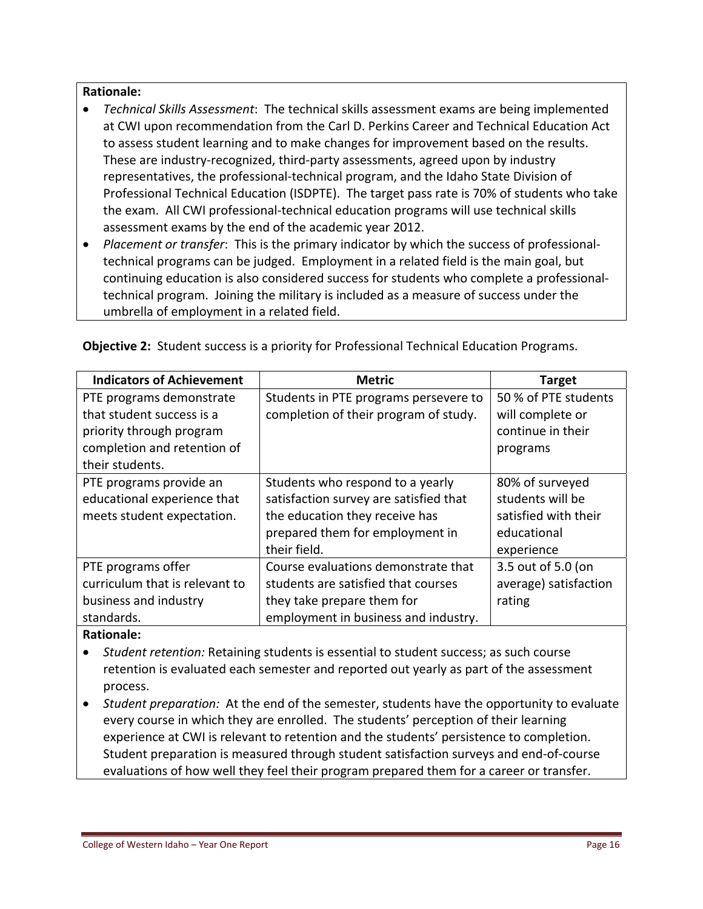**Rationale:**

- *Technical Skills Assessment*: The technical skills assessment exams are being implemented at CWI upon recommendation from the Carl D. Perkins Career and Technical Education Act to assess student learning and to make changes for improvement based on the results. These are industry-recognized, third-party assessments, agreed upon by industry representatives, the professional-technical program, and the Idaho State Division of Professional Technical Education (ISDPTE). The target pass rate is 70% of students who take the exam. All CWI professional-technical education programs will use technical skills assessment exams by the end of the academic year 2012.
- *Placement or transfer*: This is the primary indicator by which the success of professional-technical programs can be judged. Employment in a related field is the main goal, but continuing education is also considered success for students who complete a professional-technical program. Joining the military is included as a measure of success under the umbrella of employment in a related field.

**Objective 2:** Student success is a priority for Professional Technical Education Programs.

| Indicators of Achievement | Metric | Target |
|---|---|---|
| PTE programs demonstrate that student success is a priority through program completion and retention of their students. | Students in PTE programs persevere to completion of their program of study. | 50 % of PTE students will complete or continue in their programs |
| PTE programs provide an educational experience that meets student expectation. | Students who respond to a yearly satisfaction survey are satisfied that the education they receive has prepared them for employment in their field. | 80% of surveyed students will be satisfied with their educational experience |
| PTE programs offer curriculum that is relevant to business and industry standards. | Course evaluations demonstrate that students are satisfied that courses they take prepare them for employment in business and industry. | 3.5 out of 5.0 (on average) satisfaction rating |

**Rationale:**

- *Student retention:* Retaining students is essential to student success; as such course retention is evaluated each semester and reported out yearly as part of the assessment process.
- *Student preparation:* At the end of the semester, students have the opportunity to evaluate every course in which they are enrolled. The students' perception of their learning experience at CWI is relevant to retention and the students' persistence to completion. Student preparation is measured through student satisfaction surveys and end-of-course evaluations of how well they feel their program prepared them for a career or transfer.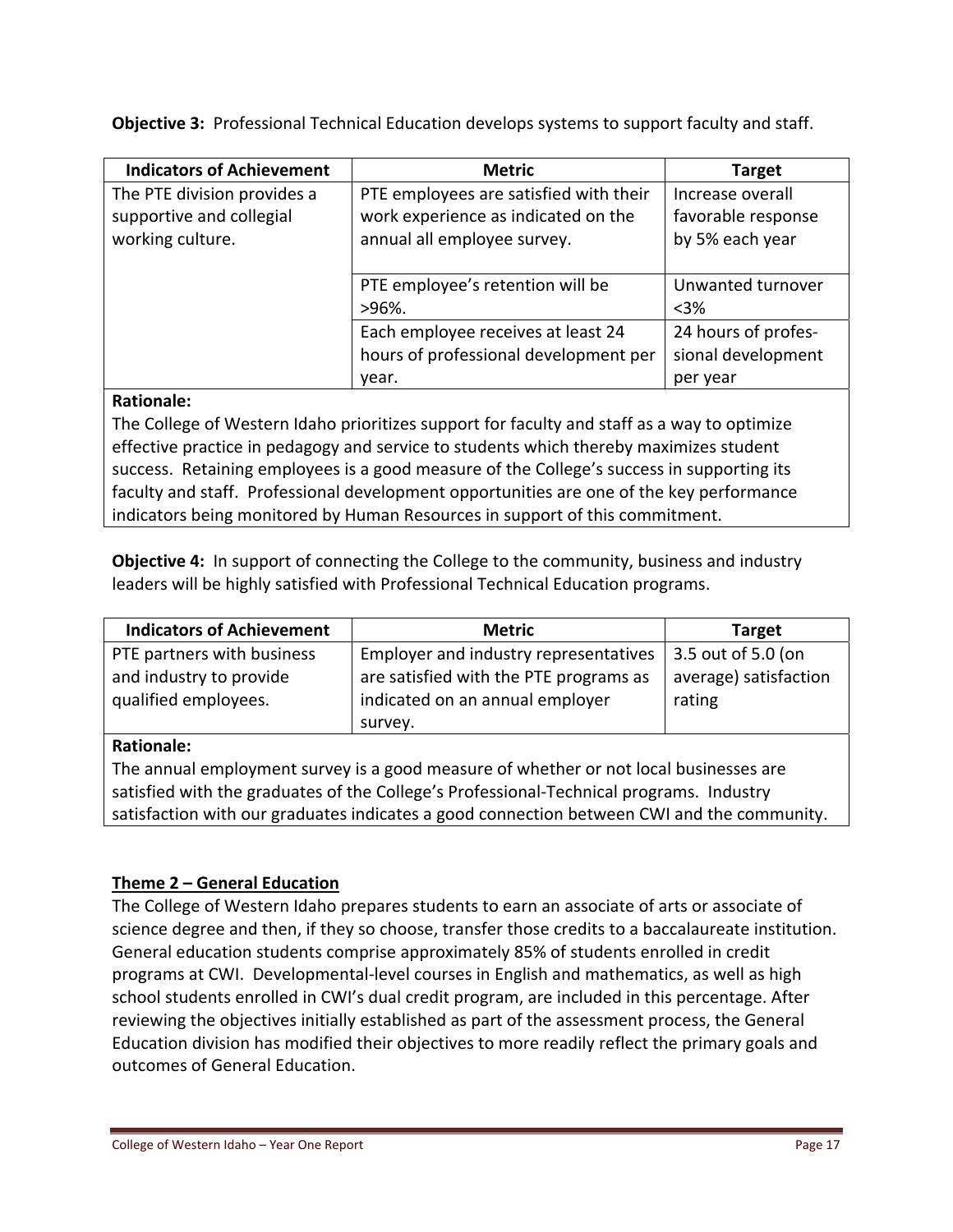**Objective 3:** Professional Technical Education develops systems to support faculty and staff.

| Indicators of Achievement | Metric | Target |
|---|---|---|
| The PTE division provides a supportive and collegial working culture. | PTE employees are satisfied with their work experience as indicated on the annual all employee survey. | Increase overall favorable response by 5% each year |
| | PTE employee's retention will be >96%. | Unwanted turnover <3% |
| | Each employee receives at least 24 hours of professional development per year. | 24 hours of profes-sional development per year |

**Rationale:**
The College of Western Idaho prioritizes support for faculty and staff as a way to optimize effective practice in pedagogy and service to students which thereby maximizes student success. Retaining employees is a good measure of the College's success in supporting its faculty and staff. Professional development opportunities are one of the key performance indicators being monitored by Human Resources in support of this commitment.

**Objective 4:** In support of connecting the College to the community, business and industry leaders will be highly satisfied with Professional Technical Education programs.

| Indicators of Achievement | Metric | Target |
|---|---|---|
| PTE partners with business and industry to provide qualified employees. | Employer and industry representatives are satisfied with the PTE programs as indicated on an annual employer survey. | 3.5 out of 5.0 (on average) satisfaction rating |

**Rationale:**
The annual employment survey is a good measure of whether or not local businesses are satisfied with the graduates of the College's Professional-Technical programs. Industry satisfaction with our graduates indicates a good connection between CWI and the community.

## Theme 2 – General Education

The College of Western Idaho prepares students to earn an associate of arts or associate of science degree and then, if they so choose, transfer those credits to a baccalaureate institution. General education students comprise approximately 85% of students enrolled in credit programs at CWI. Developmental-level courses in English and mathematics, as well as high school students enrolled in CWI's dual credit program, are included in this percentage. After reviewing the objectives initially established as part of the assessment process, the General Education division has modified their objectives to more readily reflect the primary goals and outcomes of General Education.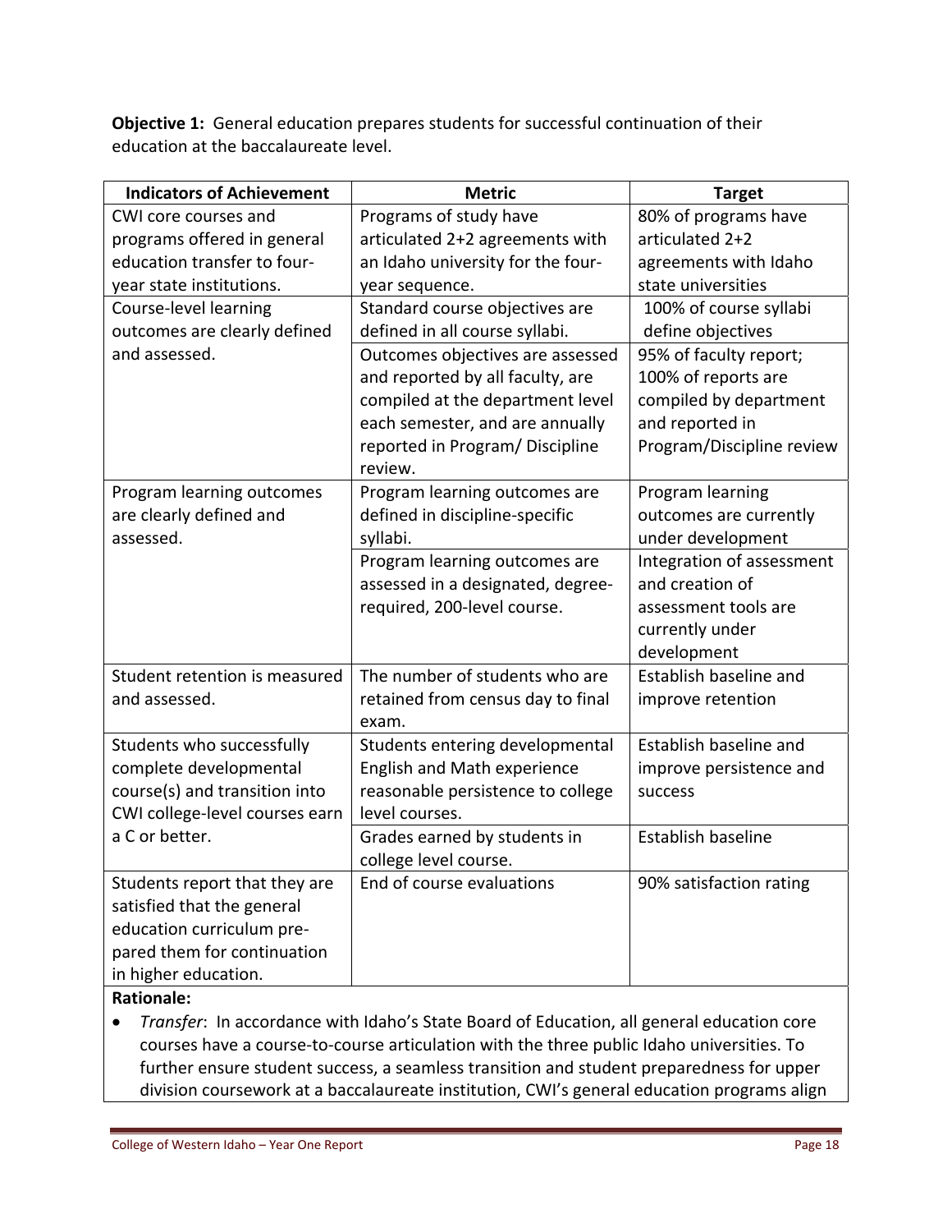**Objective 1:** General education prepares students for successful continuation of their education at the baccalaureate level.

| Indicators of Achievement | Metric | Target |
|---|---|---|
| CWI core courses and programs offered in general education transfer to four-year state institutions. | Programs of study have articulated 2+2 agreements with an Idaho university for the four-year sequence. | 80% of programs have articulated 2+2 agreements with Idaho state universities |
| Course-level learning outcomes are clearly defined and assessed. | Standard course objectives are defined in all course syllabi. | 100% of course syllabi define objectives |
| | Outcomes objectives are assessed and reported by all faculty, are compiled at the department level each semester, and are annually reported in Program/ Discipline review. | 95% of faculty report; 100% of reports are compiled by department and reported in Program/Discipline review |
| Program learning outcomes are clearly defined and assessed. | Program learning outcomes are defined in discipline-specific syllabi. | Program learning outcomes are currently under development |
| | Program learning outcomes are assessed in a designated, degree-required, 200-level course. | Integration of assessment and creation of assessment tools are currently under development |
| Student retention is measured and assessed. | The number of students who are retained from census day to final exam. | Establish baseline and improve retention |
| Students who successfully complete developmental course(s) and transition into CWI college-level courses earn a C or better. | Students entering developmental English and Math experience reasonable persistence to college level courses. | Establish baseline and improve persistence and success |
| | Grades earned by students in college level course. | Establish baseline |
| Students report that they are satisfied that the general education curriculum pre-pared them for continuation in higher education. | End of course evaluations | 90% satisfaction rating |

**Rationale:**

- *Transfer*: In accordance with Idaho's State Board of Education, all general education core courses have a course-to-course articulation with the three public Idaho universities. To further ensure student success, a seamless transition and student preparedness for upper division coursework at a baccalaureate institution, CWI's general education programs align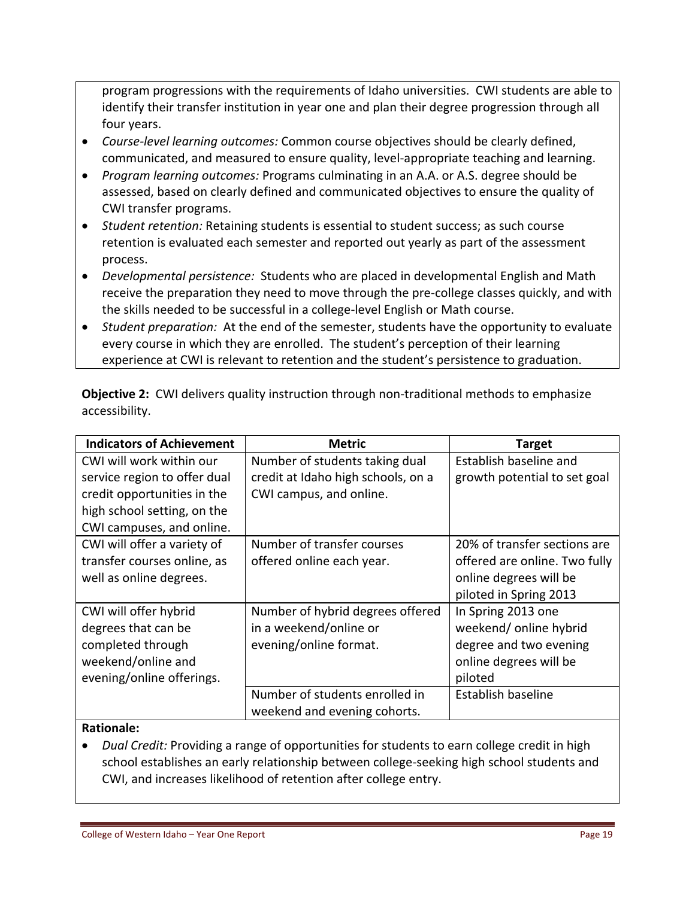program progressions with the requirements of Idaho universities. CWI students are able to identify their transfer institution in year one and plan their degree progression through all four years.

- *Course-level learning outcomes:* Common course objectives should be clearly defined, communicated, and measured to ensure quality, level-appropriate teaching and learning.
- *Program learning outcomes:* Programs culminating in an A.A. or A.S. degree should be assessed, based on clearly defined and communicated objectives to ensure the quality of CWI transfer programs.
- *Student retention:* Retaining students is essential to student success; as such course retention is evaluated each semester and reported out yearly as part of the assessment process.
- *Developmental persistence:* Students who are placed in developmental English and Math receive the preparation they need to move through the pre-college classes quickly, and with the skills needed to be successful in a college-level English or Math course.
- *Student preparation:* At the end of the semester, students have the opportunity to evaluate every course in which they are enrolled. The student's perception of their learning experience at CWI is relevant to retention and the student's persistence to graduation.

**Objective 2:** CWI delivers quality instruction through non-traditional methods to emphasize accessibility.

| Indicators of Achievement | Metric | Target |
|---|---|---|
| CWI will work within our service region to offer dual credit opportunities in the high school setting, on the CWI campuses, and online. | Number of students taking dual credit at Idaho high schools, on a CWI campus, and online. | Establish baseline and growth potential to set goal |
| CWI will offer a variety of transfer courses online, as well as online degrees. | Number of transfer courses offered online each year. | 20% of transfer sections are offered are online. Two fully online degrees will be piloted in Spring 2013 |
| CWI will offer hybrid degrees that can be completed through weekend/online and evening/online offerings. | Number of hybrid degrees offered in a weekend/online or evening/online format. | In Spring 2013 one weekend/ online hybrid degree and two evening online degrees will be piloted |
| | Number of students enrolled in weekend and evening cohorts. | Establish baseline |

**Rationale:**

- *Dual Credit:* Providing a range of opportunities for students to earn college credit in high school establishes an early relationship between college-seeking high school students and CWI, and increases likelihood of retention after college entry.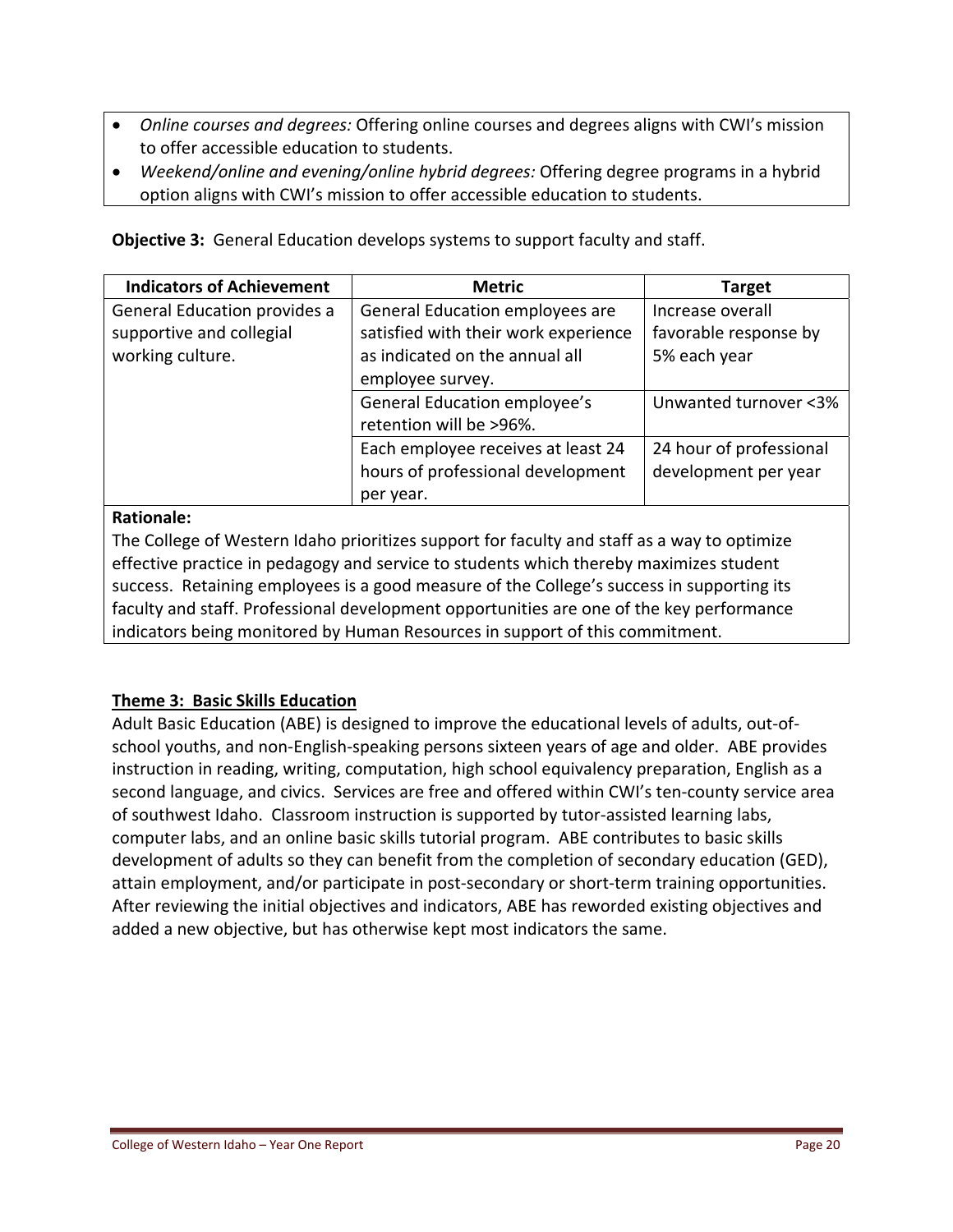- *Online courses and degrees:* Offering online courses and degrees aligns with CWI's mission to offer accessible education to students.
- *Weekend/online and evening/online hybrid degrees:* Offering degree programs in a hybrid option aligns with CWI's mission to offer accessible education to students.

**Objective 3:** General Education develops systems to support faculty and staff.

| Indicators of Achievement | Metric | Target |
|---|---|---|
| General Education provides a supportive and collegial working culture. | General Education employees are satisfied with their work experience as indicated on the annual all employee survey. | Increase overall favorable response by 5% each year |
| | General Education employee's retention will be >96%. | Unwanted turnover <3% |
| | Each employee receives at least 24 hours of professional development per year. | 24 hour of professional development per year |

**Rationale:**
The College of Western Idaho prioritizes support for faculty and staff as a way to optimize effective practice in pedagogy and service to students which thereby maximizes student success. Retaining employees is a good measure of the College's success in supporting its faculty and staff. Professional development opportunities are one of the key performance indicators being monitored by Human Resources in support of this commitment.

## Theme 3: Basic Skills Education

Adult Basic Education (ABE) is designed to improve the educational levels of adults, out-of-school youths, and non-English-speaking persons sixteen years of age and older. ABE provides instruction in reading, writing, computation, high school equivalency preparation, English as a second language, and civics. Services are free and offered within CWI's ten-county service area of southwest Idaho. Classroom instruction is supported by tutor-assisted learning labs, computer labs, and an online basic skills tutorial program. ABE contributes to basic skills development of adults so they can benefit from the completion of secondary education (GED), attain employment, and/or participate in post-secondary or short-term training opportunities. After reviewing the initial objectives and indicators, ABE has reworded existing objectives and added a new objective, but has otherwise kept most indicators the same.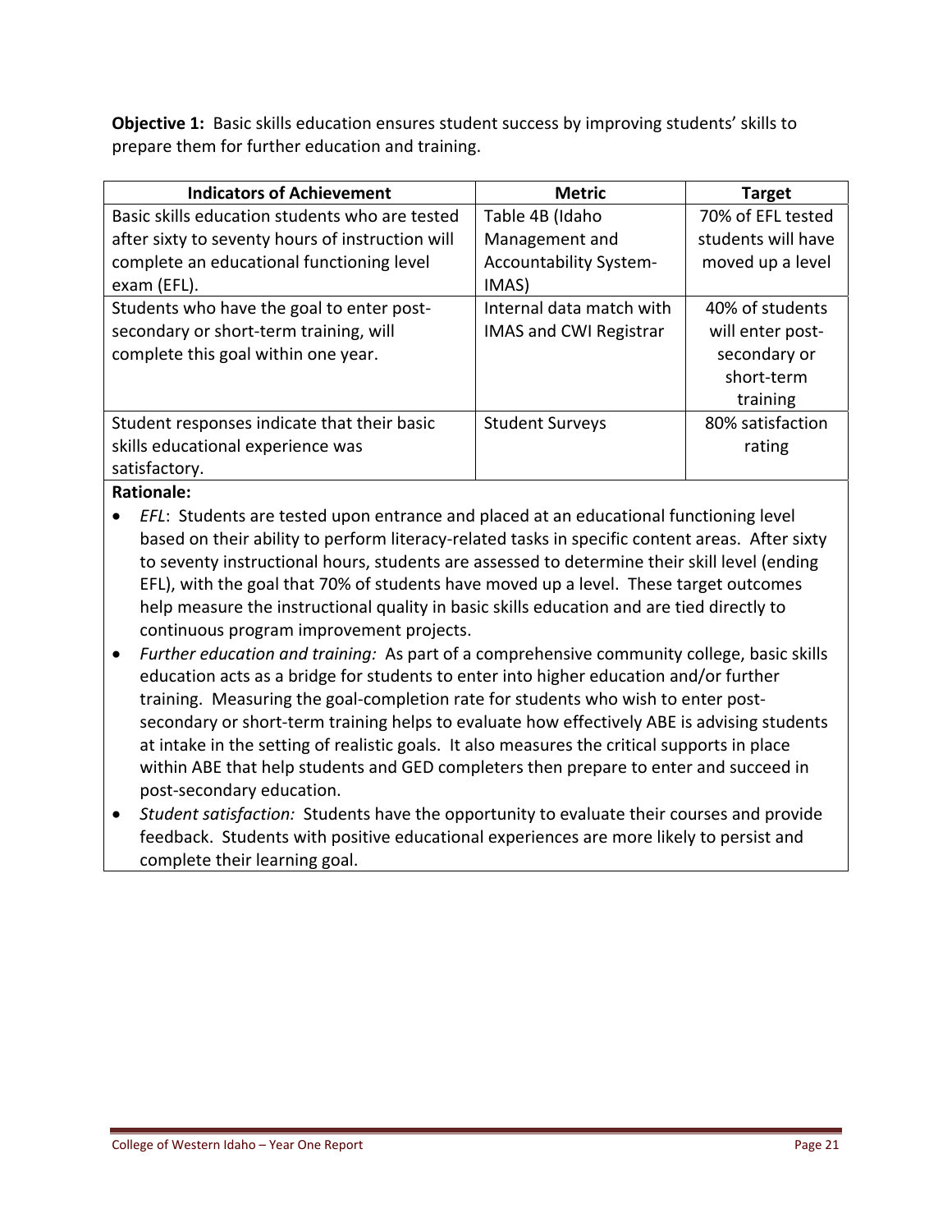**Objective 1:** Basic skills education ensures student success by improving students' skills to prepare them for further education and training.

| Indicators of Achievement | Metric | Target |
|---|---|---|
| Basic skills education students who are tested after sixty to seventy hours of instruction will complete an educational functioning level exam (EFL). | Table 4B (Idaho Management and Accountability System-IMAS) | 70% of EFL tested students will have moved up a level |
| Students who have the goal to enter post-secondary or short-term training, will complete this goal within one year. | Internal data match with IMAS and CWI Registrar | 40% of students will enter post-secondary or short-term training |
| Student responses indicate that their basic skills educational experience was satisfactory. | Student Surveys | 80% satisfaction rating |

**Rationale:**

- *EFL*: Students are tested upon entrance and placed at an educational functioning level based on their ability to perform literacy-related tasks in specific content areas. After sixty to seventy instructional hours, students are assessed to determine their skill level (ending EFL), with the goal that 70% of students have moved up a level. These target outcomes help measure the instructional quality in basic skills education and are tied directly to continuous program improvement projects.
- *Further education and training:* As part of a comprehensive community college, basic skills education acts as a bridge for students to enter into higher education and/or further training. Measuring the goal-completion rate for students who wish to enter post-secondary or short-term training helps to evaluate how effectively ABE is advising students at intake in the setting of realistic goals. It also measures the critical supports in place within ABE that help students and GED completers then prepare to enter and succeed in post-secondary education.
- *Student satisfaction:* Students have the opportunity to evaluate their courses and provide feedback. Students with positive educational experiences are more likely to persist and complete their learning goal.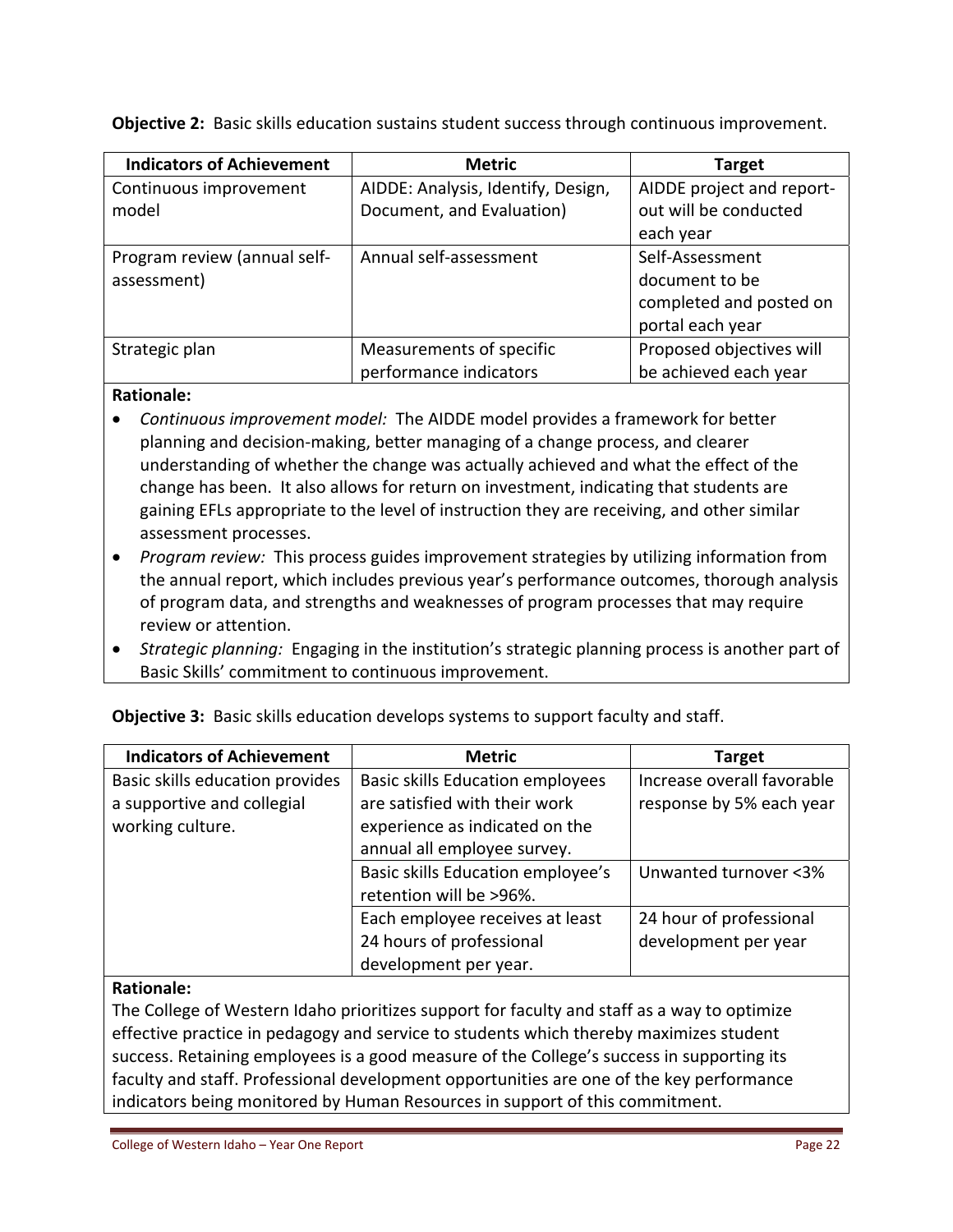**Objective 2:** Basic skills education sustains student success through continuous improvement.

| Indicators of Achievement | Metric | Target |
|---|---|---|
| Continuous improvement model | AIDDE: Analysis, Identify, Design, Document, and Evaluation) | AIDDE project and report-out will be conducted each year |
| Program review (annual self-assessment) | Annual self-assessment | Self-Assessment document to be completed and posted on portal each year |
| Strategic plan | Measurements of specific performance indicators | Proposed objectives will be achieved each year |

**Rationale:**

- *Continuous improvement model:* The AIDDE model provides a framework for better planning and decision-making, better managing of a change process, and clearer understanding of whether the change was actually achieved and what the effect of the change has been. It also allows for return on investment, indicating that students are gaining EFLs appropriate to the level of instruction they are receiving, and other similar assessment processes.
- *Program review:* This process guides improvement strategies by utilizing information from the annual report, which includes previous year's performance outcomes, thorough analysis of program data, and strengths and weaknesses of program processes that may require review or attention.
- *Strategic planning:* Engaging in the institution's strategic planning process is another part of Basic Skills' commitment to continuous improvement.

**Objective 3:** Basic skills education develops systems to support faculty and staff.

| Indicators of Achievement | Metric | Target |
|---|---|---|
| Basic skills education provides a supportive and collegial working culture. | Basic skills Education employees are satisfied with their work experience as indicated on the annual all employee survey. | Increase overall favorable response by 5% each year |
| | Basic skills Education employee's retention will be >96%. | Unwanted turnover <3% |
| | Each employee receives at least 24 hours of professional development per year. | 24 hour of professional development per year |

**Rationale:**

The College of Western Idaho prioritizes support for faculty and staff as a way to optimize effective practice in pedagogy and service to students which thereby maximizes student success. Retaining employees is a good measure of the College's success in supporting its faculty and staff. Professional development opportunities are one of the key performance indicators being monitored by Human Resources in support of this commitment.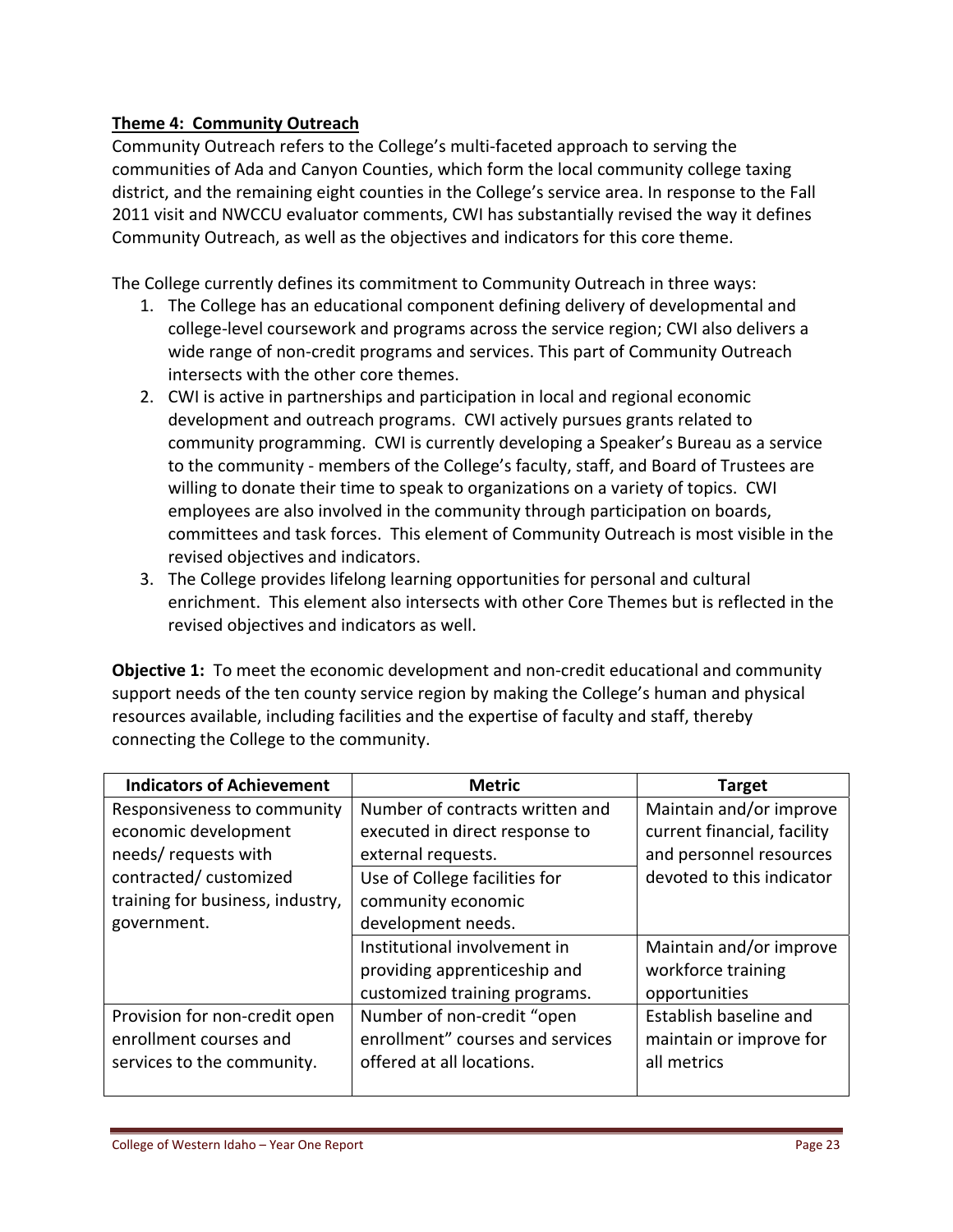**Theme 4: Community Outreach**

Community Outreach refers to the College's multi-faceted approach to serving the communities of Ada and Canyon Counties, which form the local community college taxing district, and the remaining eight counties in the College's service area. In response to the Fall 2011 visit and NWCCU evaluator comments, CWI has substantially revised the way it defines Community Outreach, as well as the objectives and indicators for this core theme.

The College currently defines its commitment to Community Outreach in three ways:

1. The College has an educational component defining delivery of developmental and college-level coursework and programs across the service region; CWI also delivers a wide range of non-credit programs and services. This part of Community Outreach intersects with the other core themes.
2. CWI is active in partnerships and participation in local and regional economic development and outreach programs. CWI actively pursues grants related to community programming. CWI is currently developing a Speaker's Bureau as a service to the community - members of the College's faculty, staff, and Board of Trustees are willing to donate their time to speak to organizations on a variety of topics. CWI employees are also involved in the community through participation on boards, committees and task forces. This element of Community Outreach is most visible in the revised objectives and indicators.
3. The College provides lifelong learning opportunities for personal and cultural enrichment. This element also intersects with other Core Themes but is reflected in the revised objectives and indicators as well.

**Objective 1:** To meet the economic development and non-credit educational and community support needs of the ten county service region by making the College's human and physical resources available, including facilities and the expertise of faculty and staff, thereby connecting the College to the community.

| Indicators of Achievement | Metric | Target |
|---|---|---|
| Responsiveness to community economic development needs/ requests with contracted/ customized training for business, industry, government. | Number of contracts written and executed in direct response to external requests. | Maintain and/or improve current financial, facility and personnel resources devoted to this indicator |
| | Use of College facilities for community economic development needs. | |
| | Institutional involvement in providing apprenticeship and customized training programs. | Maintain and/or improve workforce training opportunities |
| Provision for non-credit open enrollment courses and services to the community. | Number of non-credit "open enrollment" courses and services offered at all locations. | Establish baseline and maintain or improve for all metrics |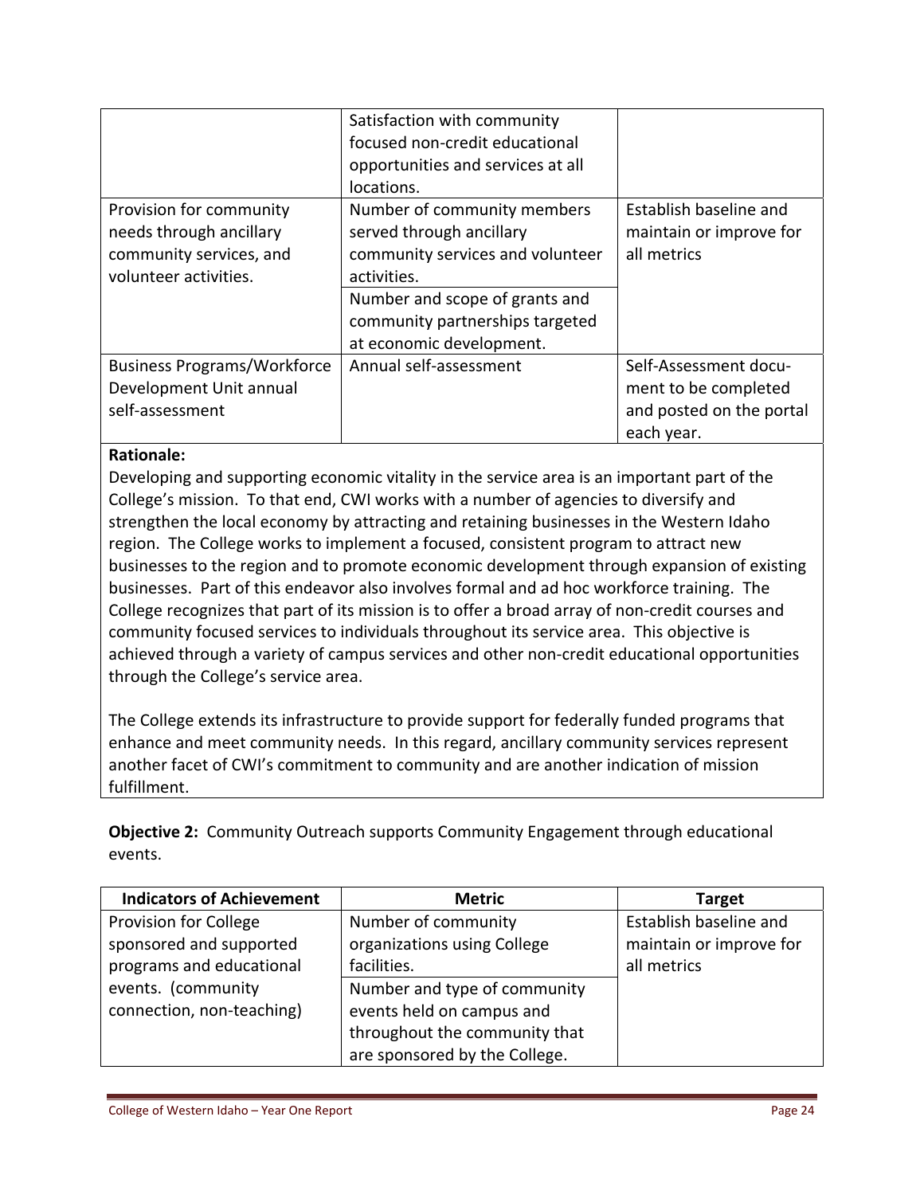| | | |
|---|---|---|
| | Satisfaction with community focused non-credit educational opportunities and services at all locations. | |
| Provision for community needs through ancillary community services, and volunteer activities. | Number of community members served through ancillary community services and volunteer activities. | Establish baseline and maintain or improve for all metrics |
| | Number and scope of grants and community partnerships targeted at economic development. | |
| Business Programs/Workforce Development Unit annual self-assessment | Annual self-assessment | Self-Assessment document to be completed and posted on the portal each year. |

**Rationale:**

Developing and supporting economic vitality in the service area is an important part of the College's mission. To that end, CWI works with a number of agencies to diversify and strengthen the local economy by attracting and retaining businesses in the Western Idaho region. The College works to implement a focused, consistent program to attract new businesses to the region and to promote economic development through expansion of existing businesses. Part of this endeavor also involves formal and ad hoc workforce training. The College recognizes that part of its mission is to offer a broad array of non-credit courses and community focused services to individuals throughout its service area. This objective is achieved through a variety of campus services and other non-credit educational opportunities through the College's service area.

The College extends its infrastructure to provide support for federally funded programs that enhance and meet community needs. In this regard, ancillary community services represent another facet of CWI's commitment to community and are another indication of mission fulfillment.

**Objective 2:** Community Outreach supports Community Engagement through educational events.

| Indicators of Achievement | Metric | Target |
|---|---|---|
| Provision for College sponsored and supported programs and educational events. (community connection, non-teaching) | Number of community organizations using College facilities. | Establish baseline and maintain or improve for all metrics |
| | Number and type of community events held on campus and throughout the community that are sponsored by the College. | |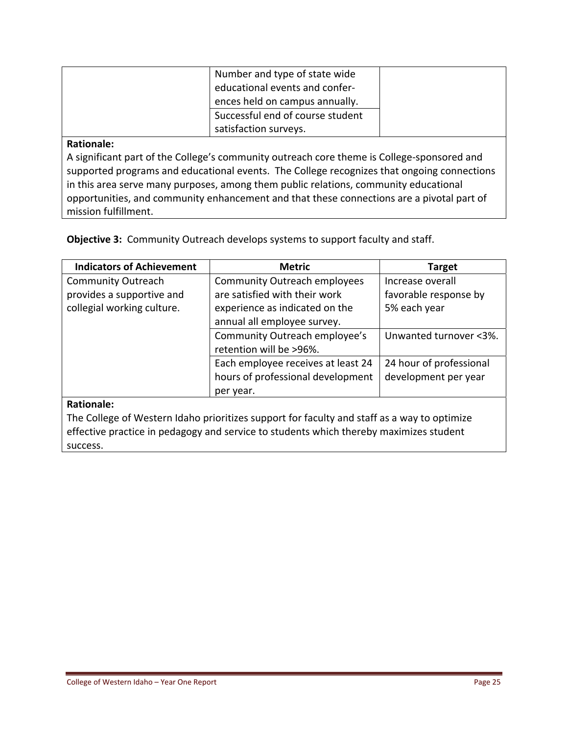| | | |
|---|---|---|
| | Number and type of state wide educational events and conferences held on campus annually. | |
| | Successful end of course student satisfaction surveys. | |

**Rationale:**
A significant part of the College's community outreach core theme is College-sponsored and supported programs and educational events. The College recognizes that ongoing connections in this area serve many purposes, among them public relations, community educational opportunities, and community enhancement and that these connections are a pivotal part of mission fulfillment.

**Objective 3:** Community Outreach develops systems to support faculty and staff.

| Indicators of Achievement | Metric | Target |
|---|---|---|
| Community Outreach provides a supportive and collegial working culture. | Community Outreach employees are satisfied with their work experience as indicated on the annual all employee survey. | Increase overall favorable response by 5% each year |
| | Community Outreach employee's retention will be >96%. | Unwanted turnover <3%. |
| | Each employee receives at least 24 hours of professional development per year. | 24 hour of professional development per year |

**Rationale:**
The College of Western Idaho prioritizes support for faculty and staff as a way to optimize effective practice in pedagogy and service to students which thereby maximizes student success.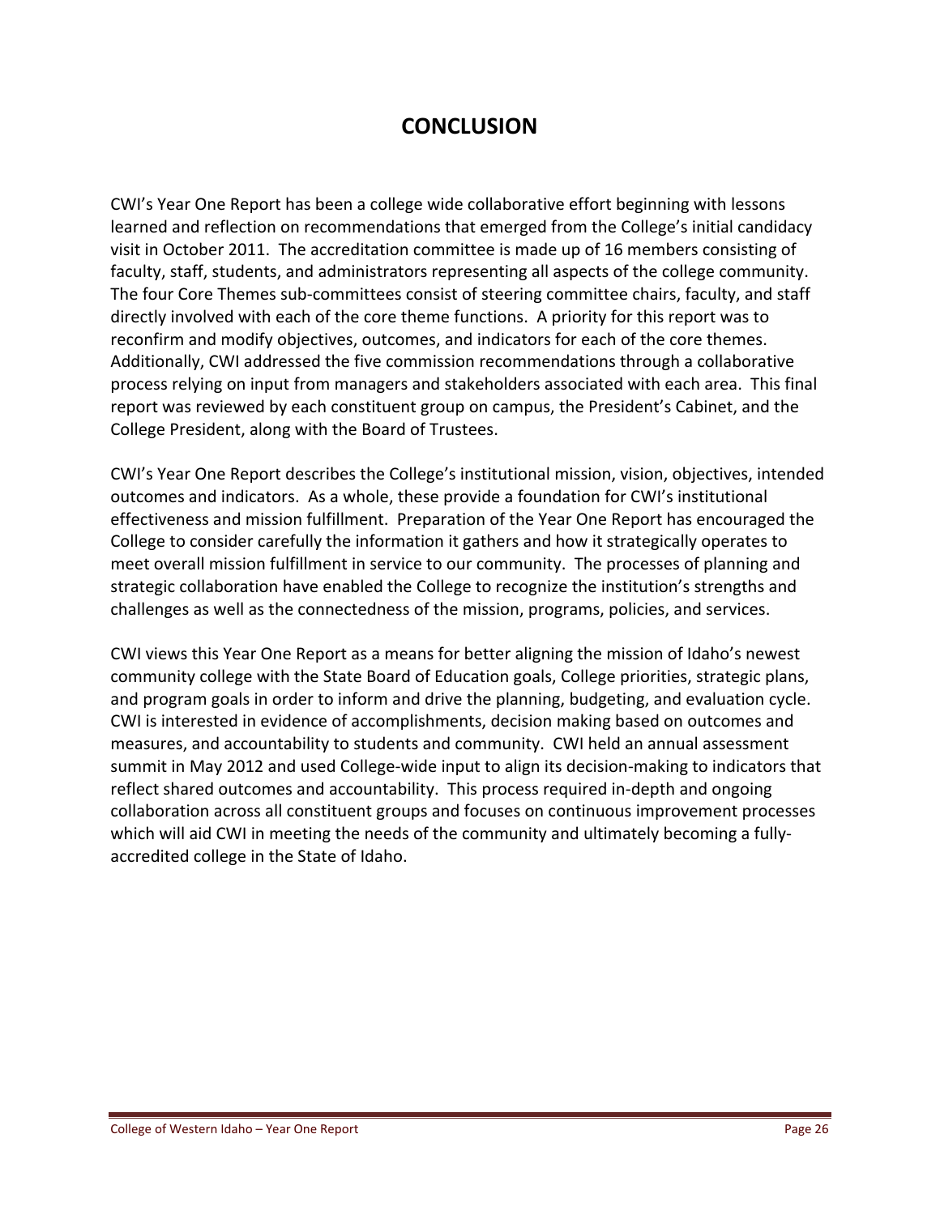# CONCLUSION

CWI's Year One Report has been a college wide collaborative effort beginning with lessons learned and reflection on recommendations that emerged from the College's initial candidacy visit in October 2011. The accreditation committee is made up of 16 members consisting of faculty, staff, students, and administrators representing all aspects of the college community. The four Core Themes sub-committees consist of steering committee chairs, faculty, and staff directly involved with each of the core theme functions. A priority for this report was to reconfirm and modify objectives, outcomes, and indicators for each of the core themes. Additionally, CWI addressed the five commission recommendations through a collaborative process relying on input from managers and stakeholders associated with each area. This final report was reviewed by each constituent group on campus, the President's Cabinet, and the College President, along with the Board of Trustees.

CWI's Year One Report describes the College's institutional mission, vision, objectives, intended outcomes and indicators. As a whole, these provide a foundation for CWI's institutional effectiveness and mission fulfillment. Preparation of the Year One Report has encouraged the College to consider carefully the information it gathers and how it strategically operates to meet overall mission fulfillment in service to our community. The processes of planning and strategic collaboration have enabled the College to recognize the institution's strengths and challenges as well as the connectedness of the mission, programs, policies, and services.

CWI views this Year One Report as a means for better aligning the mission of Idaho's newest community college with the State Board of Education goals, College priorities, strategic plans, and program goals in order to inform and drive the planning, budgeting, and evaluation cycle. CWI is interested in evidence of accomplishments, decision making based on outcomes and measures, and accountability to students and community. CWI held an annual assessment summit in May 2012 and used College-wide input to align its decision-making to indicators that reflect shared outcomes and accountability. This process required in-depth and ongoing collaboration across all constituent groups and focuses on continuous improvement processes which will aid CWI in meeting the needs of the community and ultimately becoming a fully-accredited college in the State of Idaho.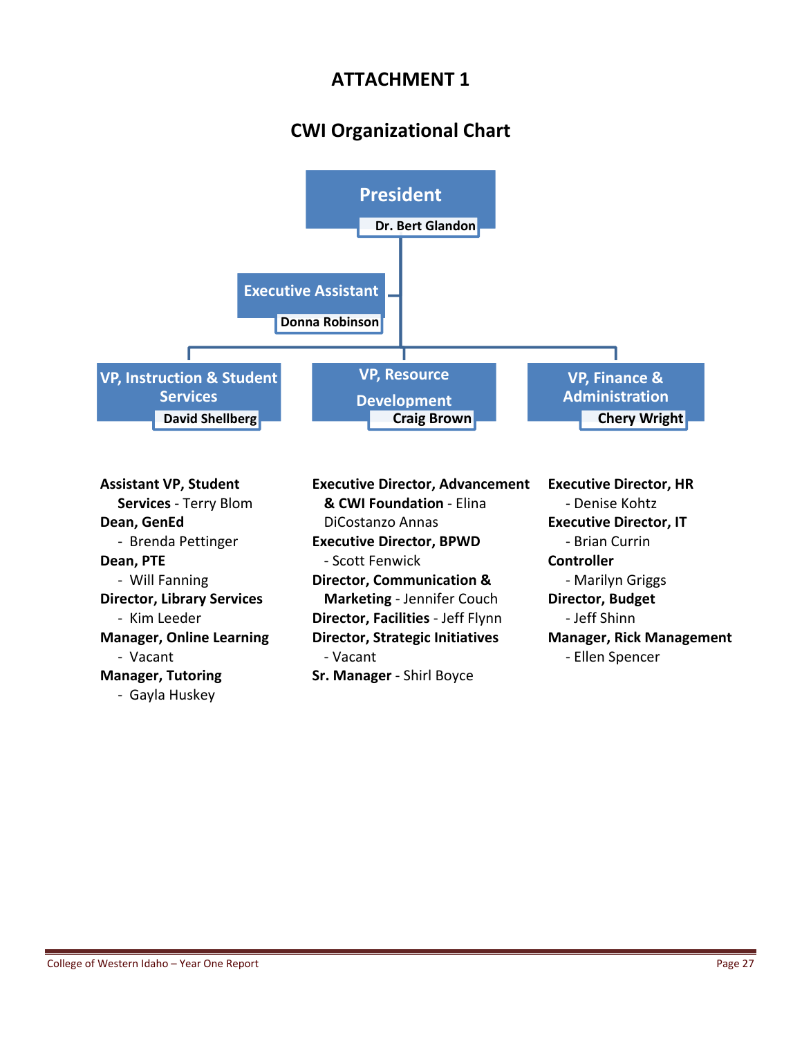# ATTACHMENT 1

## CWI Organizational Chart

**President**
Dr. Bert Glandon

**Executive Assistant**
Donna Robinson

**VP, Instruction & Student Services**
David Shellberg

**VP, Resource Development**
Craig Brown

**VP, Finance & Administration**
Chery Wright

**Assistant VP, Student Services** - Terry Blom
**Dean, GenEd**
- Brenda Pettinger

**Dean, PTE**
- Will Fanning

**Director, Library Services**
- Kim Leeder

**Manager, Online Learning**
- Vacant

**Manager, Tutoring**
- Gayla Huskey

**Executive Director, Advancement & CWI Foundation** - Elina DiCostanzo Annas
**Executive Director, BPWD**
- Scott Fenwick

**Director, Communication & Marketing** - Jennifer Couch
**Director, Facilities** - Jeff Flynn
**Director, Strategic Initiatives**
- Vacant

**Sr. Manager** - Shirl Boyce

**Executive Director, HR**
- Denise Kohtz

**Executive Director, IT**
- Brian Currin

**Controller**
- Marilyn Griggs

**Director, Budget**
- Jeff Shinn

**Manager, Rick Management**
- Ellen Spencer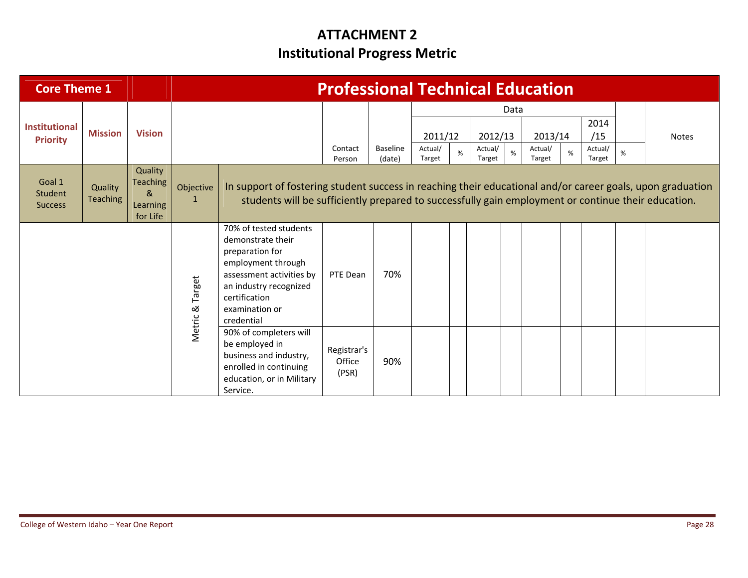# ATTACHMENT 2
## Institutional Progress Metric

| Core Theme 1 | | | Professional Technical Education | | | | | | | | | | | | | |
|---|---|---|---|---|---|---|---|---|---|---|---|---|---|---|---|---|
| Institutional Priority | Mission | Vision | | | Contact Person | Baseline (date) | Data | | | | | | | | | Notes |
| | | | | | | | 2011/12 | | 2012/13 | | 2013/14 | | 2014/15 | | | |
| | | | | | | | Actual/ Target | % | Actual/ Target | % | Actual/ Target | % | Actual/ Target | % | | |
| Goal 1 Student Success | Quality Teaching | Quality Teaching & Learning for Life | Objective 1 | In support of fostering student success in reaching their educational and/or career goals, upon graduation students will be sufficiently prepared to successfully gain employment or continue their education. | | | | | | | | | | | | |
| | | | Metric & Target | 70% of tested students demonstrate their preparation for employment through assessment activities by an industry recognized certification examination or credential | PTE Dean | 70% | | | | | | | | | | |
| | | | | 90% of completers will be employed in business and industry, enrolled in continuing education, or in Military Service. | Registrar's Office (PSR) | 90% | | | | | | | | | | |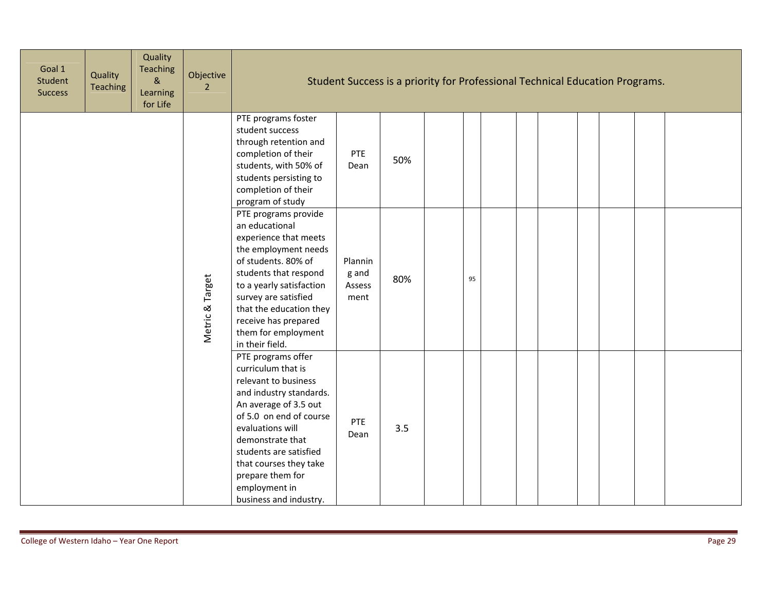| Goal 1 Student Success | Quality Teaching | Quality Teaching & Learning for Life | Objective 2 | Student Success is a priority for Professional Technical Education Programs. | | | | | | | | | | | | | |
|---|---|---|---|---|---|---|---|---|---|---|---|---|---|---|---|---|---|
| | | | Metric & Target | PTE programs foster student success through retention and completion of their students, with 50% of students persisting to completion of their program of study | PTE Dean | 50% | | | | | | | | | | | |
| | | | | PTE programs provide an educational experience that meets the employment needs of students. 80% of students that respond to a yearly satisfaction survey are satisfied that the education they receive has prepared them for employment in their field. | Planning and Assessment | 80% | | 95 | | | | | | | | | |
| | | | | PTE programs offer curriculum that is relevant to business and industry standards. An average of 3.5 out of 5.0 on end of course evaluations will demonstrate that students are satisfied that courses they take prepare them for employment in business and industry. | PTE Dean | 3.5 | | | | | | | | | | | |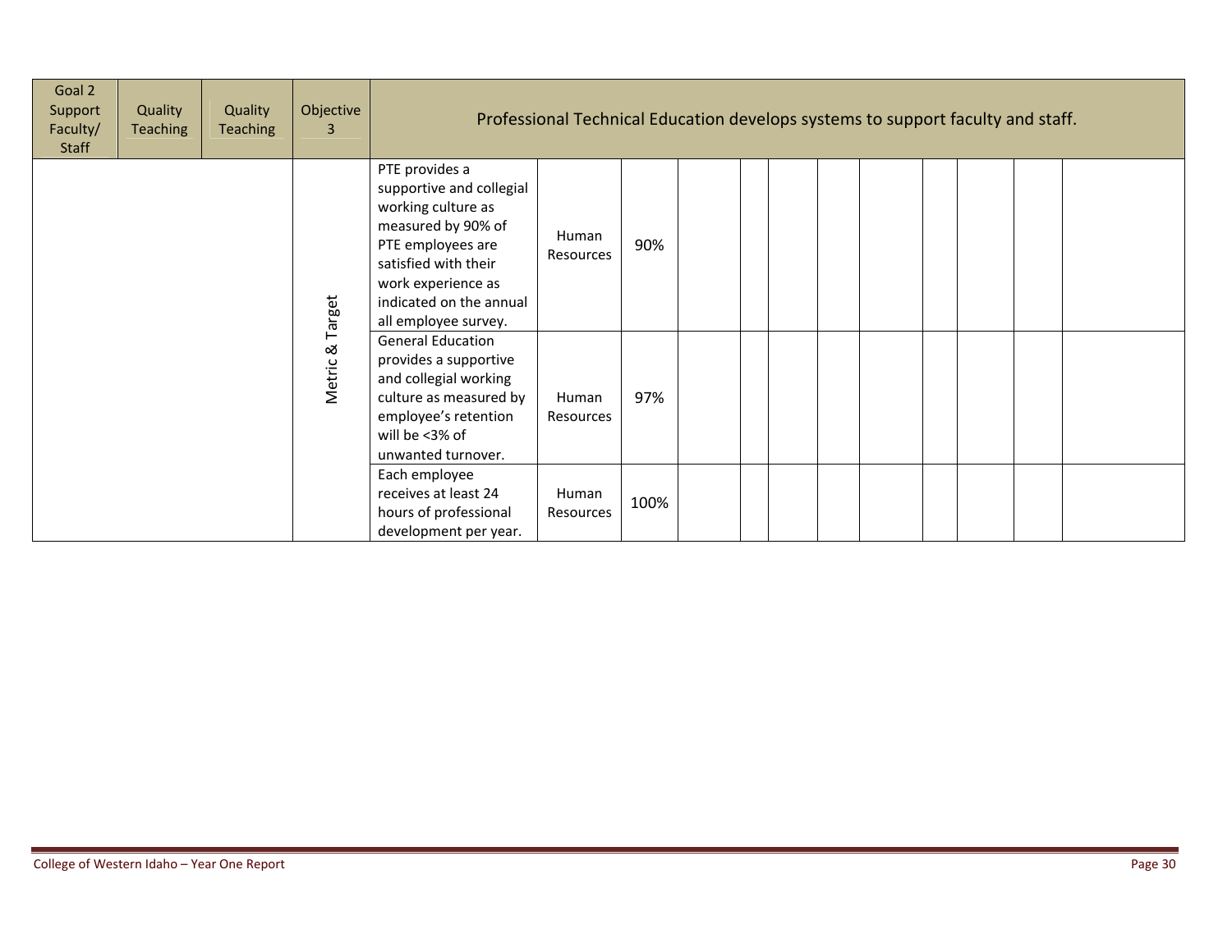| Goal 2 Support Faculty/ Staff | Quality Teaching | Quality Teaching | Objective 3 | Professional Technical Education develops systems to support faculty and staff. | | | | | | | | | | | | |
|---|---|---|---|---|---|---|---|---|---|---|---|---|---|---|---|---|
| | | | Metric & Target | PTE provides a supportive and collegial working culture as measured by 90% of PTE employees are satisfied with their work experience as indicated on the annual all employee survey. | Human Resources | 90% | | | | | | | | | | |
| | | | | General Education provides a supportive and collegial working culture as measured by employee's retention will be <3% of unwanted turnover. | Human Resources | 97% | | | | | | | | | | |
| | | | | Each employee receives at least 24 hours of professional development per year. | Human Resources | 100% | | | | | | | | | | |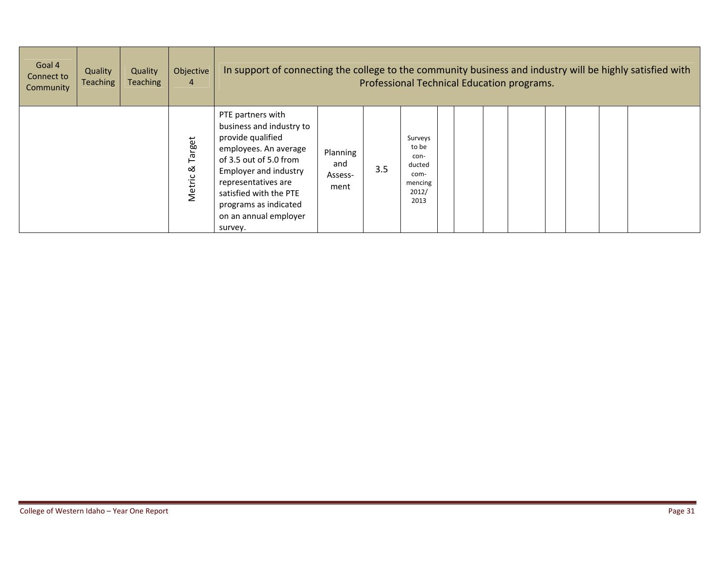| Goal 4 Connect to Community | Quality Teaching | Quality Teaching | Objective 4 | In support of connecting the college to the community business and industry will be highly satisfied with Professional Technical Education programs. | | | | | | | | | | | | |
|---|---|---|---|---|---|---|---|---|---|---|---|---|---|---|---|---|
| | | | Metric & Target | PTE partners with business and industry to provide qualified employees. An average of 3.5 out of 5.0 from Employer and industry representatives are satisfied with the PTE programs as indicated on an annual employer survey. | Planning and Assess-ment | 3.5 | Surveys to be con-ducted com-mencing 2012/ 2013 | | | | | | | | | |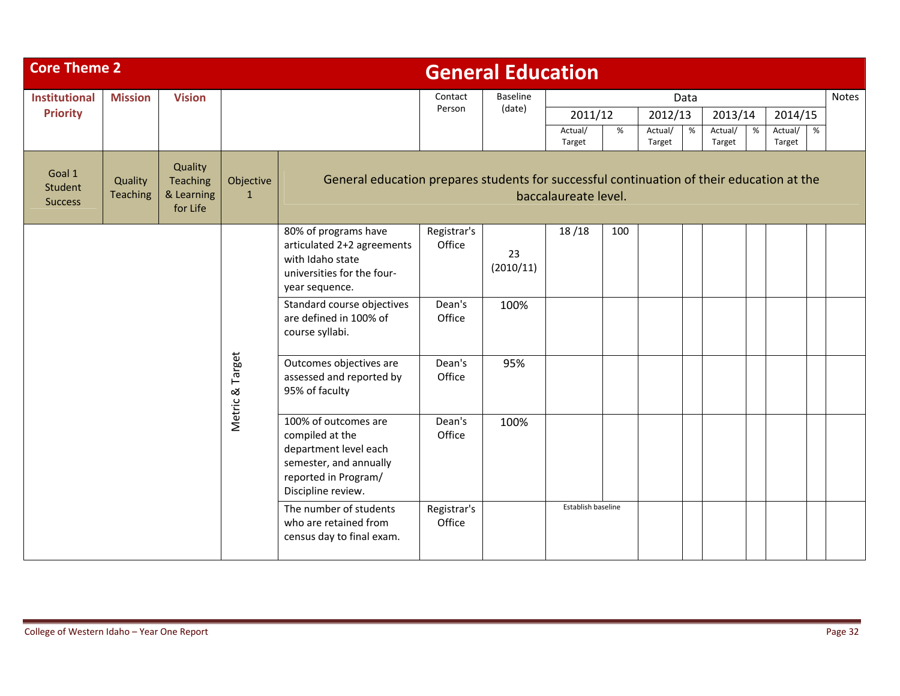## Core Theme 2 — General Education

| Institutional Priority | Mission | Vision | | | Contact Person | Baseline (date) | 2011/12 Actual/ Target | 2011/12 % | 2012/13 Actual/ Target | 2012/13 % | 2013/14 Actual/ Target | 2013/14 % | 2014/15 Actual/ Target | 2014/15 % | Notes |
|---|---|---|---|---|---|---|---|---|---|---|---|---|---|---|---|
| Goal 1 Student Success | Quality Teaching | Quality Teaching & Learning for Life | Objective 1 | General education prepares students for successful continuation of their education at the baccalaureate level. | | | | | | | | | | | |
| | | | Metric & Target | 80% of programs have articulated 2+2 agreements with Idaho state universities for the four-year sequence. | Registrar's Office | 23 (2010/11) | 18 /18 | 100 | | | | | | | |
| | | | | Standard course objectives are defined in 100% of course syllabi. | Dean's Office | 100% | | | | | | | | | |
| | | | | Outcomes objectives are assessed and reported by 95% of faculty | Dean's Office | 95% | | | | | | | | | |
| | | | | 100% of outcomes are compiled at the department level each semester, and annually reported in Program/ Discipline review. | Dean's Office | 100% | | | | | | | | | |
| | | | | The number of students who are retained from census day to final exam. | Registrar's Office | | Establish baseline | | | | | | | | |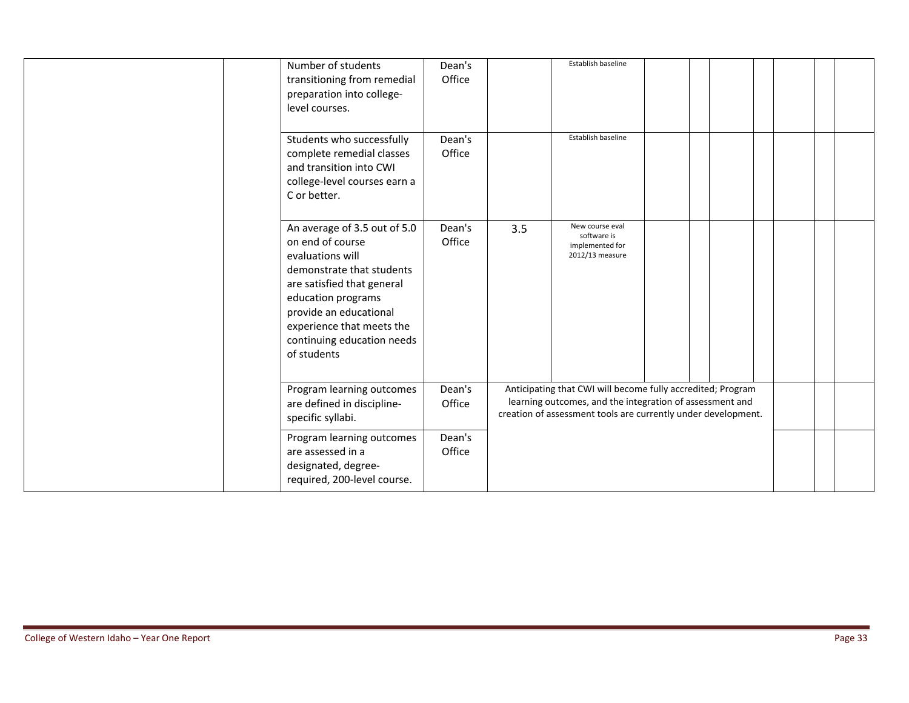| | | | | | | | | | | | | | |
|---|---|---|---|---|---|---|---|---|---|---|---|---|---|
| | | Number of students transitioning from remedial preparation into college-level courses. | Dean's Office | | Establish baseline | | | | | | | | |
| | | Students who successfully complete remedial classes and transition into CWI college-level courses earn a C or better. | Dean's Office | | Establish baseline | | | | | | | | |
| | | An average of 3.5 out of 5.0 on end of course evaluations will demonstrate that students are satisfied that general education programs provide an educational experience that meets the continuing education needs of students | Dean's Office | 3.5 | New course eval software is implemented for 2012/13 measure | | | | | | | | |
| | | Program learning outcomes are defined in discipline-specific syllabi. | Dean's Office | Anticipating that CWI will become fully accredited; Program learning outcomes, and the integration of assessment and creation of assessment tools are currently under development. | | | | | | | | | |
| | | Program learning outcomes are assessed in a designated, degree-required, 200-level course. | Dean's Office | | | | | | | | | | |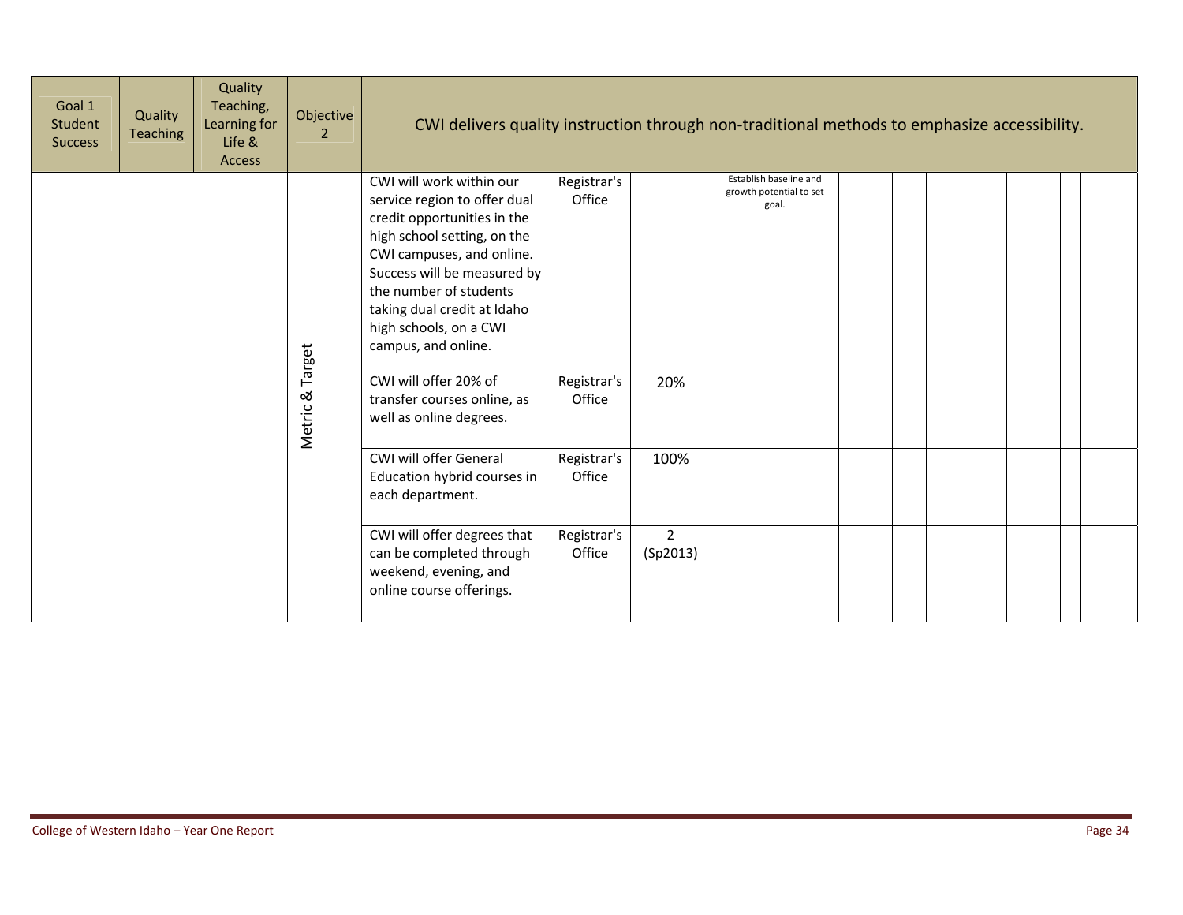| Goal 1 Student Success | Quality Teaching | Quality Teaching, Learning for Life & Access | Objective 2 | CWI delivers quality instruction through non-traditional methods to emphasize accessibility. | | | | | | | | | | | |
|---|---|---|---|---|---|---|---|---|---|---|---|---|---|---|---|
| | | | Metric & Target | CWI will work within our service region to offer dual credit opportunities in the high school setting, on the CWI campuses, and online. Success will be measured by the number of students taking dual credit at Idaho high schools, on a CWI campus, and online. | Registrar's Office | | Establish baseline and growth potential to set goal. | | | | | | | | |
| | | | | CWI will offer 20% of transfer courses online, as well as online degrees. | Registrar's Office | 20% | | | | | | | | | |
| | | | | CWI will offer General Education hybrid courses in each department. | Registrar's Office | 100% | | | | | | | | | |
| | | | | CWI will offer degrees that can be completed through weekend, evening, and online course offerings. | Registrar's Office | 2 (Sp2013) | | | | | | | | | |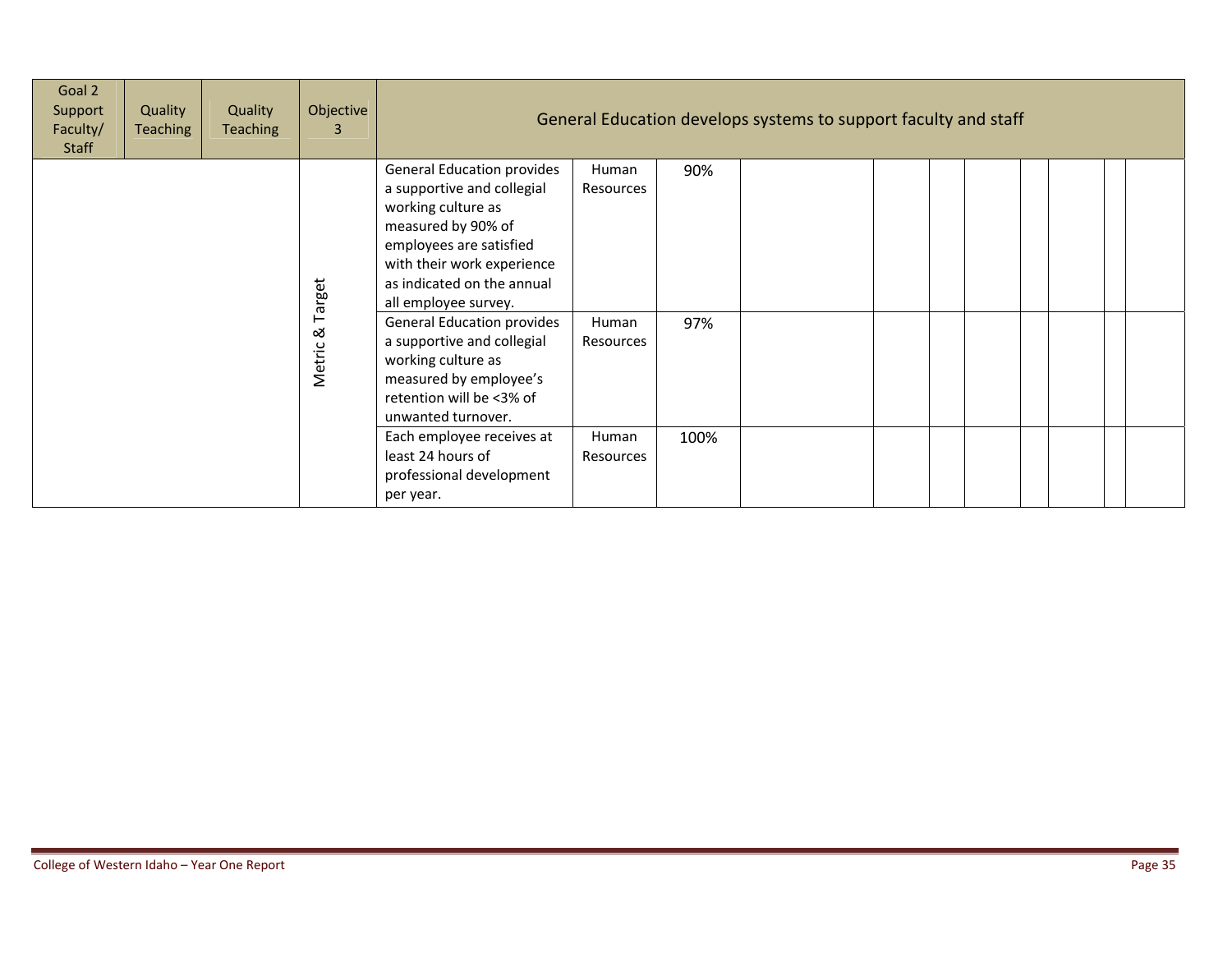| Goal 2 Support Faculty/ Staff | Quality Teaching | Quality Teaching | Objective 3 | General Education develops systems to support faculty and staff | | | | | | | | | | | |
|---|---|---|---|---|---|---|---|---|---|---|---|---|---|---|---|
| | | | Metric & Target | General Education provides a supportive and collegial working culture as measured by 90% of employees are satisfied with their work experience as indicated on the annual all employee survey. | Human Resources | 90% | | | | | | | | | |
| | | | | General Education provides a supportive and collegial working culture as measured by employee's retention will be <3% of unwanted turnover. | Human Resources | 97% | | | | | | | | | |
| | | | | Each employee receives at least 24 hours of professional development per year. | Human Resources | 100% | | | | | | | | | |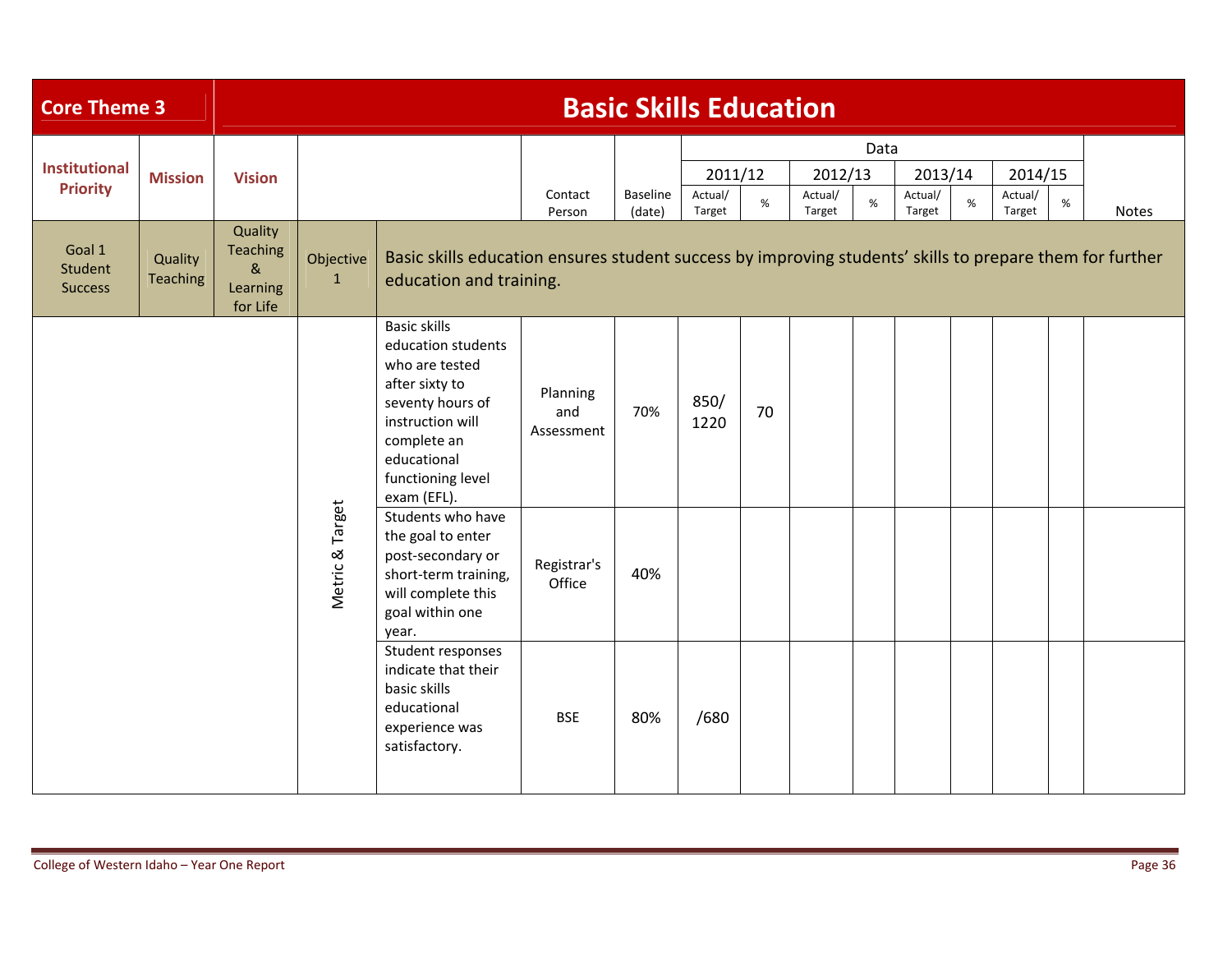## Core Theme 3 — Basic Skills Education

| Institutional Priority | Mission | Vision | | | Contact Person | Baseline (date) | 2011/12 Actual/ Target | 2011/12 % | 2012/13 Actual/ Target | 2012/13 % | 2013/14 Actual/ Target | 2013/14 % | 2014/15 Actual/ Target | 2014/15 % | Notes |
|---|---|---|---|---|---|---|---|---|---|---|---|---|---|---|---|
| Goal 1 Student Success | Quality Teaching | Quality Teaching & Learning for Life | Objective 1 | Basic skills education ensures student success by improving students' skills to prepare them for further education and training. | | | | | | | | | | | |
| | | | Metric & Target | Basic skills education students who are tested after sixty to seventy hours of instruction will complete an educational functioning level exam (EFL). | Planning and Assessment | 70% | 850/ 1220 | 70 | | | | | | | |
| | | | Metric & Target | Students who have the goal to enter post-secondary or short-term training, will complete this goal within one year. | Registrar's Office | 40% | | | | | | | | | |
| | | | Metric & Target | Student responses indicate that their basic skills educational experience was satisfactory. | BSE | 80% | /680 | | | | | | | | |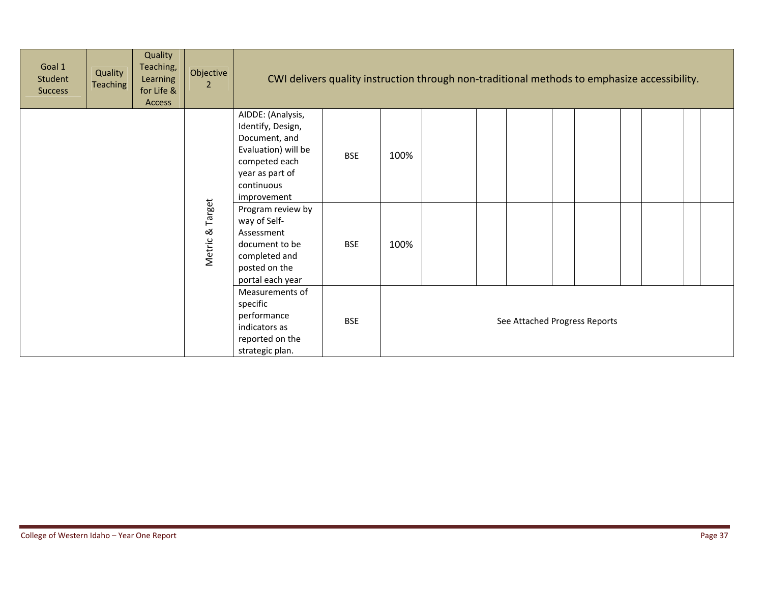| Goal 1 Student Success | Quality Teaching | Quality Teaching, Learning for Life & Access | Objective 2 | CWI delivers quality instruction through non-traditional methods to emphasize accessibility. | | | | | | | | | | | | | |
|---|---|---|---|---|---|---|---|---|---|---|---|---|---|---|---|---|---|
| | | | Metric & Target | AIDDE: (Analysis, Identify, Design, Document, and Evaluation) will be competed each year as part of continuous improvement | BSE | 100% | | | | | | | | | | | |
| | | | | Program review by way of Self-Assessment document to be completed and posted on the portal each year | BSE | 100% | | | | | | | | | | | |
| | | | | Measurements of specific performance indicators as reported on the strategic plan. | BSE | See Attached Progress Reports | | | | | | | | | | | |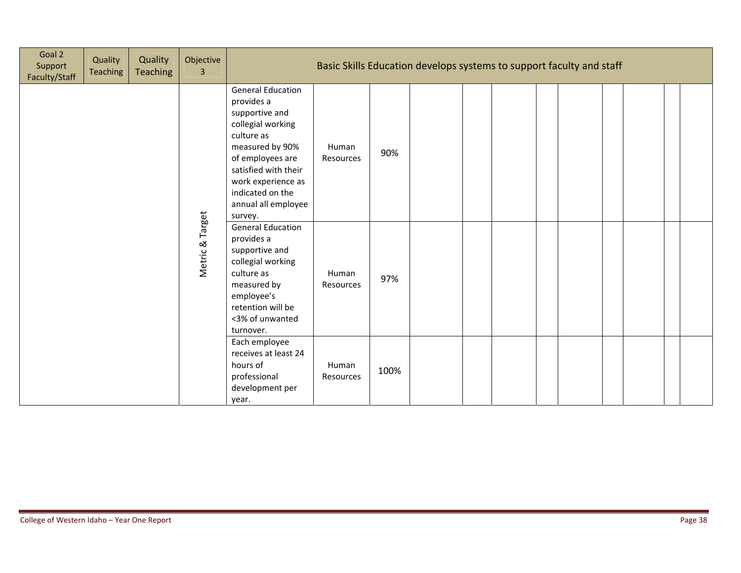| Goal 2 Support Faculty/Staff | Quality Teaching | Quality Teaching | Objective 3 | Basic Skills Education develops systems to support faculty and staff | | | | | | | | | | | | |
|---|---|---|---|---|---|---|---|---|---|---|---|---|---|---|---|---|
| | | | Metric & Target | General Education provides a supportive and collegial working culture as measured by 90% of employees are satisfied with their work experience as indicated on the annual all employee survey. | Human Resources | 90% | | | | | | | | | | |
| | | | | General Education provides a supportive and collegial working culture as measured by employee's retention will be <3% of unwanted turnover. | Human Resources | 97% | | | | | | | | | | |
| | | | | Each employee receives at least 24 hours of professional development per year. | Human Resources | 100% | | | | | | | | | | |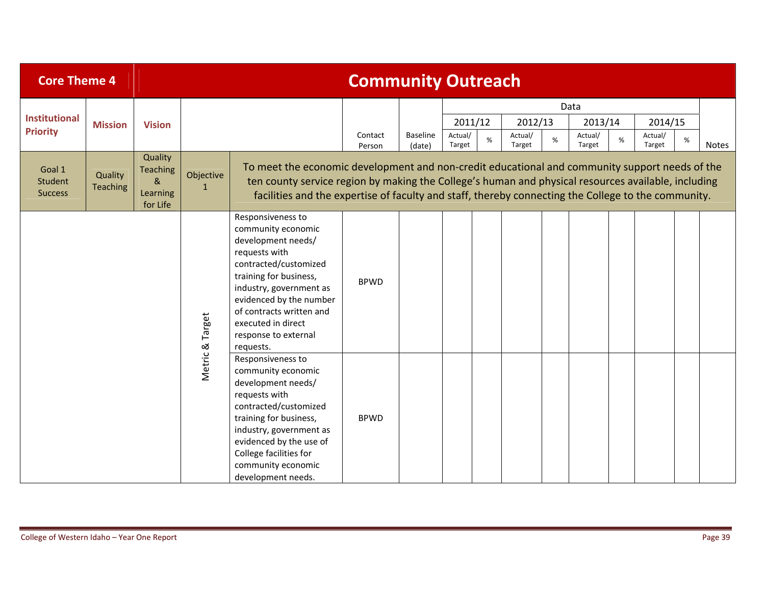## Core Theme 4 — Community Outreach

| Institutional Priority | Mission | Vision | | | Contact Person | Baseline (date) | 2011/12 Actual/ Target | 2011/12 % | 2012/13 Actual/ Target | 2012/13 % | 2013/14 Actual/ Target | 2013/14 % | 2014/15 Actual/ Target | 2014/15 % | Notes |
|---|---|---|---|---|---|---|---|---|---|---|---|---|---|---|---|
| Goal 1 Student Success | Quality Teaching | Quality Teaching & Learning for Life | Objective 1 | To meet the economic development and non-credit educational and community support needs of the ten county service region by making the College's human and physical resources available, including facilities and the expertise of faculty and staff, thereby connecting the College to the community. | | | | | | | | | | | |
| | | | Metric & Target | Responsiveness to community economic development needs/ requests with contracted/customized training for business, industry, government as evidenced by the number of contracts written and executed in direct response to external requests. | BPWD | | | | | | | | | | |
| | | | Metric & Target | Responsiveness to community economic development needs/ requests with contracted/customized training for business, industry, government as evidenced by the use of College facilities for community economic development needs. | BPWD | | | | | | | | | | |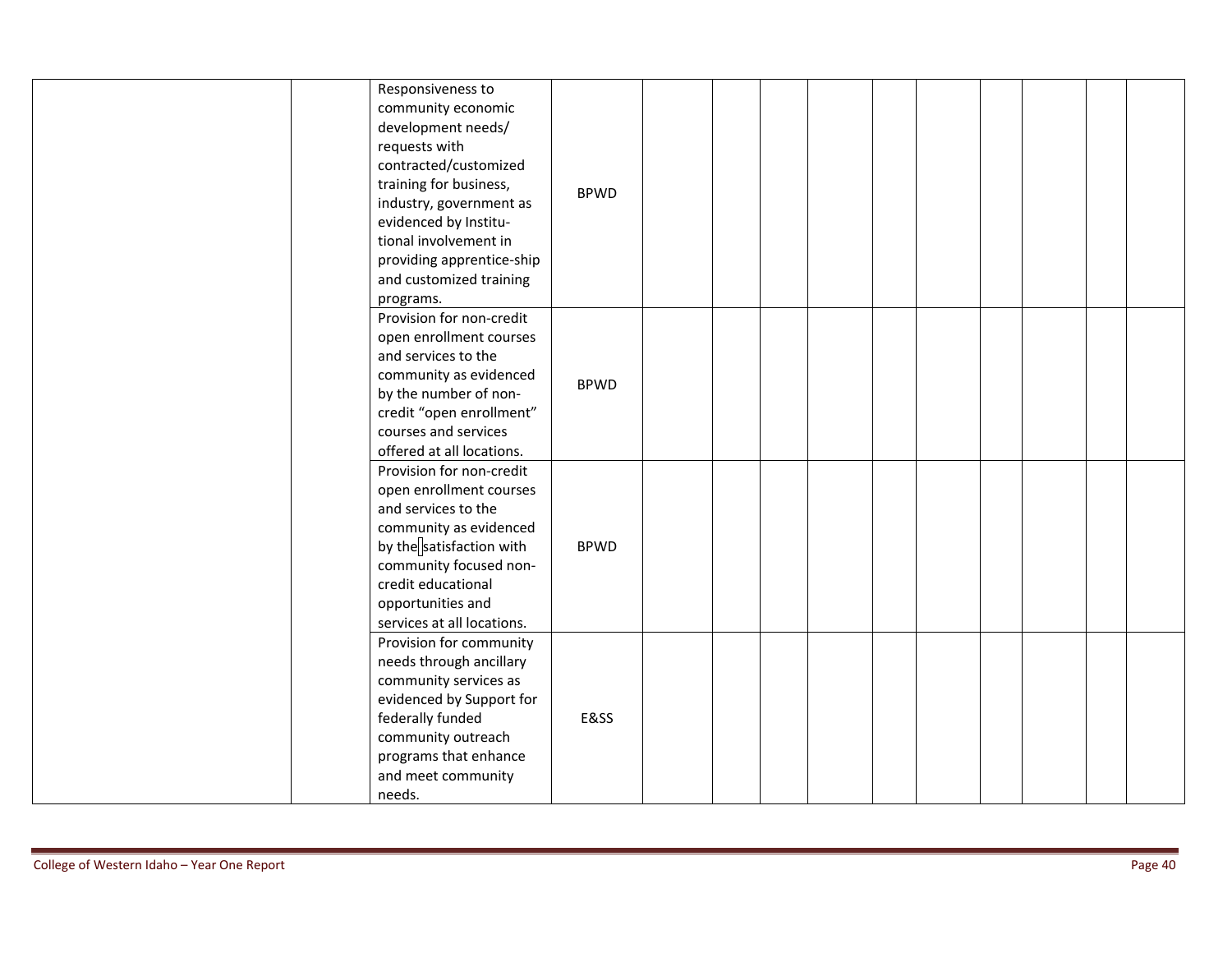| | | | | | | | | | | | | | | |
|---|---|---|---|---|---|---|---|---|---|---|---|---|---|---|
| | | Responsiveness to community economic development needs/ requests with contracted/customized training for business, industry, government as evidenced by Institu-tional involvement in providing apprentice-ship and customized training programs. | BPWD | | | | | | | | | | | |
| | | Provision for non-credit open enrollment courses and services to the community as evidenced by the number of non-credit “open enrollment” courses and services offered at all locations. | BPWD | | | | | | | | | | | |
| | | Provision for non-credit open enrollment courses and services to the community as evidenced by the satisfaction with community focused non-credit educational opportunities and services at all locations. | BPWD | | | | | | | | | | | |
| | | Provision for community needs through ancillary community services as evidenced by Support for federally funded community outreach programs that enhance and meet community needs. | E&SS | | | | | | | | | | | |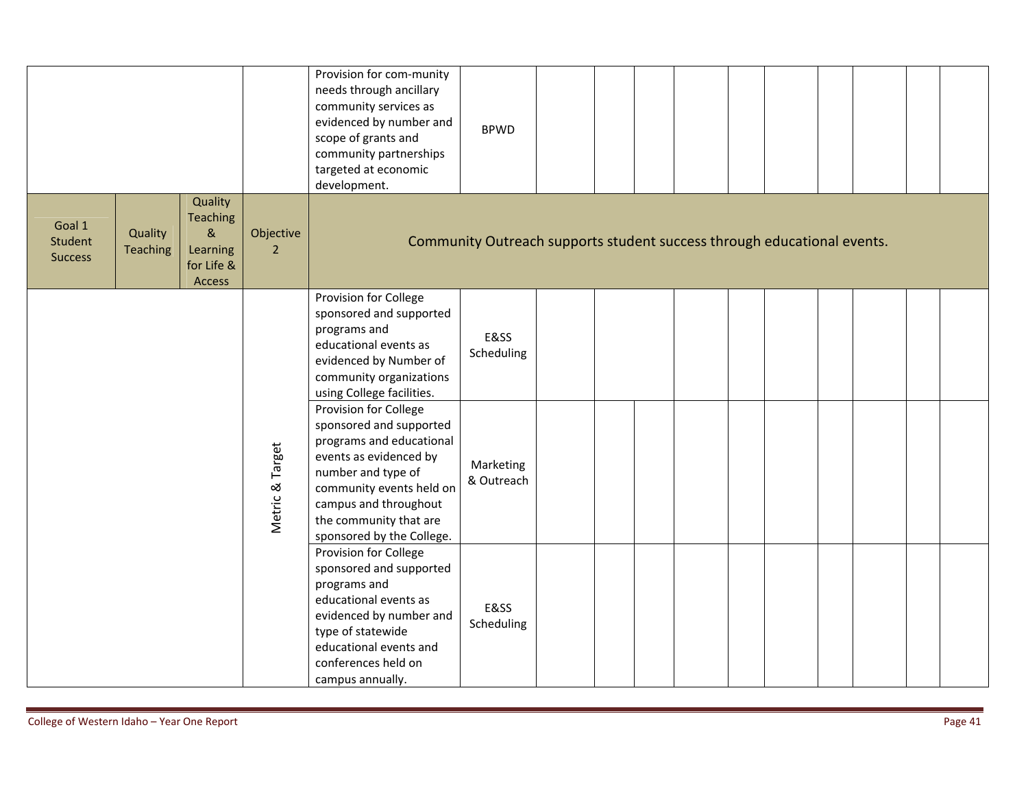| | | | | | | | | | | | | | | | |
|---|---|---|---|---|---|---|---|---|---|---|---|---|---|---|---|
| | | | | Provision for com-munity needs through ancillary community services as evidenced by number and scope of grants and community partnerships targeted at economic development. | BPWD | | | | | | | | | | |
| Goal 1 Student Success | Quality Teaching | Quality Teaching & Learning for Life & Access | Objective 2 | Community Outreach supports student success through educational events. | | | | | | | | | | | |
| | | | Metric & Target | Provision for College sponsored and supported programs and educational events as evidenced by Number of community organizations using College facilities. | E&SS Scheduling | | | | | | | | | | |
| | | | | Provision for College sponsored and supported programs and educational events as evidenced by number and type of community events held on campus and throughout the community that are sponsored by the College. | Marketing & Outreach | | | | | | | | | | |
| | | | | Provision for College sponsored and supported programs and educational events as evidenced by number and type of statewide educational events and conferences held on campus annually. | E&SS Scheduling | | | | | | | | | | |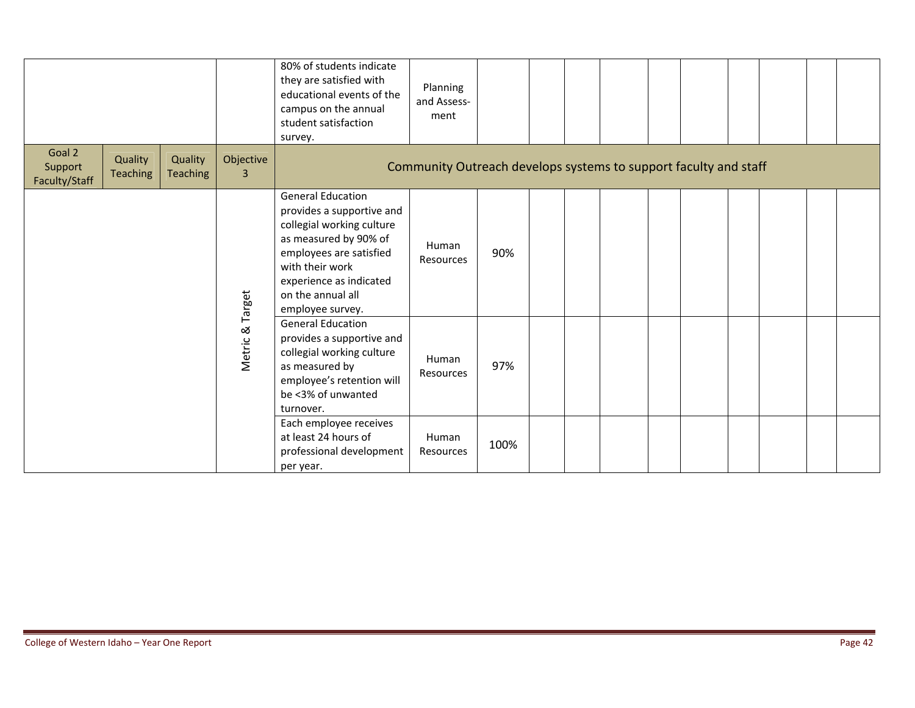| | | | | | | | | | | | | | | | |
|---|---|---|---|---|---|---|---|---|---|---|---|---|---|---|---|
| | | | | 80% of students indicate they are satisfied with educational events of the campus on the annual student satisfaction survey. | Planning and Assess-ment | | | | | | | | | | |
| Goal 2 Support Faculty/Staff | Quality Teaching | Quality Teaching | Objective 3 | Community Outreach develops systems to support faculty and staff | | | | | | | | | | | |
| | | | Metric & Target | General Education provides a supportive and collegial working culture as measured by 90% of employees are satisfied with their work experience as indicated on the annual all employee survey. | Human Resources | 90% | | | | | | | | | |
| | | | | General Education provides a supportive and collegial working culture as measured by employee's retention will be <3% of unwanted turnover. | Human Resources | 97% | | | | | | | | | |
| | | | | Each employee receives at least 24 hours of professional development per year. | Human Resources | 100% | | | | | | | | | |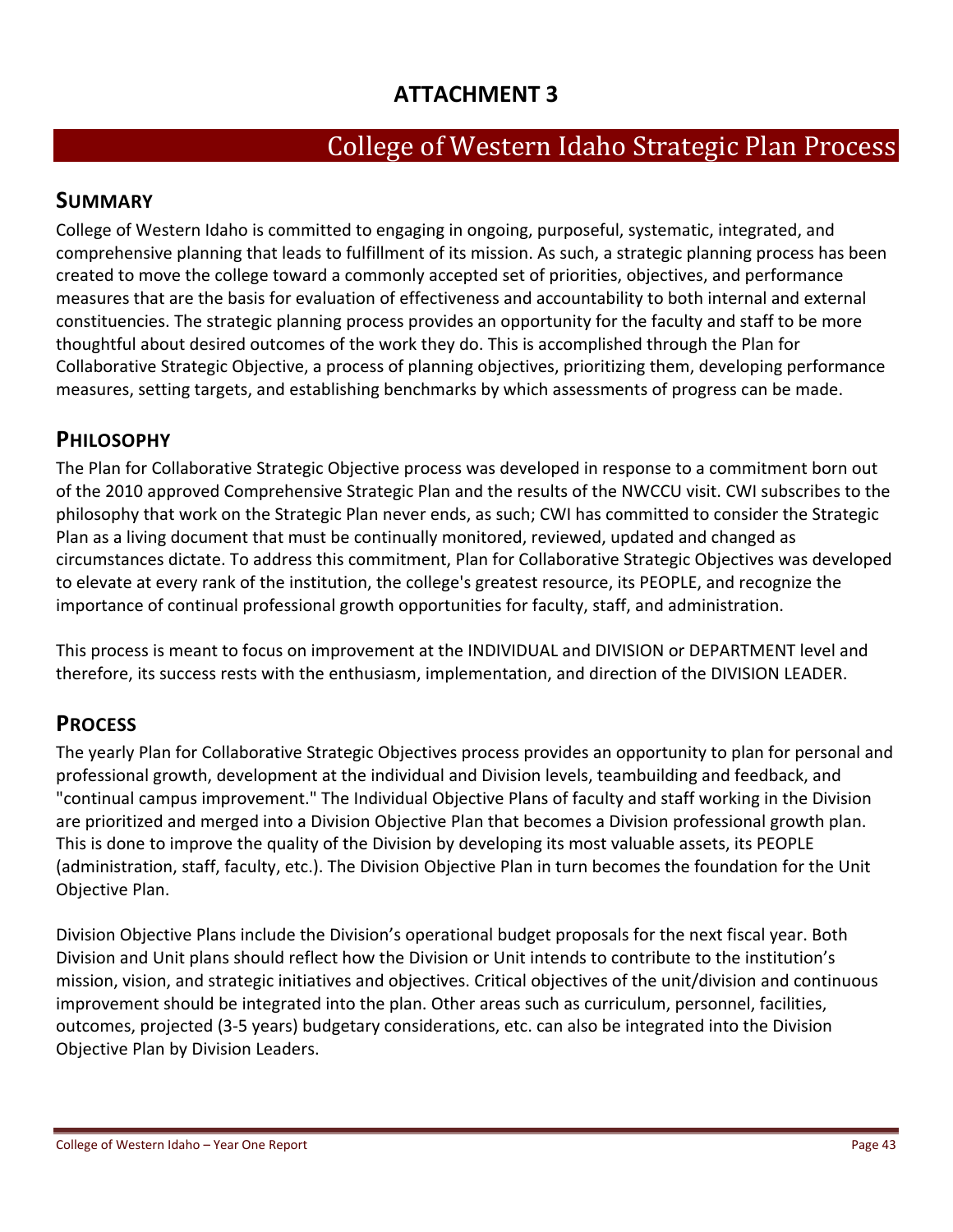# ATTACHMENT 3

## College of Western Idaho Strategic Plan Process

### SUMMARY

College of Western Idaho is committed to engaging in ongoing, purposeful, systematic, integrated, and comprehensive planning that leads to fulfillment of its mission. As such, a strategic planning process has been created to move the college toward a commonly accepted set of priorities, objectives, and performance measures that are the basis for evaluation of effectiveness and accountability to both internal and external constituencies. The strategic planning process provides an opportunity for the faculty and staff to be more thoughtful about desired outcomes of the work they do. This is accomplished through the Plan for Collaborative Strategic Objective, a process of planning objectives, prioritizing them, developing performance measures, setting targets, and establishing benchmarks by which assessments of progress can be made.

### PHILOSOPHY

The Plan for Collaborative Strategic Objective process was developed in response to a commitment born out of the 2010 approved Comprehensive Strategic Plan and the results of the NWCCU visit. CWI subscribes to the philosophy that work on the Strategic Plan never ends, as such; CWI has committed to consider the Strategic Plan as a living document that must be continually monitored, reviewed, updated and changed as circumstances dictate. To address this commitment, Plan for Collaborative Strategic Objectives was developed to elevate at every rank of the institution, the college's greatest resource, its PEOPLE, and recognize the importance of continual professional growth opportunities for faculty, staff, and administration.

This process is meant to focus on improvement at the INDIVIDUAL and DIVISION or DEPARTMENT level and therefore, its success rests with the enthusiasm, implementation, and direction of the DIVISION LEADER.

### PROCESS

The yearly Plan for Collaborative Strategic Objectives process provides an opportunity to plan for personal and professional growth, development at the individual and Division levels, teambuilding and feedback, and "continual campus improvement." The Individual Objective Plans of faculty and staff working in the Division are prioritized and merged into a Division Objective Plan that becomes a Division professional growth plan. This is done to improve the quality of the Division by developing its most valuable assets, its PEOPLE (administration, staff, faculty, etc.). The Division Objective Plan in turn becomes the foundation for the Unit Objective Plan.

Division Objective Plans include the Division's operational budget proposals for the next fiscal year. Both Division and Unit plans should reflect how the Division or Unit intends to contribute to the institution's mission, vision, and strategic initiatives and objectives. Critical objectives of the unit/division and continuous improvement should be integrated into the plan. Other areas such as curriculum, personnel, facilities, outcomes, projected (3-5 years) budgetary considerations, etc. can also be integrated into the Division Objective Plan by Division Leaders.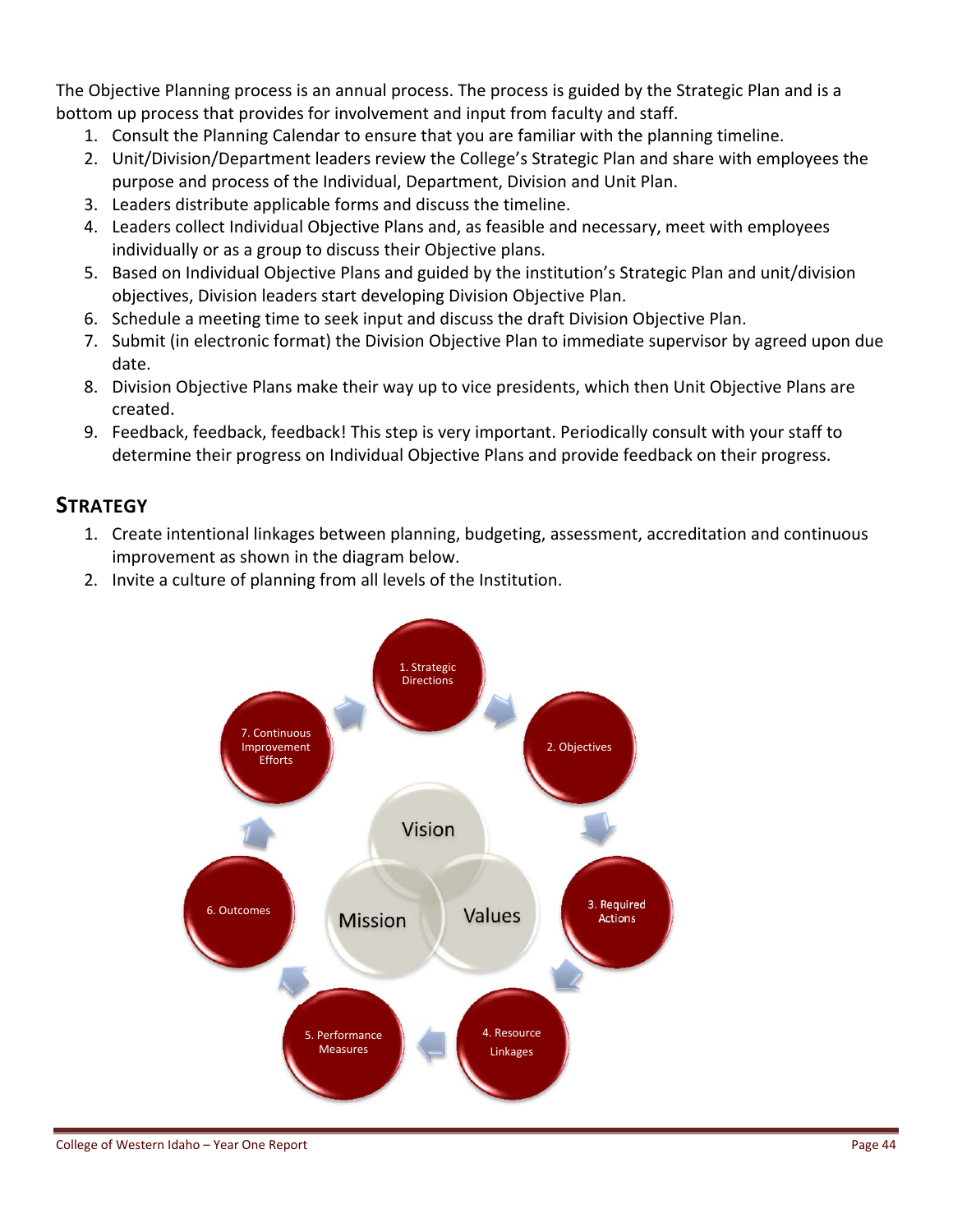The Objective Planning process is an annual process. The process is guided by the Strategic Plan and is a bottom up process that provides for involvement and input from faculty and staff.

1. Consult the Planning Calendar to ensure that you are familiar with the planning timeline.
2. Unit/Division/Department leaders review the College's Strategic Plan and share with employees the purpose and process of the Individual, Department, Division and Unit Plan.
3. Leaders distribute applicable forms and discuss the timeline.
4. Leaders collect Individual Objective Plans and, as feasible and necessary, meet with employees individually or as a group to discuss their Objective plans.
5. Based on Individual Objective Plans and guided by the institution's Strategic Plan and unit/division objectives, Division leaders start developing Division Objective Plan.
6. Schedule a meeting time to seek input and discuss the draft Division Objective Plan.
7. Submit (in electronic format) the Division Objective Plan to immediate supervisor by agreed upon due date.
8. Division Objective Plans make their way up to vice presidents, which then Unit Objective Plans are created.
9. Feedback, feedback, feedback! This step is very important. Periodically consult with your staff to determine their progress on Individual Objective Plans and provide feedback on their progress.

## STRATEGY

1. Create intentional linkages between planning, budgeting, assessment, accreditation and continuous improvement as shown in the diagram below.
2. Invite a culture of planning from all levels of the Institution.

1. Strategic Directions → 2. Objectives → 3. Required Actions → 4. Resource Linkages → 5. Performance Measures → 6. Outcomes → 7. Continuous Improvement Efforts

Vision, Mission, Values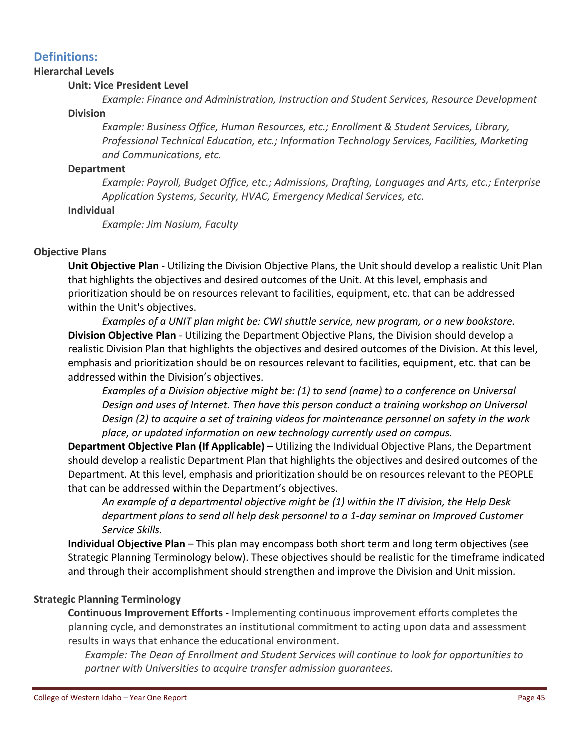## Definitions:

**Hierarchal Levels**

**Unit: Vice President Level**

*Example: Finance and Administration, Instruction and Student Services, Resource Development*

**Division**

*Example: Business Office, Human Resources, etc.; Enrollment & Student Services, Library, Professional Technical Education, etc.; Information Technology Services, Facilities, Marketing and Communications, etc.*

**Department**

*Example: Payroll, Budget Office, etc.; Admissions, Drafting, Languages and Arts, etc.; Enterprise Application Systems, Security, HVAC, Emergency Medical Services, etc.*

**Individual**

*Example: Jim Nasium, Faculty*

**Objective Plans**

**Unit Objective Plan** - Utilizing the Division Objective Plans, the Unit should develop a realistic Unit Plan that highlights the objectives and desired outcomes of the Unit. At this level, emphasis and prioritization should be on resources relevant to facilities, equipment, etc. that can be addressed within the Unit's objectives.

*Examples of a UNIT plan might be: CWI shuttle service, new program, or a new bookstore.*

**Division Objective Plan** - Utilizing the Department Objective Plans, the Division should develop a realistic Division Plan that highlights the objectives and desired outcomes of the Division. At this level, emphasis and prioritization should be on resources relevant to facilities, equipment, etc. that can be addressed within the Division's objectives.

*Examples of a Division objective might be: (1) to send (name) to a conference on Universal Design and uses of Internet. Then have this person conduct a training workshop on Universal Design (2) to acquire a set of training videos for maintenance personnel on safety in the work place, or updated information on new technology currently used on campus.*

**Department Objective Plan (If Applicable)** – Utilizing the Individual Objective Plans, the Department should develop a realistic Department Plan that highlights the objectives and desired outcomes of the Department. At this level, emphasis and prioritization should be on resources relevant to the PEOPLE that can be addressed within the Department's objectives.

*An example of a departmental objective might be (1) within the IT division, the Help Desk department plans to send all help desk personnel to a 1-day seminar on Improved Customer Service Skills.*

**Individual Objective Plan** – This plan may encompass both short term and long term objectives (see Strategic Planning Terminology below). These objectives should be realistic for the timeframe indicated and through their accomplishment should strengthen and improve the Division and Unit mission.

**Strategic Planning Terminology**

**Continuous Improvement Efforts** - Implementing continuous improvement efforts completes the planning cycle, and demonstrates an institutional commitment to acting upon data and assessment results in ways that enhance the educational environment.

*Example: The Dean of Enrollment and Student Services will continue to look for opportunities to partner with Universities to acquire transfer admission guarantees.*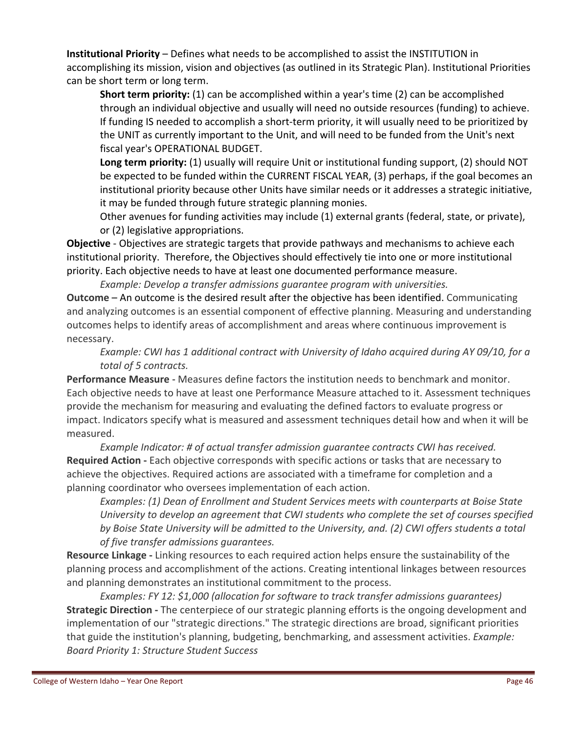**Institutional Priority** – Defines what needs to be accomplished to assist the INSTITUTION in accomplishing its mission, vision and objectives (as outlined in its Strategic Plan). Institutional Priorities can be short term or long term.

> **Short term priority:** (1) can be accomplished within a year's time (2) can be accomplished through an individual objective and usually will need no outside resources (funding) to achieve. If funding IS needed to accomplish a short-term priority, it will usually need to be prioritized by the UNIT as currently important to the Unit, and will need to be funded from the Unit's next fiscal year's OPERATIONAL BUDGET.
>
> **Long term priority:** (1) usually will require Unit or institutional funding support, (2) should NOT be expected to be funded within the CURRENT FISCAL YEAR, (3) perhaps, if the goal becomes an institutional priority because other Units have similar needs or it addresses a strategic initiative, it may be funded through future strategic planning monies.
>
> Other avenues for funding activities may include (1) external grants (federal, state, or private), or (2) legislative appropriations.

**Objective** - Objectives are strategic targets that provide pathways and mechanisms to achieve each institutional priority. Therefore, the Objectives should effectively tie into one or more institutional priority. Each objective needs to have at least one documented performance measure.

> *Example: Develop a transfer admissions guarantee program with universities.*

**Outcome** – An outcome is the desired result after the objective has been identified. Communicating and analyzing outcomes is an essential component of effective planning. Measuring and understanding outcomes helps to identify areas of accomplishment and areas where continuous improvement is necessary.

> *Example: CWI has 1 additional contract with University of Idaho acquired during AY 09/10, for a total of 5 contracts.*

**Performance Measure** - Measures define factors the institution needs to benchmark and monitor. Each objective needs to have at least one Performance Measure attached to it. Assessment techniques provide the mechanism for measuring and evaluating the defined factors to evaluate progress or impact. Indicators specify what is measured and assessment techniques detail how and when it will be measured.

> *Example Indicator: # of actual transfer admission guarantee contracts CWI has received.*

**Required Action -** Each objective corresponds with specific actions or tasks that are necessary to achieve the objectives. Required actions are associated with a timeframe for completion and a planning coordinator who oversees implementation of each action.

> *Examples: (1) Dean of Enrollment and Student Services meets with counterparts at Boise State University to develop an agreement that CWI students who complete the set of courses specified by Boise State University will be admitted to the University, and. (2) CWI offers students a total of five transfer admissions guarantees.*

**Resource Linkage -** Linking resources to each required action helps ensure the sustainability of the planning process and accomplishment of the actions. Creating intentional linkages between resources and planning demonstrates an institutional commitment to the process.

> *Examples: FY 12: $1,000 (allocation for software to track transfer admissions guarantees)*

**Strategic Direction -** The centerpiece of our strategic planning efforts is the ongoing development and implementation of our "strategic directions." The strategic directions are broad, significant priorities that guide the institution's planning, budgeting, benchmarking, and assessment activities. *Example: Board Priority 1: Structure Student Success*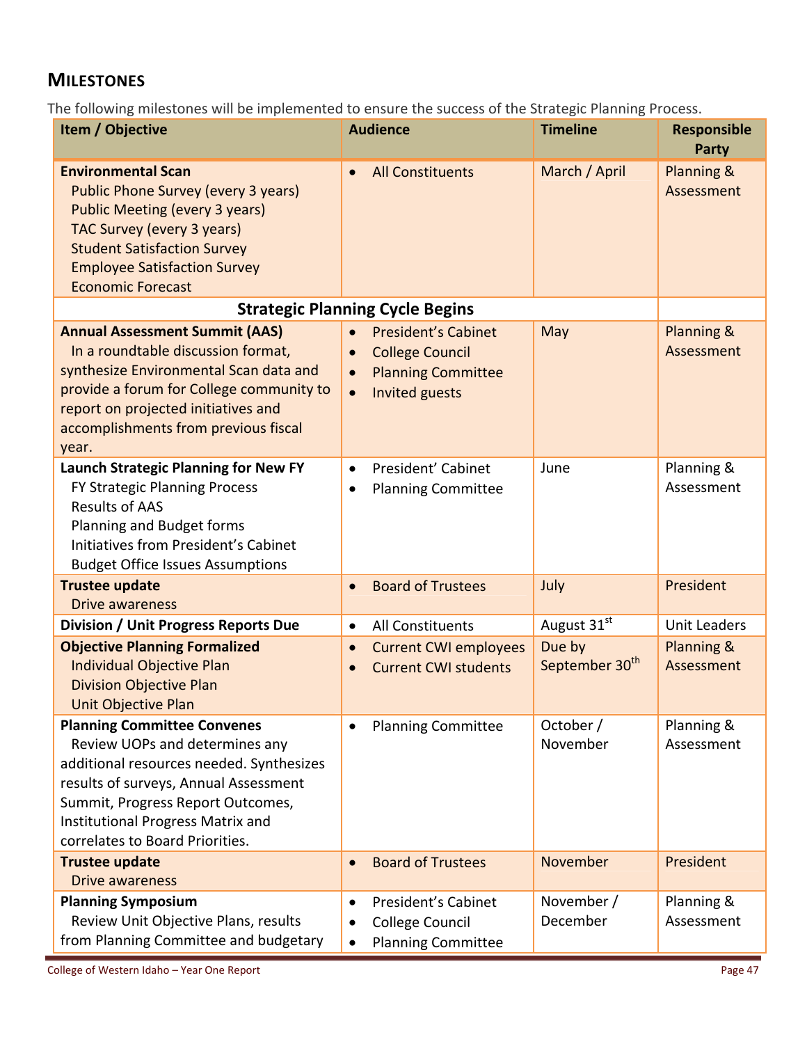## MILESTONES

The following milestones will be implemented to ensure the success of the Strategic Planning Process.

| Item / Objective | Audience | Timeline | Responsible Party |
|---|---|---|---|
| **Environmental Scan**<br>Public Phone Survey (every 3 years)<br>Public Meeting (every 3 years)<br>TAC Survey (every 3 years)<br>Student Satisfaction Survey<br>Employee Satisfaction Survey<br>Economic Forecast | • All Constituents | March / April | Planning & Assessment |
| **Strategic Planning Cycle Begins** | | | |
| **Annual Assessment Summit (AAS)**<br>In a roundtable discussion format, synthesize Environmental Scan data and provide a forum for College community to report on projected initiatives and accomplishments from previous fiscal year. | • President's Cabinet<br>• College Council<br>• Planning Committee<br>• Invited guests | May | Planning & Assessment |
| **Launch Strategic Planning for New FY**<br>FY Strategic Planning Process<br>Results of AAS<br>Planning and Budget forms<br>Initiatives from President's Cabinet<br>Budget Office Issues Assumptions | • President' Cabinet<br>• Planning Committee | June | Planning & Assessment |
| **Trustee update**<br>Drive awareness | • Board of Trustees | July | President |
| **Division / Unit Progress Reports Due** | • All Constituents | August 31st | Unit Leaders |
| **Objective Planning Formalized**<br>Individual Objective Plan<br>Division Objective Plan<br>Unit Objective Plan | • Current CWI employees<br>• Current CWI students | Due by September 30th | Planning & Assessment |
| **Planning Committee Convenes**<br>Review UOPs and determines any additional resources needed. Synthesizes results of surveys, Annual Assessment Summit, Progress Report Outcomes, Institutional Progress Matrix and correlates to Board Priorities. | • Planning Committee | October / November | Planning & Assessment |
| **Trustee update**<br>Drive awareness | • Board of Trustees | November | President |
| **Planning Symposium**<br>Review Unit Objective Plans, results from Planning Committee and budgetary | • President's Cabinet<br>• College Council<br>• Planning Committee | November / December | Planning & Assessment |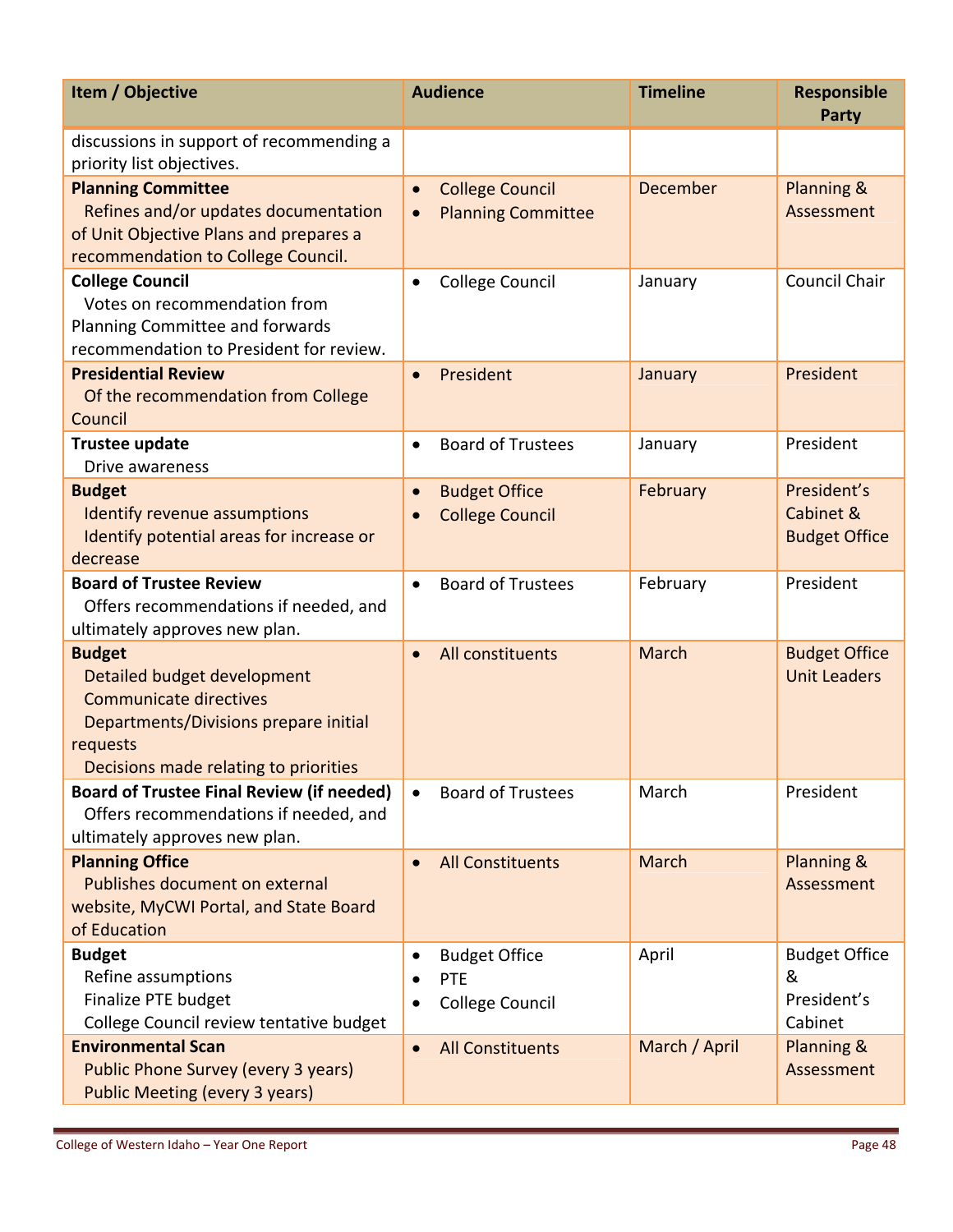| Item / Objective | Audience | Timeline | Responsible Party |
|---|---|---|---|
| discussions in support of recommending a priority list objectives. | | | |
| **Planning Committee**<br>Refines and/or updates documentation of Unit Objective Plans and prepares a recommendation to College Council. | • College Council<br>• Planning Committee | December | Planning & Assessment |
| **College Council**<br>Votes on recommendation from Planning Committee and forwards recommendation to President for review. | • College Council | January | Council Chair |
| **Presidential Review**<br>Of the recommendation from College Council | • President | January | President |
| **Trustee update**<br>Drive awareness | • Board of Trustees | January | President |
| **Budget**<br>Identify revenue assumptions<br>Identify potential areas for increase or decrease | • Budget Office<br>• College Council | February | President's Cabinet & Budget Office |
| **Board of Trustee Review**<br>Offers recommendations if needed, and ultimately approves new plan. | • Board of Trustees | February | President |
| **Budget**<br>Detailed budget development<br>Communicate directives<br>Departments/Divisions prepare initial requests<br>Decisions made relating to priorities | • All constituents | March | Budget Office<br>Unit Leaders |
| **Board of Trustee Final Review (if needed)**<br>Offers recommendations if needed, and ultimately approves new plan. | • Board of Trustees | March | President |
| **Planning Office**<br>Publishes document on external website, MyCWI Portal, and State Board of Education | • All Constituents | March | Planning & Assessment |
| **Budget**<br>Refine assumptions<br>Finalize PTE budget<br>College Council review tentative budget | • Budget Office<br>• PTE<br>• College Council | April | Budget Office & President's Cabinet |
| **Environmental Scan**<br>Public Phone Survey (every 3 years)<br>Public Meeting (every 3 years) | • All Constituents | March / April | Planning & Assessment |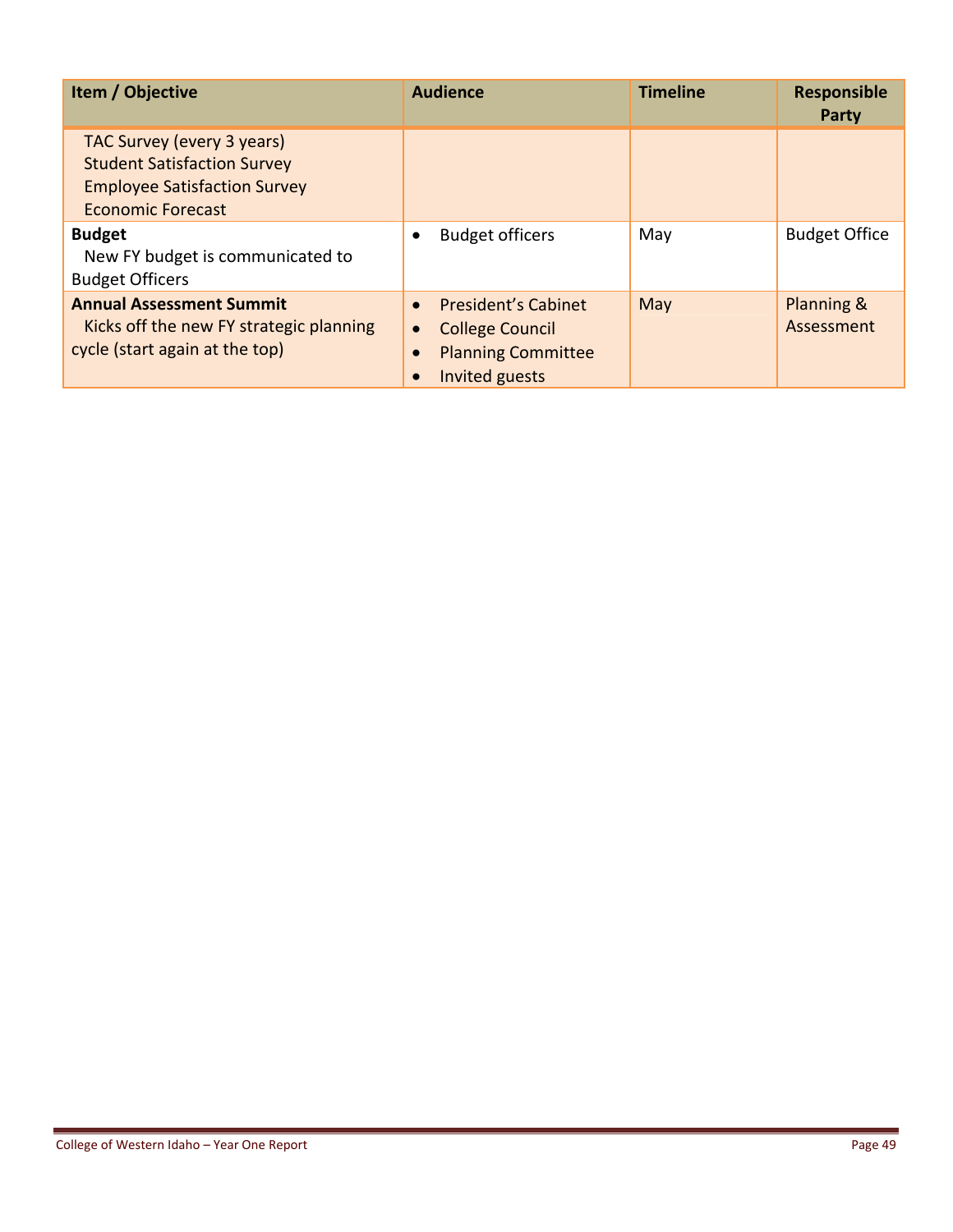| Item / Objective | Audience | Timeline | Responsible Party |
|---|---|---|---|
| TAC Survey (every 3 years)<br>Student Satisfaction Survey<br>Employee Satisfaction Survey<br>Economic Forecast | | | |
| **Budget**<br>New FY budget is communicated to Budget Officers | • Budget officers | May | Budget Office |
| **Annual Assessment Summit**<br>Kicks off the new FY strategic planning cycle (start again at the top) | • President's Cabinet<br>• College Council<br>• Planning Committee<br>• Invited guests | May | Planning & Assessment |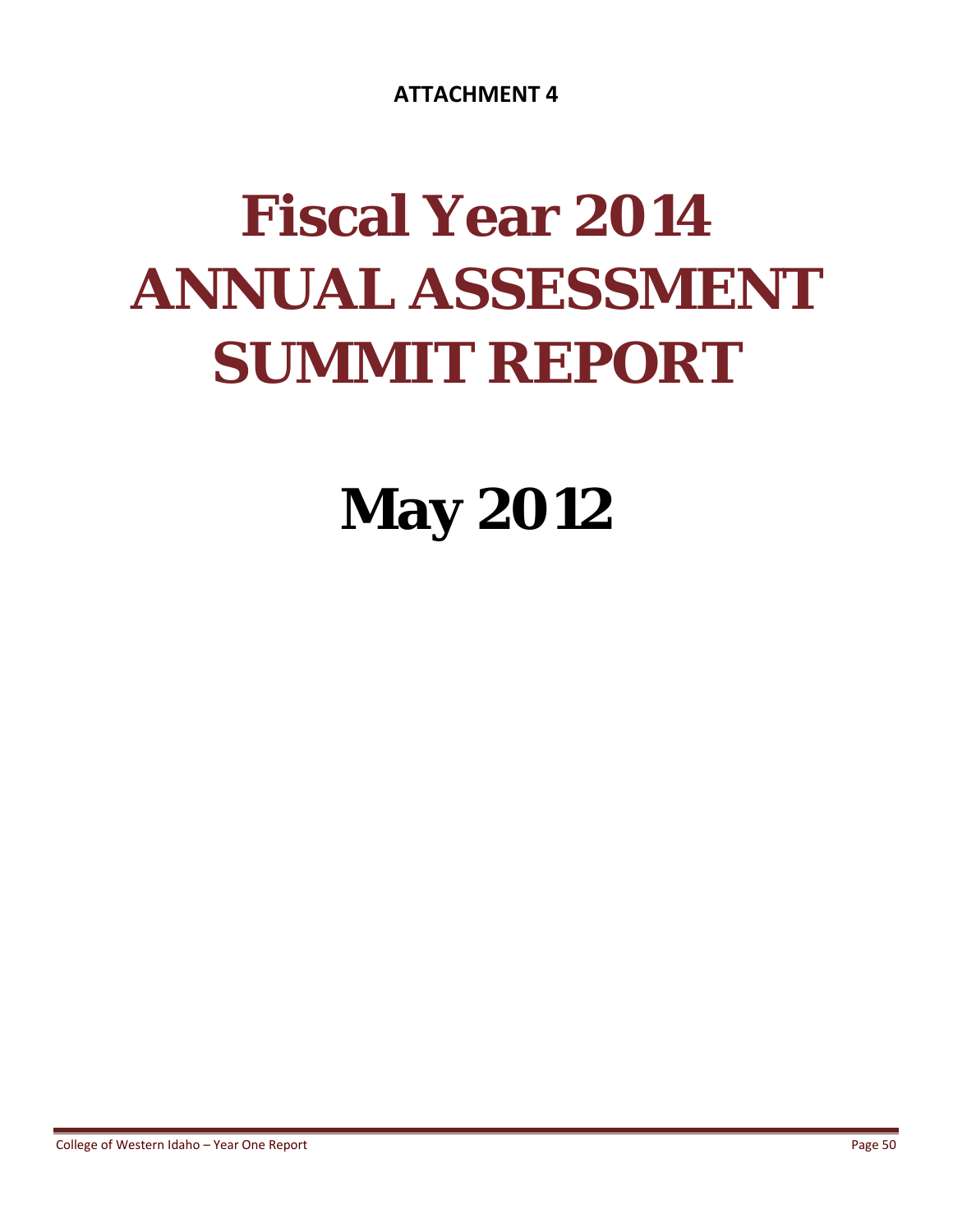**ATTACHMENT 4**

# Fiscal Year 2014 ANNUAL ASSESSMENT SUMMIT REPORT

# May 2012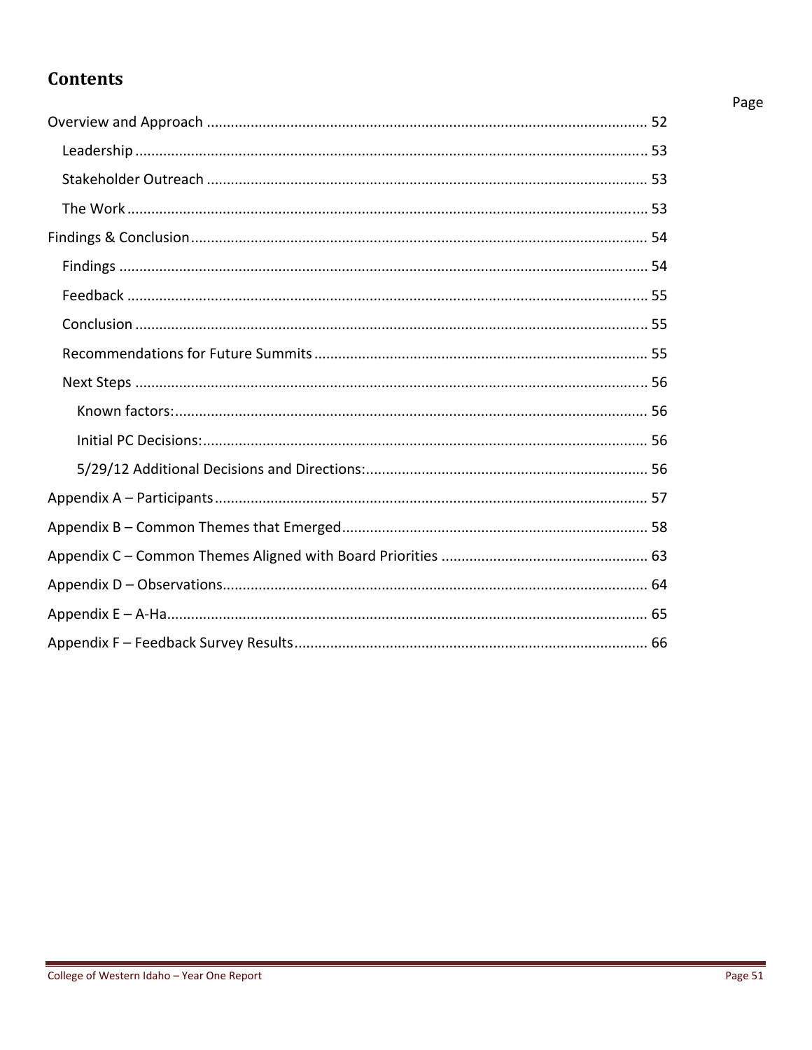# Contents

Page

- Overview and Approach ........ 52
  - Leadership ........ 53
  - Stakeholder Outreach ........ 53
  - The Work ........ 53
- Findings & Conclusion ........ 54
  - Findings ........ 54
  - Feedback ........ 55
  - Conclusion ........ 55
  - Recommendations for Future Summits ........ 55
  - Next Steps ........ 56
    - Known factors: ........ 56
    - Initial PC Decisions: ........ 56
    - 5/29/12 Additional Decisions and Directions: ........ 56
- Appendix A – Participants ........ 57
- Appendix B – Common Themes that Emerged ........ 58
- Appendix C – Common Themes Aligned with Board Priorities ........ 63
- Appendix D – Observations ........ 64
- Appendix E – A-Ha ........ 65
- Appendix F – Feedback Survey Results ........ 66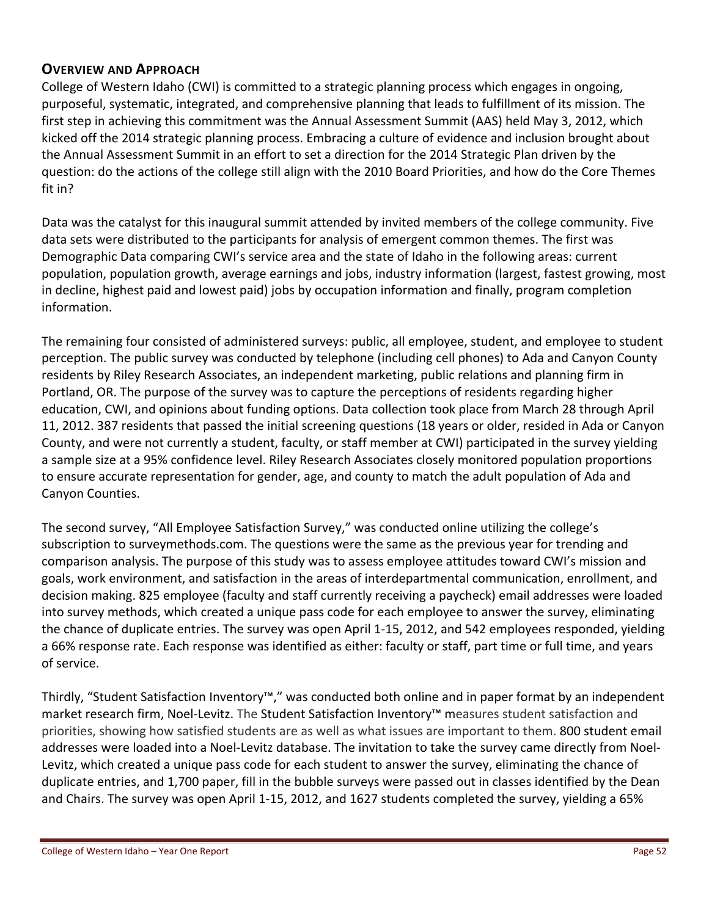## Overview and Approach

College of Western Idaho (CWI) is committed to a strategic planning process which engages in ongoing, purposeful, systematic, integrated, and comprehensive planning that leads to fulfillment of its mission. The first step in achieving this commitment was the Annual Assessment Summit (AAS) held May 3, 2012, which kicked off the 2014 strategic planning process. Embracing a culture of evidence and inclusion brought about the Annual Assessment Summit in an effort to set a direction for the 2014 Strategic Plan driven by the question: do the actions of the college still align with the 2010 Board Priorities, and how do the Core Themes fit in?

Data was the catalyst for this inaugural summit attended by invited members of the college community. Five data sets were distributed to the participants for analysis of emergent common themes. The first was Demographic Data comparing CWI's service area and the state of Idaho in the following areas: current population, population growth, average earnings and jobs, industry information (largest, fastest growing, most in decline, highest paid and lowest paid) jobs by occupation information and finally, program completion information.

The remaining four consisted of administered surveys: public, all employee, student, and employee to student perception. The public survey was conducted by telephone (including cell phones) to Ada and Canyon County residents by Riley Research Associates, an independent marketing, public relations and planning firm in Portland, OR. The purpose of the survey was to capture the perceptions of residents regarding higher education, CWI, and opinions about funding options. Data collection took place from March 28 through April 11, 2012. 387 residents that passed the initial screening questions (18 years or older, resided in Ada or Canyon County, and were not currently a student, faculty, or staff member at CWI) participated in the survey yielding a sample size at a 95% confidence level. Riley Research Associates closely monitored population proportions to ensure accurate representation for gender, age, and county to match the adult population of Ada and Canyon Counties.

The second survey, "All Employee Satisfaction Survey," was conducted online utilizing the college's subscription to surveymethods.com. The questions were the same as the previous year for trending and comparison analysis. The purpose of this study was to assess employee attitudes toward CWI's mission and goals, work environment, and satisfaction in the areas of interdepartmental communication, enrollment, and decision making. 825 employee (faculty and staff currently receiving a paycheck) email addresses were loaded into survey methods, which created a unique pass code for each employee to answer the survey, eliminating the chance of duplicate entries. The survey was open April 1-15, 2012, and 542 employees responded, yielding a 66% response rate. Each response was identified as either: faculty or staff, part time or full time, and years of service.

Thirdly, "Student Satisfaction Inventory™," was conducted both online and in paper format by an independent market research firm, Noel-Levitz. The Student Satisfaction Inventory™ measures student satisfaction and priorities, showing how satisfied students are as well as what issues are important to them. 800 student email addresses were loaded into a Noel-Levitz database. The invitation to take the survey came directly from Noel-Levitz, which created a unique pass code for each student to answer the survey, eliminating the chance of duplicate entries, and 1,700 paper, fill in the bubble surveys were passed out in classes identified by the Dean and Chairs. The survey was open April 1-15, 2012, and 1627 students completed the survey, yielding a 65%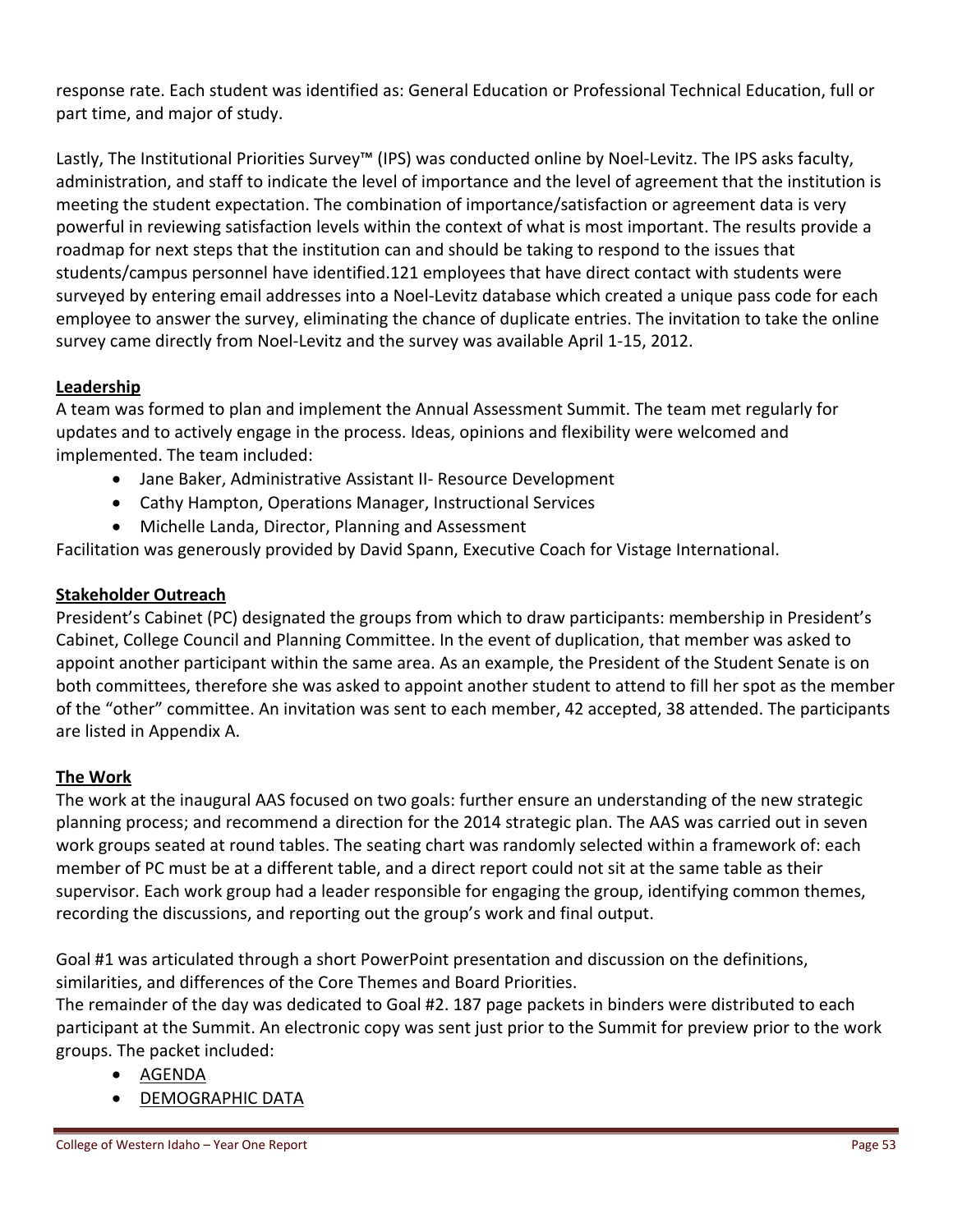response rate. Each student was identified as: General Education or Professional Technical Education, full or part time, and major of study.

Lastly, The Institutional Priorities Survey™ (IPS) was conducted online by Noel-Levitz. The IPS asks faculty, administration, and staff to indicate the level of importance and the level of agreement that the institution is meeting the student expectation. The combination of importance/satisfaction or agreement data is very powerful in reviewing satisfaction levels within the context of what is most important. The results provide a roadmap for next steps that the institution can and should be taking to respond to the issues that students/campus personnel have identified.121 employees that have direct contact with students were surveyed by entering email addresses into a Noel-Levitz database which created a unique pass code for each employee to answer the survey, eliminating the chance of duplicate entries. The invitation to take the online survey came directly from Noel-Levitz and the survey was available April 1-15, 2012.

**Leadership**

A team was formed to plan and implement the Annual Assessment Summit. The team met regularly for updates and to actively engage in the process. Ideas, opinions and flexibility were welcomed and implemented. The team included:

- Jane Baker, Administrative Assistant II- Resource Development
- Cathy Hampton, Operations Manager, Instructional Services
- Michelle Landa, Director, Planning and Assessment

Facilitation was generously provided by David Spann, Executive Coach for Vistage International.

**Stakeholder Outreach**

President's Cabinet (PC) designated the groups from which to draw participants: membership in President's Cabinet, College Council and Planning Committee. In the event of duplication, that member was asked to appoint another participant within the same area. As an example, the President of the Student Senate is on both committees, therefore she was asked to appoint another student to attend to fill her spot as the member of the "other" committee. An invitation was sent to each member, 42 accepted, 38 attended. The participants are listed in Appendix A.

**The Work**

The work at the inaugural AAS focused on two goals: further ensure an understanding of the new strategic planning process; and recommend a direction for the 2014 strategic plan. The AAS was carried out in seven work groups seated at round tables. The seating chart was randomly selected within a framework of: each member of PC must be at a different table, and a direct report could not sit at the same table as their supervisor. Each work group had a leader responsible for engaging the group, identifying common themes, recording the discussions, and reporting out the group's work and final output.

Goal #1 was articulated through a short PowerPoint presentation and discussion on the definitions, similarities, and differences of the Core Themes and Board Priorities.

The remainder of the day was dedicated to Goal #2. 187 page packets in binders were distributed to each participant at the Summit. An electronic copy was sent just prior to the Summit for preview prior to the work groups. The packet included:

- AGENDA
- DEMOGRAPHIC DATA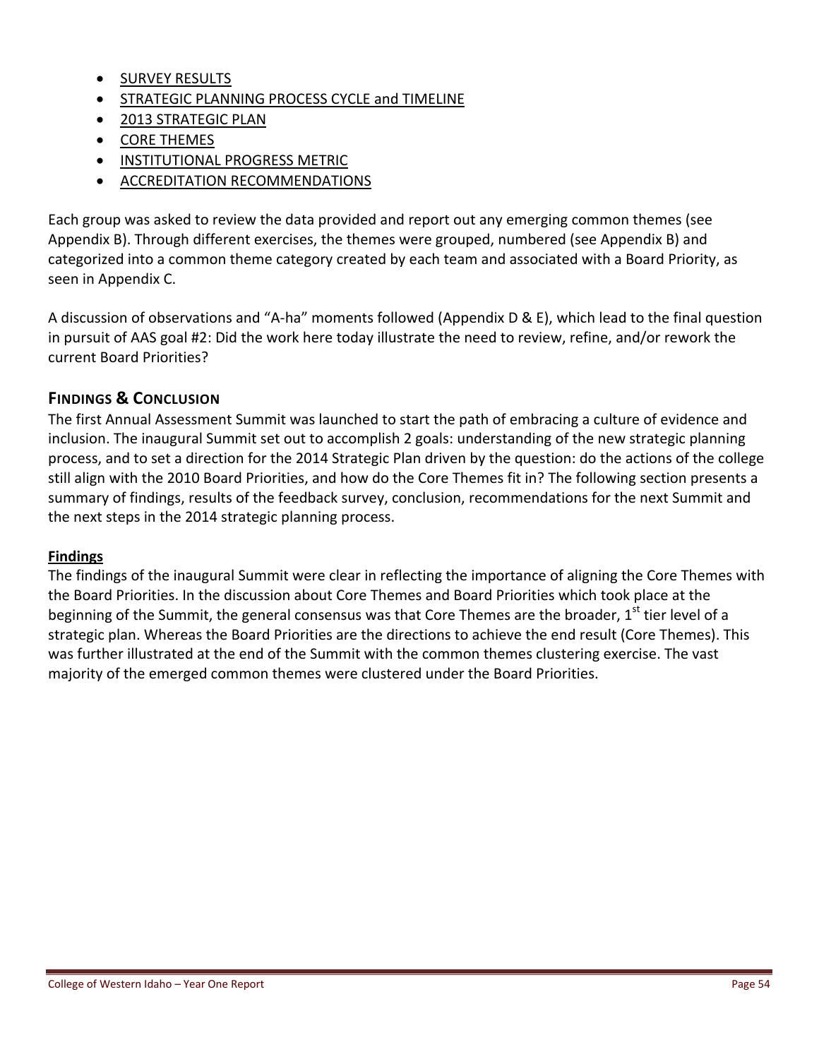- SURVEY RESULTS
- STRATEGIC PLANNING PROCESS CYCLE and TIMELINE
- 2013 STRATEGIC PLAN
- CORE THEMES
- INSTITUTIONAL PROGRESS METRIC
- ACCREDITATION RECOMMENDATIONS

Each group was asked to review the data provided and report out any emerging common themes (see Appendix B). Through different exercises, the themes were grouped, numbered (see Appendix B) and categorized into a common theme category created by each team and associated with a Board Priority, as seen in Appendix C.

A discussion of observations and "A-ha" moments followed (Appendix D & E), which lead to the final question in pursuit of AAS goal #2: Did the work here today illustrate the need to review, refine, and/or rework the current Board Priorities?

## FINDINGS & CONCLUSION

The first Annual Assessment Summit was launched to start the path of embracing a culture of evidence and inclusion. The inaugural Summit set out to accomplish 2 goals: understanding of the new strategic planning process, and to set a direction for the 2014 Strategic Plan driven by the question: do the actions of the college still align with the 2010 Board Priorities, and how do the Core Themes fit in? The following section presents a summary of findings, results of the feedback survey, conclusion, recommendations for the next Summit and the next steps in the 2014 strategic planning process.

### Findings

The findings of the inaugural Summit were clear in reflecting the importance of aligning the Core Themes with the Board Priorities. In the discussion about Core Themes and Board Priorities which took place at the beginning of the Summit, the general consensus was that Core Themes are the broader, 1st tier level of a strategic plan. Whereas the Board Priorities are the directions to achieve the end result (Core Themes). This was further illustrated at the end of the Summit with the common themes clustering exercise. The vast majority of the emerged common themes were clustered under the Board Priorities.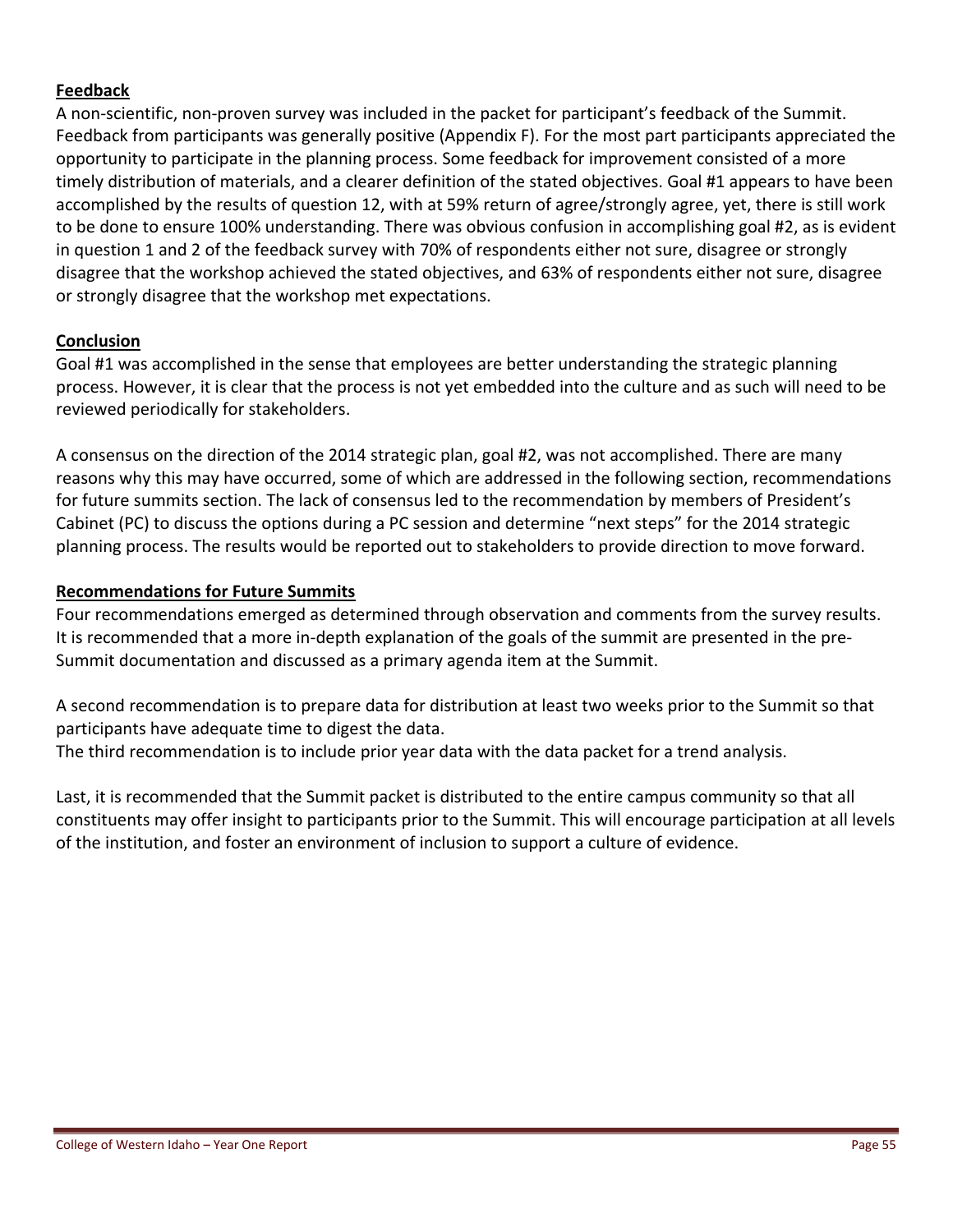## Feedback

A non-scientific, non-proven survey was included in the packet for participant's feedback of the Summit. Feedback from participants was generally positive (Appendix F). For the most part participants appreciated the opportunity to participate in the planning process. Some feedback for improvement consisted of a more timely distribution of materials, and a clearer definition of the stated objectives. Goal #1 appears to have been accomplished by the results of question 12, with at 59% return of agree/strongly agree, yet, there is still work to be done to ensure 100% understanding. There was obvious confusion in accomplishing goal #2, as is evident in question 1 and 2 of the feedback survey with 70% of respondents either not sure, disagree or strongly disagree that the workshop achieved the stated objectives, and 63% of respondents either not sure, disagree or strongly disagree that the workshop met expectations.

## Conclusion

Goal #1 was accomplished in the sense that employees are better understanding the strategic planning process. However, it is clear that the process is not yet embedded into the culture and as such will need to be reviewed periodically for stakeholders.

A consensus on the direction of the 2014 strategic plan, goal #2, was not accomplished. There are many reasons why this may have occurred, some of which are addressed in the following section, recommendations for future summits section. The lack of consensus led to the recommendation by members of President's Cabinet (PC) to discuss the options during a PC session and determine "next steps" for the 2014 strategic planning process. The results would be reported out to stakeholders to provide direction to move forward.

## Recommendations for Future Summits

Four recommendations emerged as determined through observation and comments from the survey results. It is recommended that a more in-depth explanation of the goals of the summit are presented in the pre-Summit documentation and discussed as a primary agenda item at the Summit.

A second recommendation is to prepare data for distribution at least two weeks prior to the Summit so that participants have adequate time to digest the data.
The third recommendation is to include prior year data with the data packet for a trend analysis.

Last, it is recommended that the Summit packet is distributed to the entire campus community so that all constituents may offer insight to participants prior to the Summit. This will encourage participation at all levels of the institution, and foster an environment of inclusion to support a culture of evidence.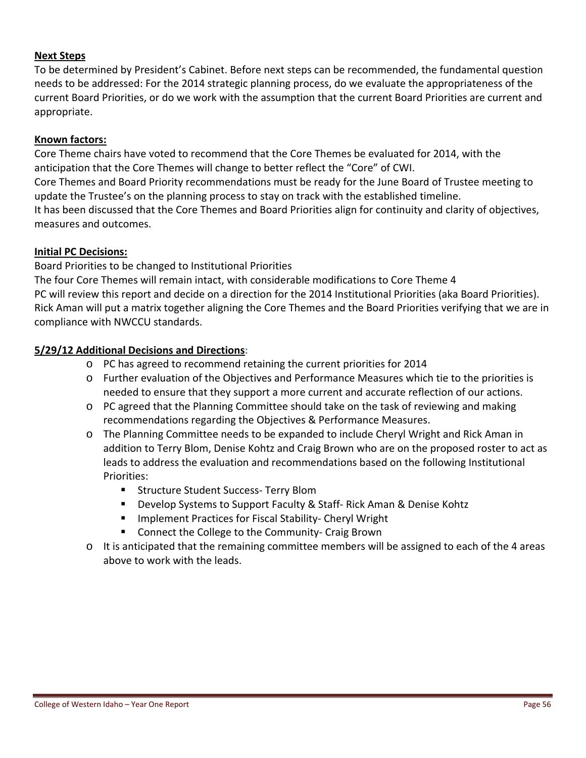**Next Steps**

To be determined by President's Cabinet. Before next steps can be recommended, the fundamental question needs to be addressed: For the 2014 strategic planning process, do we evaluate the appropriateness of the current Board Priorities, or do we work with the assumption that the current Board Priorities are current and appropriate.

**Known factors:**

Core Theme chairs have voted to recommend that the Core Themes be evaluated for 2014, with the anticipation that the Core Themes will change to better reflect the "Core" of CWI.

Core Themes and Board Priority recommendations must be ready for the June Board of Trustee meeting to update the Trustee's on the planning process to stay on track with the established timeline.

It has been discussed that the Core Themes and Board Priorities align for continuity and clarity of objectives, measures and outcomes.

**Initial PC Decisions:**

Board Priorities to be changed to Institutional Priorities

The four Core Themes will remain intact, with considerable modifications to Core Theme 4

PC will review this report and decide on a direction for the 2014 Institutional Priorities (aka Board Priorities).

Rick Aman will put a matrix together aligning the Core Themes and the Board Priorities verifying that we are in compliance with NWCCU standards.

**5/29/12 Additional Decisions and Directions:**

- PC has agreed to recommend retaining the current priorities for 2014
- Further evaluation of the Objectives and Performance Measures which tie to the priorities is needed to ensure that they support a more current and accurate reflection of our actions.
- PC agreed that the Planning Committee should take on the task of reviewing and making recommendations regarding the Objectives & Performance Measures.
- The Planning Committee needs to be expanded to include Cheryl Wright and Rick Aman in addition to Terry Blom, Denise Kohtz and Craig Brown who are on the proposed roster to act as leads to address the evaluation and recommendations based on the following Institutional Priorities:
    - Structure Student Success- Terry Blom
    - Develop Systems to Support Faculty & Staff- Rick Aman & Denise Kohtz
    - Implement Practices for Fiscal Stability- Cheryl Wright
    - Connect the College to the Community- Craig Brown
- It is anticipated that the remaining committee members will be assigned to each of the 4 areas above to work with the leads.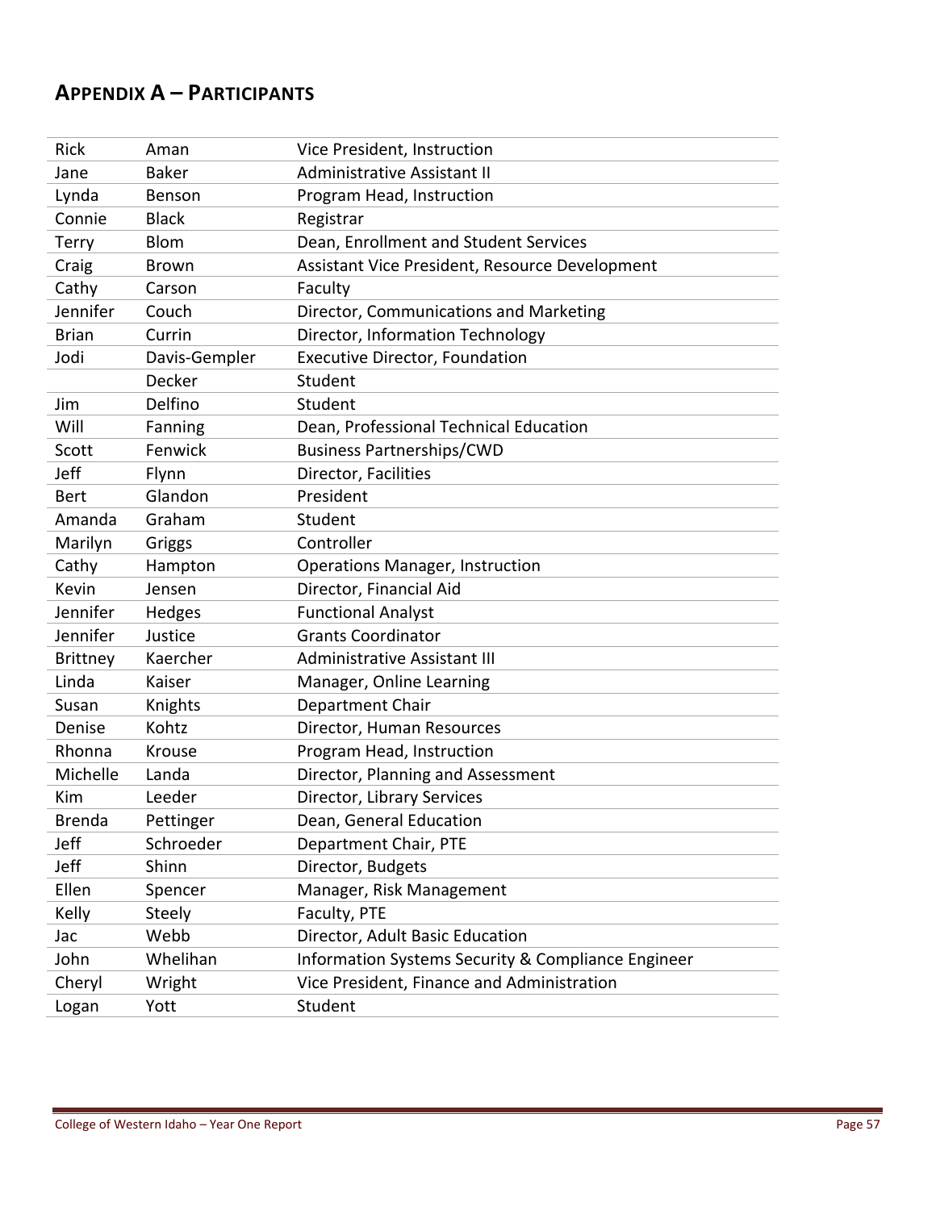## APPENDIX A – PARTICIPANTS

| | | |
|---|---|---|
| Rick | Aman | Vice President, Instruction |
| Jane | Baker | Administrative Assistant II |
| Lynda | Benson | Program Head, Instruction |
| Connie | Black | Registrar |
| Terry | Blom | Dean, Enrollment and Student Services |
| Craig | Brown | Assistant Vice President, Resource Development |
| Cathy | Carson | Faculty |
| Jennifer | Couch | Director, Communications and Marketing |
| Brian | Currin | Director, Information Technology |
| Jodi | Davis-Gempler | Executive Director, Foundation |
| | Decker | Student |
| Jim | Delfino | Student |
| Will | Fanning | Dean, Professional Technical Education |
| Scott | Fenwick | Business Partnerships/CWD |
| Jeff | Flynn | Director, Facilities |
| Bert | Glandon | President |
| Amanda | Graham | Student |
| Marilyn | Griggs | Controller |
| Cathy | Hampton | Operations Manager, Instruction |
| Kevin | Jensen | Director, Financial Aid |
| Jennifer | Hedges | Functional Analyst |
| Jennifer | Justice | Grants Coordinator |
| Brittney | Kaercher | Administrative Assistant III |
| Linda | Kaiser | Manager, Online Learning |
| Susan | Knights | Department Chair |
| Denise | Kohtz | Director, Human Resources |
| Rhonna | Krouse | Program Head, Instruction |
| Michelle | Landa | Director, Planning and Assessment |
| Kim | Leeder | Director, Library Services |
| Brenda | Pettinger | Dean, General Education |
| Jeff | Schroeder | Department Chair, PTE |
| Jeff | Shinn | Director, Budgets |
| Ellen | Spencer | Manager, Risk Management |
| Kelly | Steely | Faculty, PTE |
| Jac | Webb | Director, Adult Basic Education |
| John | Whelihan | Information Systems Security & Compliance Engineer |
| Cheryl | Wright | Vice President, Finance and Administration |
| Logan | Yott | Student |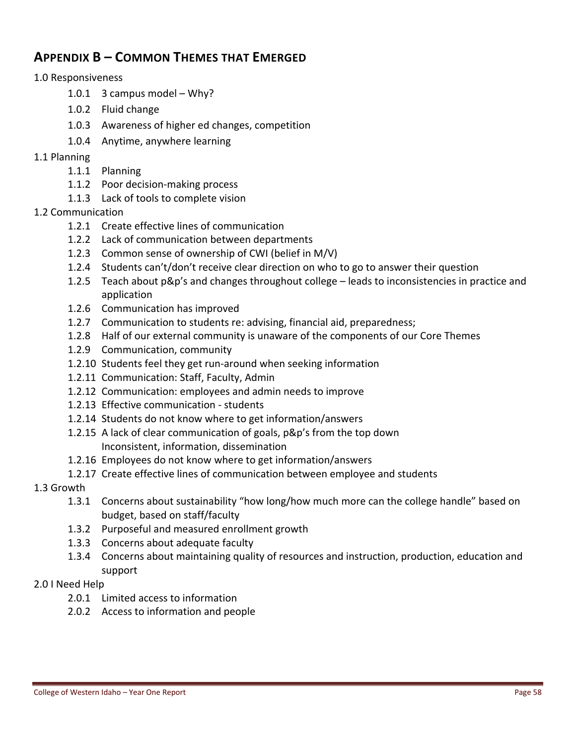## APPENDIX B – COMMON THEMES THAT EMERGED

1.0 Responsiveness

- 1.0.1 3 campus model – Why?
- 1.0.2 Fluid change
- 1.0.3 Awareness of higher ed changes, competition
- 1.0.4 Anytime, anywhere learning

1.1 Planning

- 1.1.1 Planning
- 1.1.2 Poor decision-making process
- 1.1.3 Lack of tools to complete vision

1.2 Communication

- 1.2.1 Create effective lines of communication
- 1.2.2 Lack of communication between departments
- 1.2.3 Common sense of ownership of CWI (belief in M/V)
- 1.2.4 Students can't/don't receive clear direction on who to go to answer their question
- 1.2.5 Teach about p&p's and changes throughout college – leads to inconsistencies in practice and application
- 1.2.6 Communication has improved
- 1.2.7 Communication to students re: advising, financial aid, preparedness;
- 1.2.8 Half of our external community is unaware of the components of our Core Themes
- 1.2.9 Communication, community
- 1.2.10 Students feel they get run-around when seeking information
- 1.2.11 Communication: Staff, Faculty, Admin
- 1.2.12 Communication: employees and admin needs to improve
- 1.2.13 Effective communication - students
- 1.2.14 Students do not know where to get information/answers
- 1.2.15 A lack of clear communication of goals, p&p's from the top down
  Inconsistent, information, dissemination
- 1.2.16 Employees do not know where to get information/answers
- 1.2.17 Create effective lines of communication between employee and students

1.3 Growth

- 1.3.1 Concerns about sustainability "how long/how much more can the college handle" based on budget, based on staff/faculty
- 1.3.2 Purposeful and measured enrollment growth
- 1.3.3 Concerns about adequate faculty
- 1.3.4 Concerns about maintaining quality of resources and instruction, production, education and support

2.0 I Need Help

- 2.0.1 Limited access to information
- 2.0.2 Access to information and people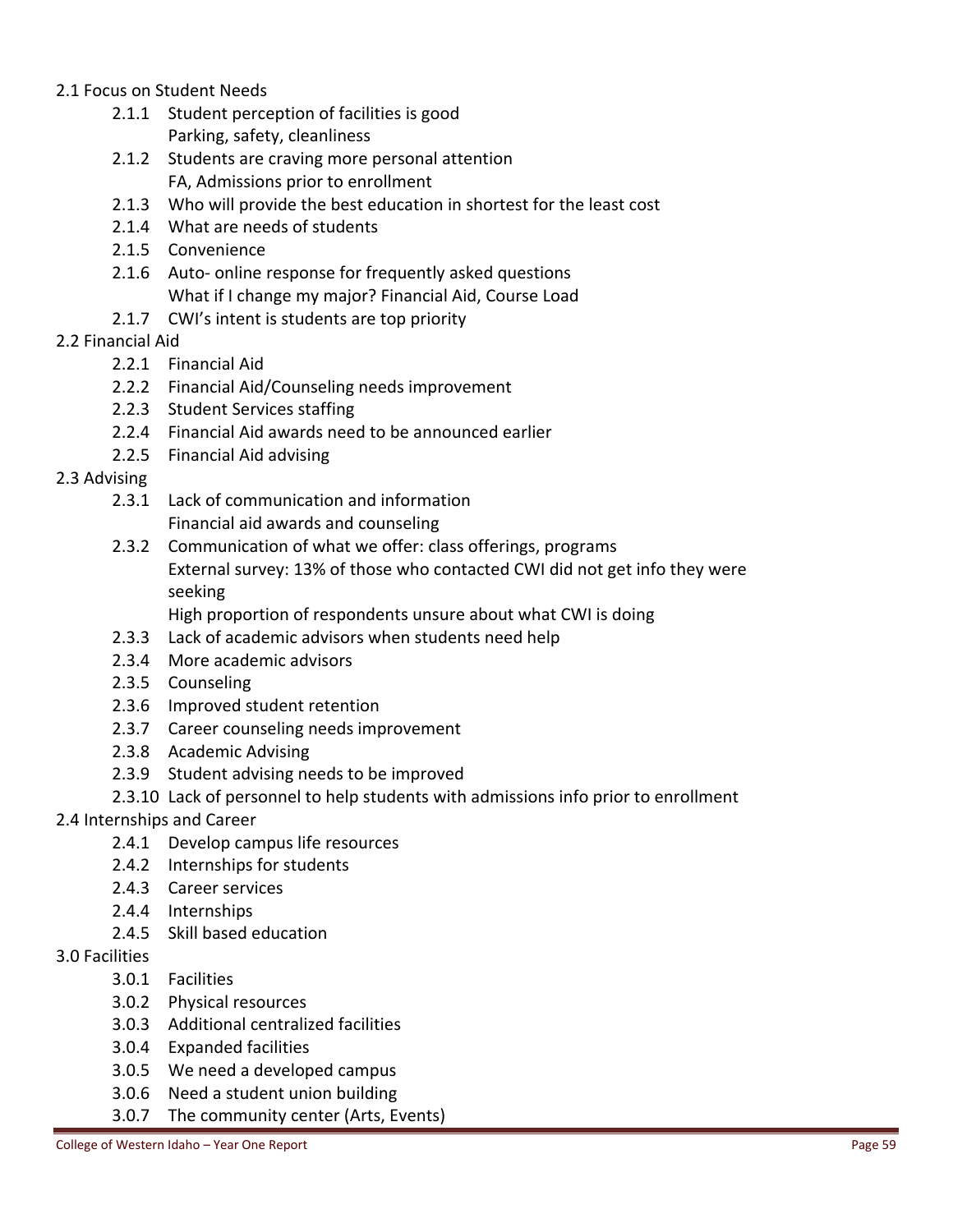2.1 Focus on Student Needs

- 2.1.1 Student perception of facilities is good
  Parking, safety, cleanliness
- 2.1.2 Students are craving more personal attention
  FA, Admissions prior to enrollment
- 2.1.3 Who will provide the best education in shortest for the least cost
- 2.1.4 What are needs of students
- 2.1.5 Convenience
- 2.1.6 Auto- online response for frequently asked questions
  What if I change my major? Financial Aid, Course Load
- 2.1.7 CWI's intent is students are top priority

2.2 Financial Aid

- 2.2.1 Financial Aid
- 2.2.2 Financial Aid/Counseling needs improvement
- 2.2.3 Student Services staffing
- 2.2.4 Financial Aid awards need to be announced earlier
- 2.2.5 Financial Aid advising

2.3 Advising

- 2.3.1 Lack of communication and information
  Financial aid awards and counseling
- 2.3.2 Communication of what we offer: class offerings, programs
  External survey: 13% of those who contacted CWI did not get info they were seeking
  High proportion of respondents unsure about what CWI is doing
- 2.3.3 Lack of academic advisors when students need help
- 2.3.4 More academic advisors
- 2.3.5 Counseling
- 2.3.6 Improved student retention
- 2.3.7 Career counseling needs improvement
- 2.3.8 Academic Advising
- 2.3.9 Student advising needs to be improved
- 2.3.10 Lack of personnel to help students with admissions info prior to enrollment

2.4 Internships and Career

- 2.4.1 Develop campus life resources
- 2.4.2 Internships for students
- 2.4.3 Career services
- 2.4.4 Internships
- 2.4.5 Skill based education

3.0 Facilities

- 3.0.1 Facilities
- 3.0.2 Physical resources
- 3.0.3 Additional centralized facilities
- 3.0.4 Expanded facilities
- 3.0.5 We need a developed campus
- 3.0.6 Need a student union building
- 3.0.7 The community center (Arts, Events)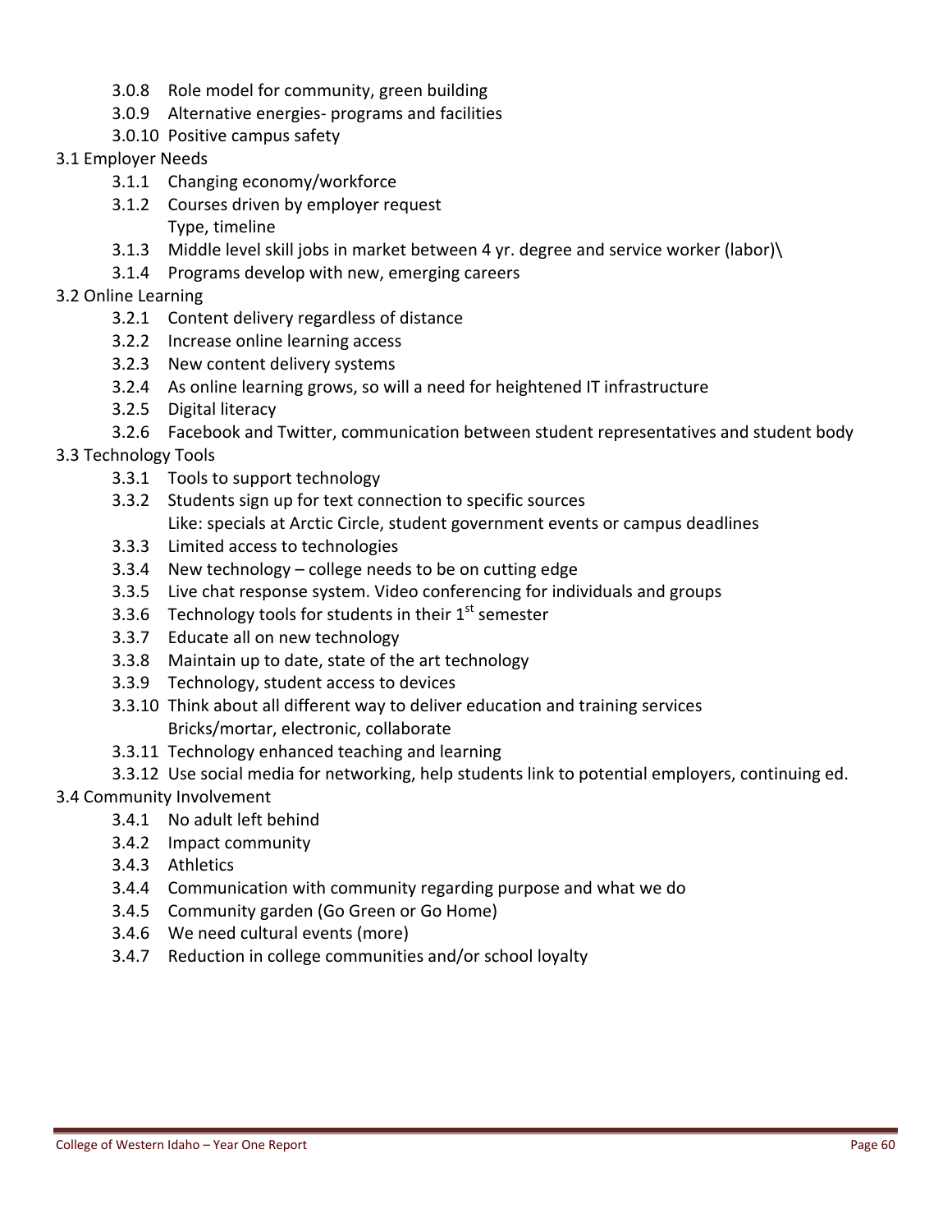- 3.0.8 Role model for community, green building
- 3.0.9 Alternative energies- programs and facilities
- 3.0.10 Positive campus safety

3.1 Employer Needs

- 3.1.1 Changing economy/workforce
- 3.1.2 Courses driven by employer request
  Type, timeline
- 3.1.3 Middle level skill jobs in market between 4 yr. degree and service worker (labor)\
- 3.1.4 Programs develop with new, emerging careers

3.2 Online Learning

- 3.2.1 Content delivery regardless of distance
- 3.2.2 Increase online learning access
- 3.2.3 New content delivery systems
- 3.2.4 As online learning grows, so will a need for heightened IT infrastructure
- 3.2.5 Digital literacy
- 3.2.6 Facebook and Twitter, communication between student representatives and student body

3.3 Technology Tools

- 3.3.1 Tools to support technology
- 3.3.2 Students sign up for text connection to specific sources
  Like: specials at Arctic Circle, student government events or campus deadlines
- 3.3.3 Limited access to technologies
- 3.3.4 New technology – college needs to be on cutting edge
- 3.3.5 Live chat response system. Video conferencing for individuals and groups
- 3.3.6 Technology tools for students in their 1st semester
- 3.3.7 Educate all on new technology
- 3.3.8 Maintain up to date, state of the art technology
- 3.3.9 Technology, student access to devices
- 3.3.10 Think about all different way to deliver education and training services
  Bricks/mortar, electronic, collaborate
- 3.3.11 Technology enhanced teaching and learning
- 3.3.12 Use social media for networking, help students link to potential employers, continuing ed.

3.4 Community Involvement

- 3.4.1 No adult left behind
- 3.4.2 Impact community
- 3.4.3 Athletics
- 3.4.4 Communication with community regarding purpose and what we do
- 3.4.5 Community garden (Go Green or Go Home)
- 3.4.6 We need cultural events (more)
- 3.4.7 Reduction in college communities and/or school loyalty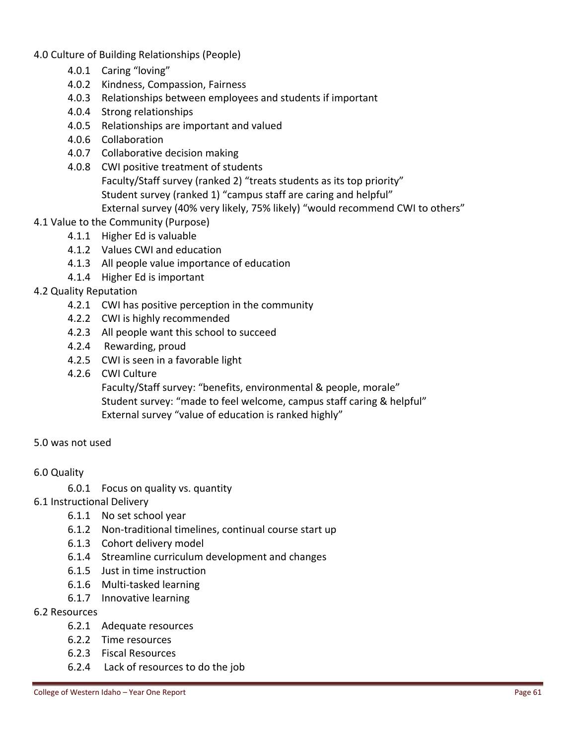4.0 Culture of Building Relationships (People)

- 4.0.1 Caring “loving”
- 4.0.2 Kindness, Compassion, Fairness
- 4.0.3 Relationships between employees and students if important
- 4.0.4 Strong relationships
- 4.0.5 Relationships are important and valued
- 4.0.6 Collaboration
- 4.0.7 Collaborative decision making
- 4.0.8 CWI positive treatment of students
  Faculty/Staff survey (ranked 2) “treats students as its top priority”
  Student survey (ranked 1) “campus staff are caring and helpful”
  External survey (40% very likely, 75% likely) “would recommend CWI to others”

4.1 Value to the Community (Purpose)

- 4.1.1 Higher Ed is valuable
- 4.1.2 Values CWI and education
- 4.1.3 All people value importance of education
- 4.1.4 Higher Ed is important

4.2 Quality Reputation

- 4.2.1 CWI has positive perception in the community
- 4.2.2 CWI is highly recommended
- 4.2.3 All people want this school to succeed
- 4.2.4 Rewarding, proud
- 4.2.5 CWI is seen in a favorable light
- 4.2.6 CWI Culture
  Faculty/Staff survey: “benefits, environmental & people, morale”
  Student survey: “made to feel welcome, campus staff caring & helpful”
  External survey “value of education is ranked highly”

5.0 was not used

6.0 Quality

- 6.0.1 Focus on quality vs. quantity

6.1 Instructional Delivery

- 6.1.1 No set school year
- 6.1.2 Non-traditional timelines, continual course start up
- 6.1.3 Cohort delivery model
- 6.1.4 Streamline curriculum development and changes
- 6.1.5 Just in time instruction
- 6.1.6 Multi-tasked learning
- 6.1.7 Innovative learning

6.2 Resources

- 6.2.1 Adequate resources
- 6.2.2 Time resources
- 6.2.3 Fiscal Resources
- 6.2.4 Lack of resources to do the job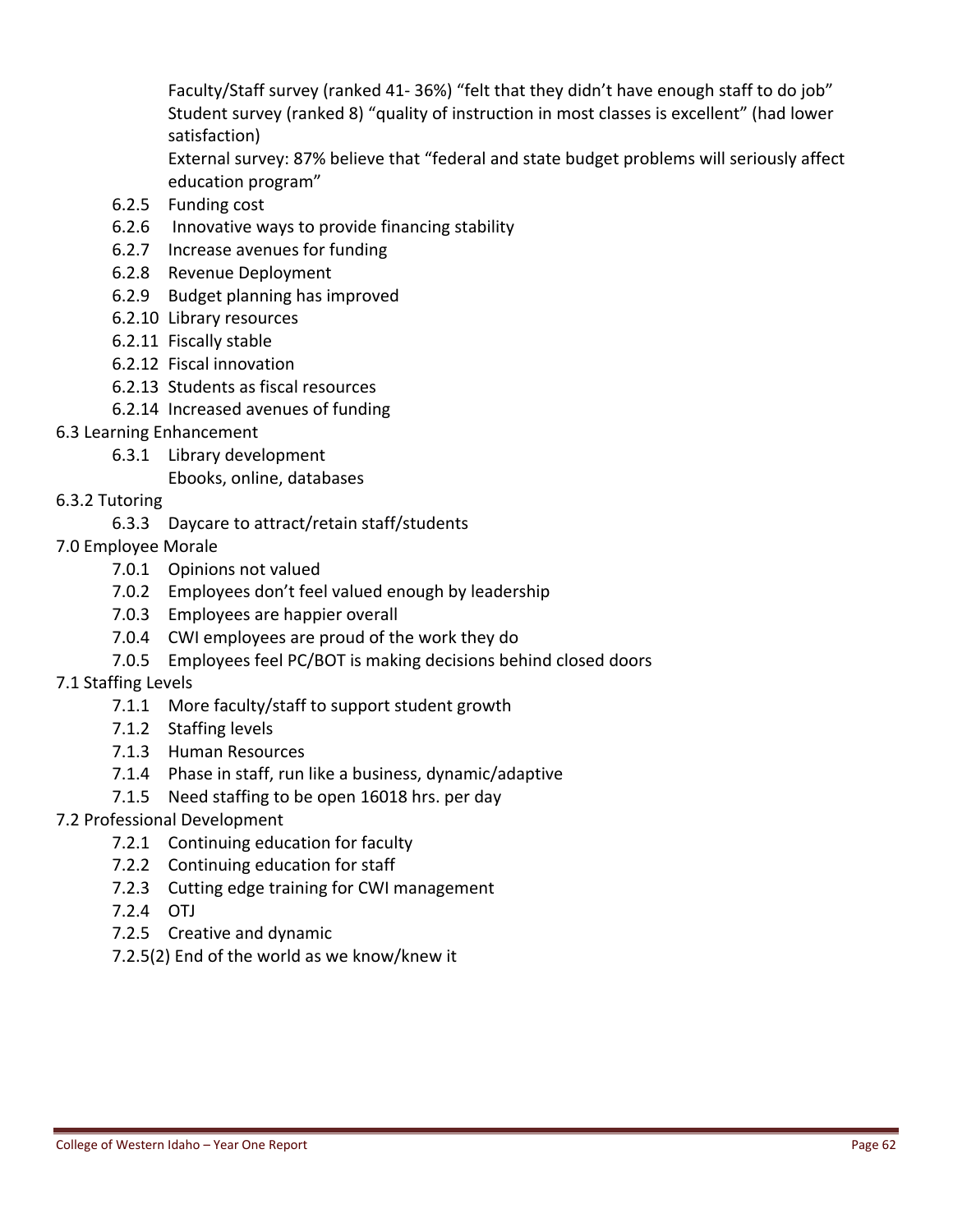Faculty/Staff survey (ranked 41- 36%) "felt that they didn't have enough staff to do job"
Student survey (ranked 8) "quality of instruction in most classes is excellent" (had lower satisfaction)
External survey: 87% believe that "federal and state budget problems will seriously affect education program"

- 6.2.5 Funding cost
- 6.2.6 Innovative ways to provide financing stability
- 6.2.7 Increase avenues for funding
- 6.2.8 Revenue Deployment
- 6.2.9 Budget planning has improved
- 6.2.10 Library resources
- 6.2.11 Fiscally stable
- 6.2.12 Fiscal innovation
- 6.2.13 Students as fiscal resources
- 6.2.14 Increased avenues of funding

6.3 Learning Enhancement

- 6.3.1 Library development
  Ebooks, online, databases

6.3.2 Tutoring

- 6.3.3 Daycare to attract/retain staff/students

7.0 Employee Morale

- 7.0.1 Opinions not valued
- 7.0.2 Employees don't feel valued enough by leadership
- 7.0.3 Employees are happier overall
- 7.0.4 CWI employees are proud of the work they do
- 7.0.5 Employees feel PC/BOT is making decisions behind closed doors

7.1 Staffing Levels

- 7.1.1 More faculty/staff to support student growth
- 7.1.2 Staffing levels
- 7.1.3 Human Resources
- 7.1.4 Phase in staff, run like a business, dynamic/adaptive
- 7.1.5 Need staffing to be open 16018 hrs. per day

7.2 Professional Development

- 7.2.1 Continuing education for faculty
- 7.2.2 Continuing education for staff
- 7.2.3 Cutting edge training for CWI management
- 7.2.4 OTJ
- 7.2.5 Creative and dynamic
- 7.2.5(2) End of the world as we know/knew it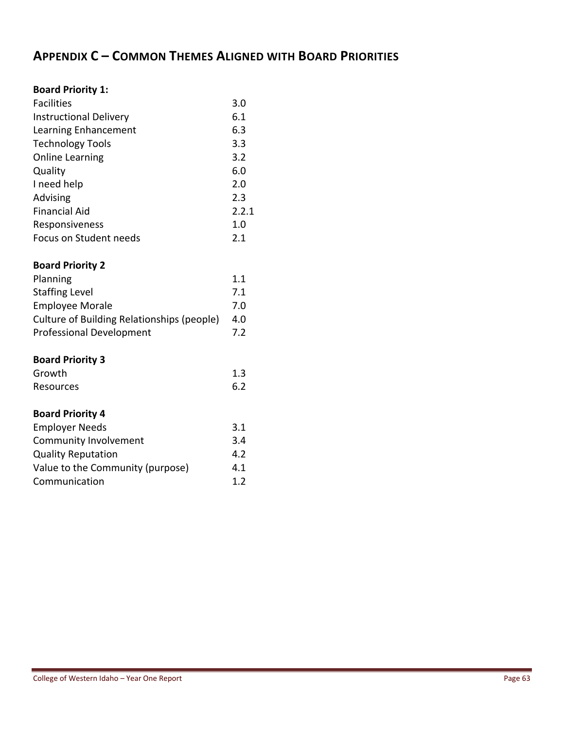## APPENDIX C – COMMON THEMES ALIGNED WITH BOARD PRIORITIES

**Board Priority 1:**

| | |
|---|---|
| Facilities | 3.0 |
| Instructional Delivery | 6.1 |
| Learning Enhancement | 6.3 |
| Technology Tools | 3.3 |
| Online Learning | 3.2 |
| Quality | 6.0 |
| I need help | 2.0 |
| Advising | 2.3 |
| Financial Aid | 2.2.1 |
| Responsiveness | 1.0 |
| Focus on Student needs | 2.1 |

**Board Priority 2**

| | |
|---|---|
| Planning | 1.1 |
| Staffing Level | 7.1 |
| Employee Morale | 7.0 |
| Culture of Building Relationships (people) | 4.0 |
| Professional Development | 7.2 |

**Board Priority 3**

| | |
|---|---|
| Growth | 1.3 |
| Resources | 6.2 |

**Board Priority 4**

| | |
|---|---|
| Employer Needs | 3.1 |
| Community Involvement | 3.4 |
| Quality Reputation | 4.2 |
| Value to the Community (purpose) | 4.1 |
| Communication | 1.2 |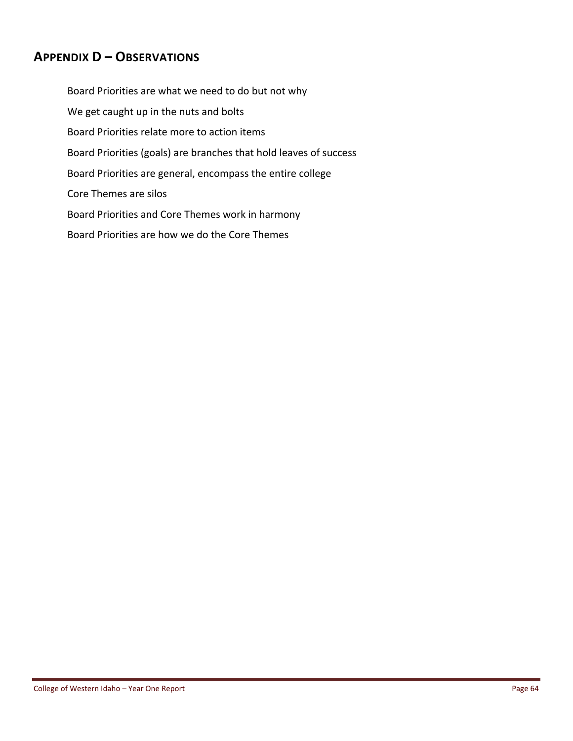## Appendix D – Observations

Board Priorities are what we need to do but not why

We get caught up in the nuts and bolts

Board Priorities relate more to action items

Board Priorities (goals) are branches that hold leaves of success

Board Priorities are general, encompass the entire college

Core Themes are silos

Board Priorities and Core Themes work in harmony

Board Priorities are how we do the Core Themes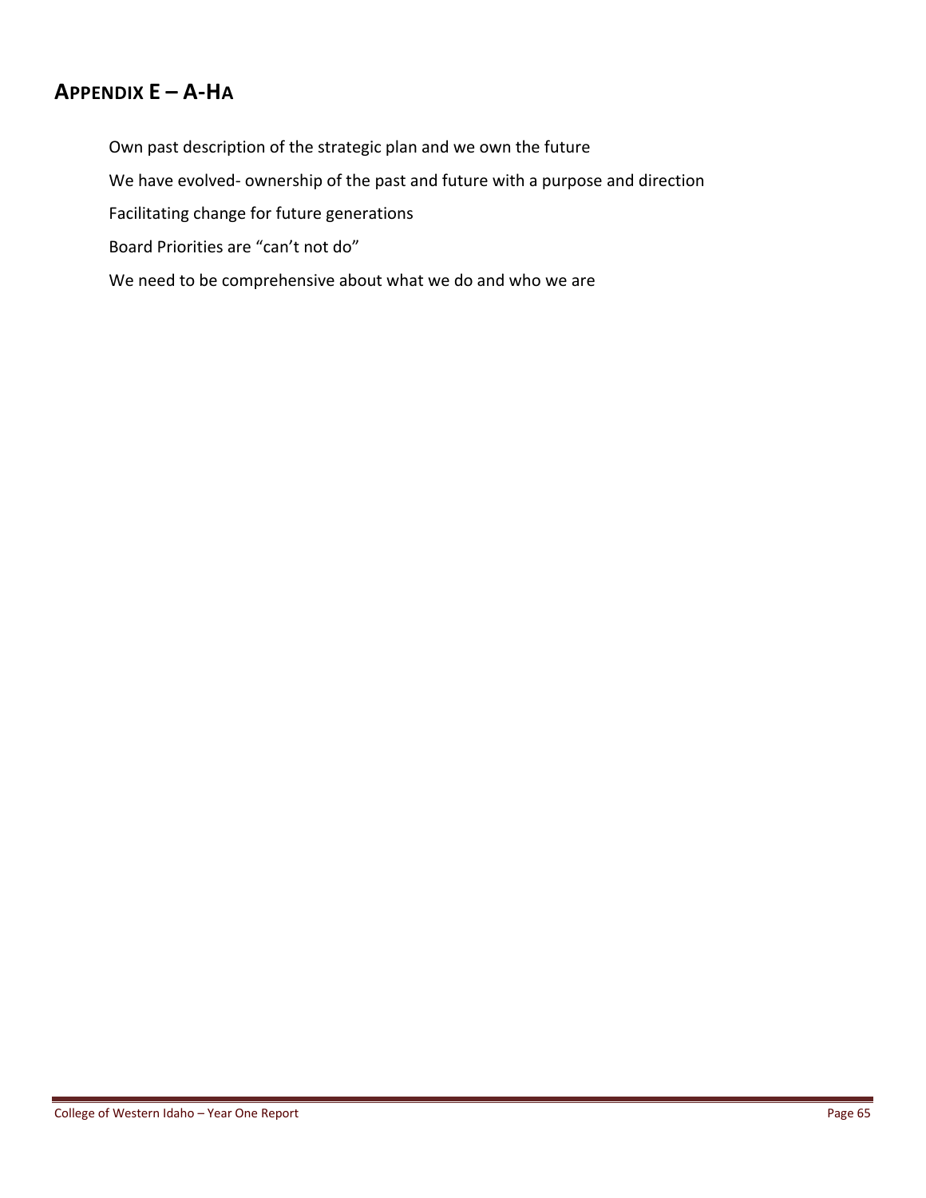## APPENDIX E – A-HA

Own past description of the strategic plan and we own the future

We have evolved- ownership of the past and future with a purpose and direction

Facilitating change for future generations

Board Priorities are “can’t not do”

We need to be comprehensive about what we do and who we are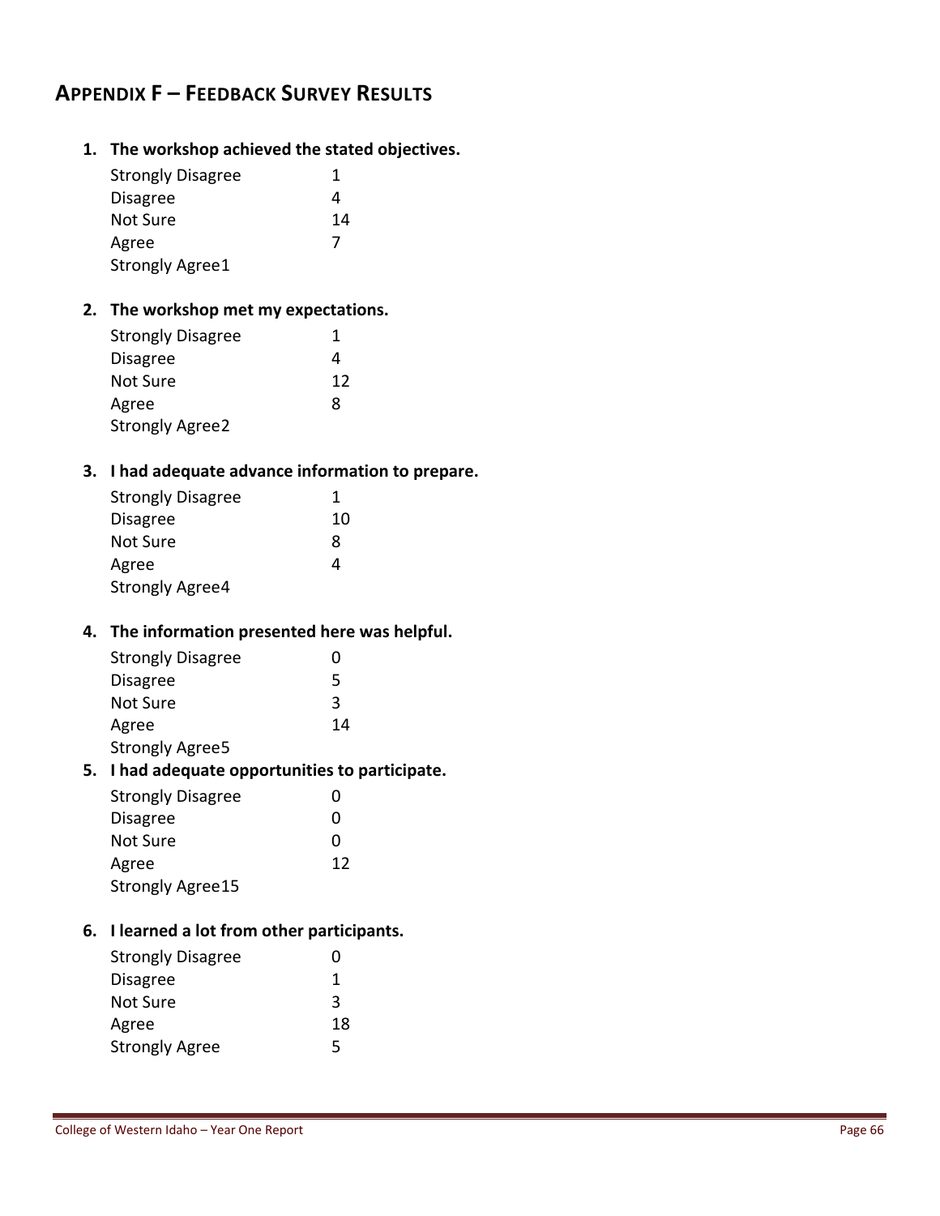## APPENDIX F – FEEDBACK SURVEY RESULTS

1. **The workshop achieved the stated objectives.**

   Strongly Disagree 1
   Disagree 4
   Not Sure 14
   Agree 7
   Strongly Agree1

2. **The workshop met my expectations.**

   Strongly Disagree 1
   Disagree 4
   Not Sure 12
   Agree 8
   Strongly Agree2

3. **I had adequate advance information to prepare.**

   Strongly Disagree 1
   Disagree 10
   Not Sure 8
   Agree 4
   Strongly Agree4

4. **The information presented here was helpful.**

   Strongly Disagree 0
   Disagree 5
   Not Sure 3
   Agree 14
   Strongly Agree5

5. **I had adequate opportunities to participate.**

   Strongly Disagree 0
   Disagree 0
   Not Sure 0
   Agree 12
   Strongly Agree15

6. **I learned a lot from other participants.**

   Strongly Disagree 0
   Disagree 1
   Not Sure 3
   Agree 18
   Strongly Agree 5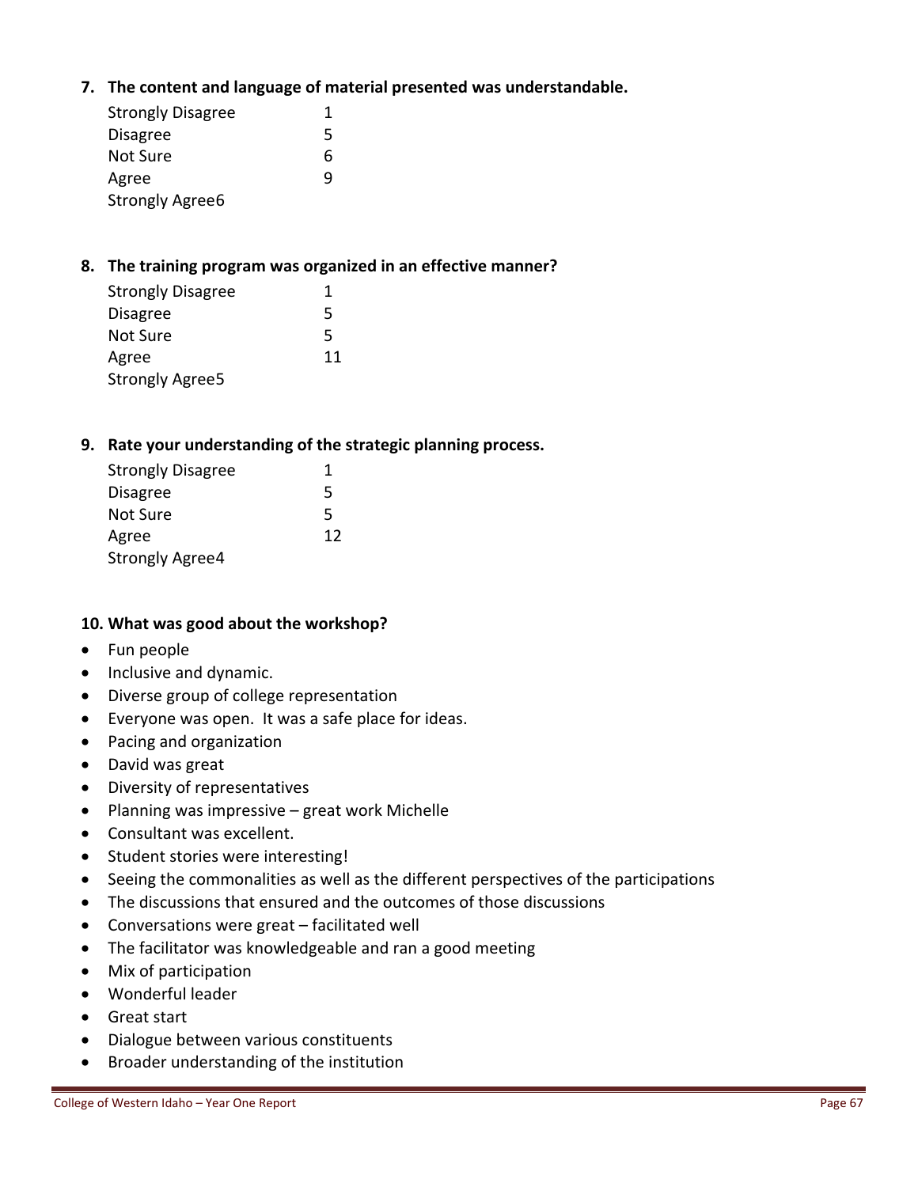**7. The content and language of material presented was understandable.**

Strongly Disagree 1
Disagree 5
Not Sure 6
Agree 9
Strongly Agree6

**8. The training program was organized in an effective manner?**

Strongly Disagree 1
Disagree 5
Not Sure 5
Agree 11
Strongly Agree5

**9. Rate your understanding of the strategic planning process.**

Strongly Disagree 1
Disagree 5
Not Sure 5
Agree 12
Strongly Agree4

**10. What was good about the workshop?**

- Fun people
- Inclusive and dynamic.
- Diverse group of college representation
- Everyone was open. It was a safe place for ideas.
- Pacing and organization
- David was great
- Diversity of representatives
- Planning was impressive – great work Michelle
- Consultant was excellent.
- Student stories were interesting!
- Seeing the commonalities as well as the different perspectives of the participations
- The discussions that ensured and the outcomes of those discussions
- Conversations were great – facilitated well
- The facilitator was knowledgeable and ran a good meeting
- Mix of participation
- Wonderful leader
- Great start
- Dialogue between various constituents
- Broader understanding of the institution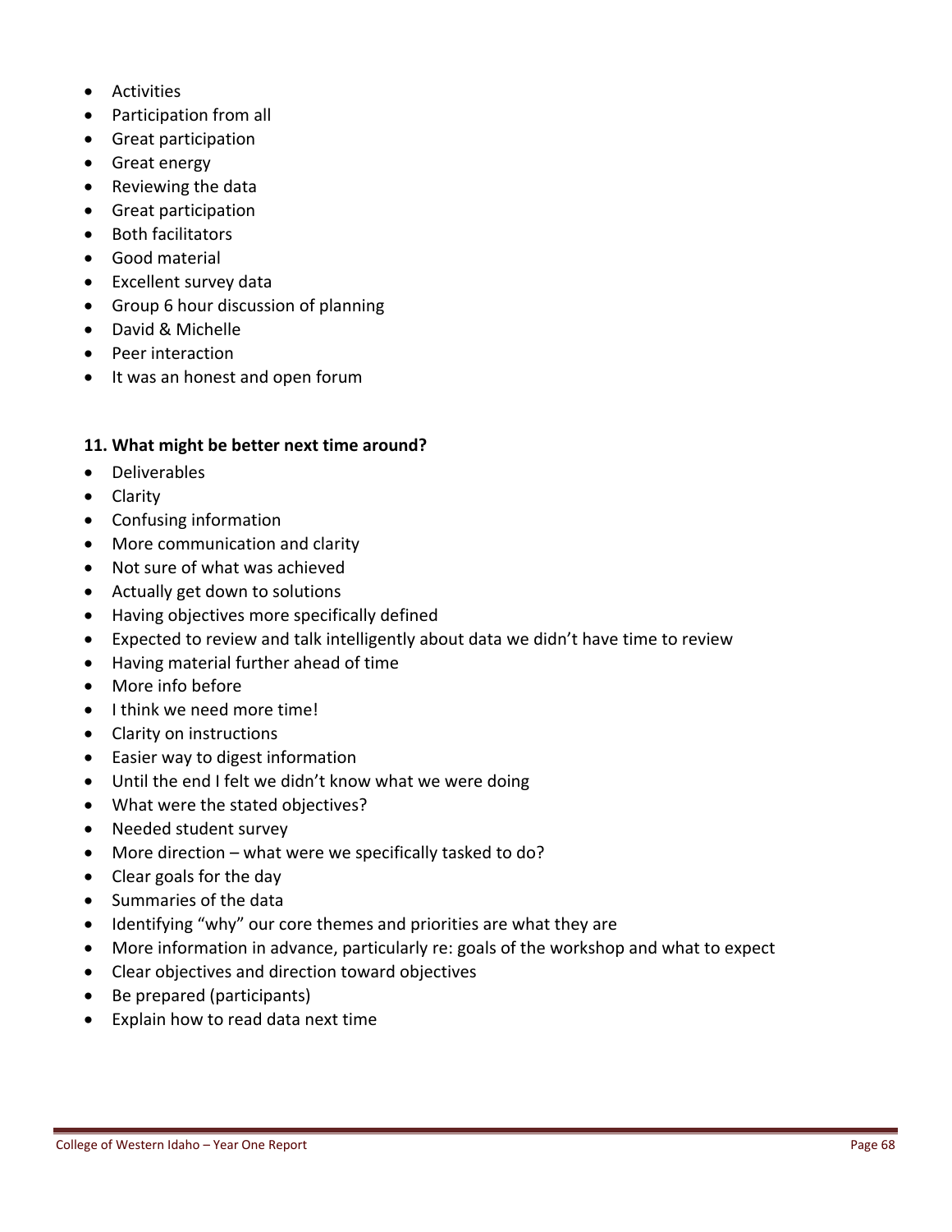- Activities
- Participation from all
- Great participation
- Great energy
- Reviewing the data
- Great participation
- Both facilitators
- Good material
- Excellent survey data
- Group 6 hour discussion of planning
- David & Michelle
- Peer interaction
- It was an honest and open forum

**11. What might be better next time around?**

- Deliverables
- Clarity
- Confusing information
- More communication and clarity
- Not sure of what was achieved
- Actually get down to solutions
- Having objectives more specifically defined
- Expected to review and talk intelligently about data we didn't have time to review
- Having material further ahead of time
- More info before
- I think we need more time!
- Clarity on instructions
- Easier way to digest information
- Until the end I felt we didn't know what we were doing
- What were the stated objectives?
- Needed student survey
- More direction – what were we specifically tasked to do?
- Clear goals for the day
- Summaries of the data
- Identifying "why" our core themes and priorities are what they are
- More information in advance, particularly re: goals of the workshop and what to expect
- Clear objectives and direction toward objectives
- Be prepared (participants)
- Explain how to read data next time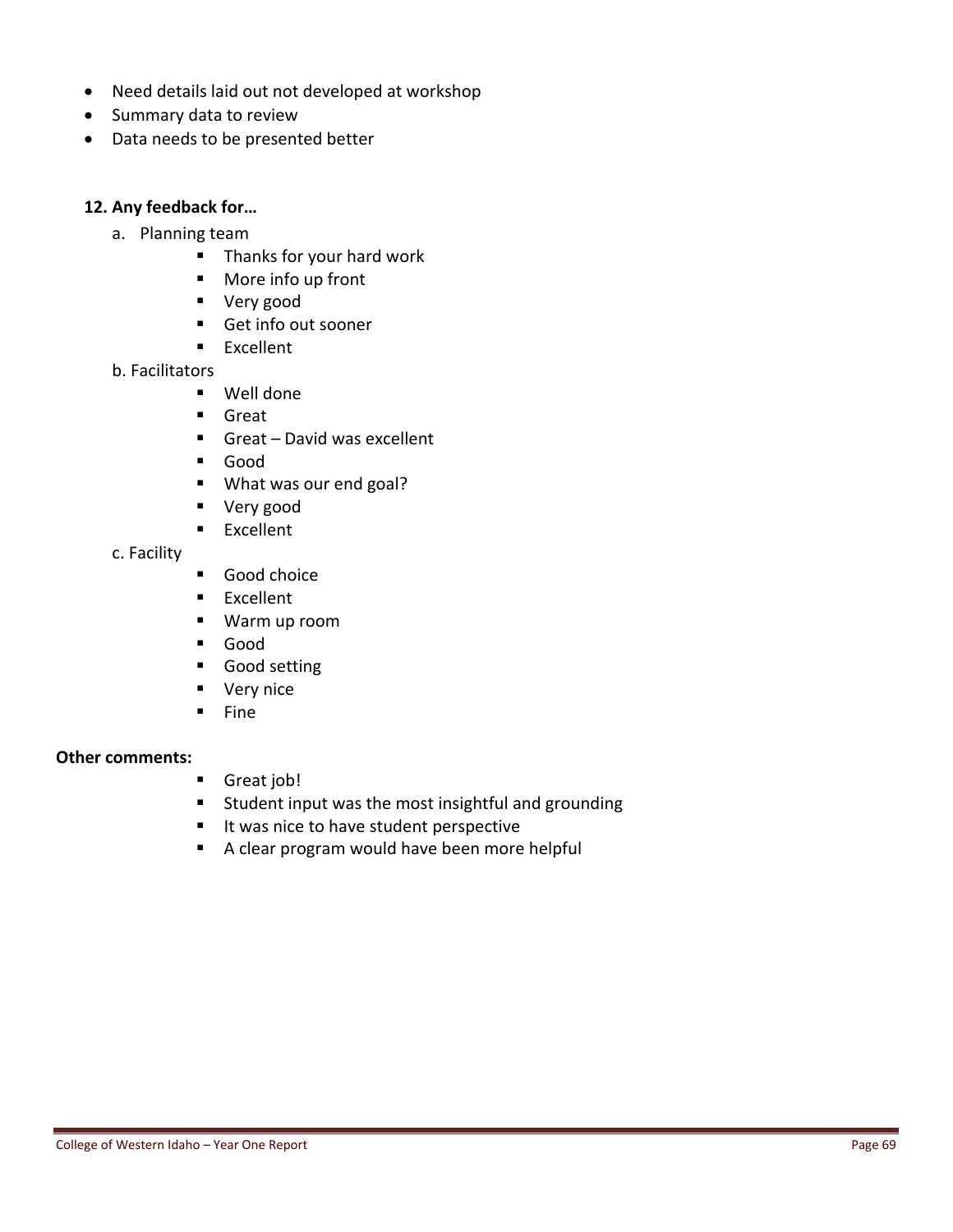- Need details laid out not developed at workshop
- Summary data to review
- Data needs to be presented better

**12. Any feedback for…**

a. Planning team
   - Thanks for your hard work
   - More info up front
   - Very good
   - Get info out sooner
   - Excellent

b. Facilitators
   - Well done
   - Great
   - Great – David was excellent
   - Good
   - What was our end goal?
   - Very good
   - Excellent

c. Facility
   - Good choice
   - Excellent
   - Warm up room
   - Good
   - Good setting
   - Very nice
   - Fine

**Other comments:**

- Great job!
- Student input was the most insightful and grounding
- It was nice to have student perspective
- A clear program would have been more helpful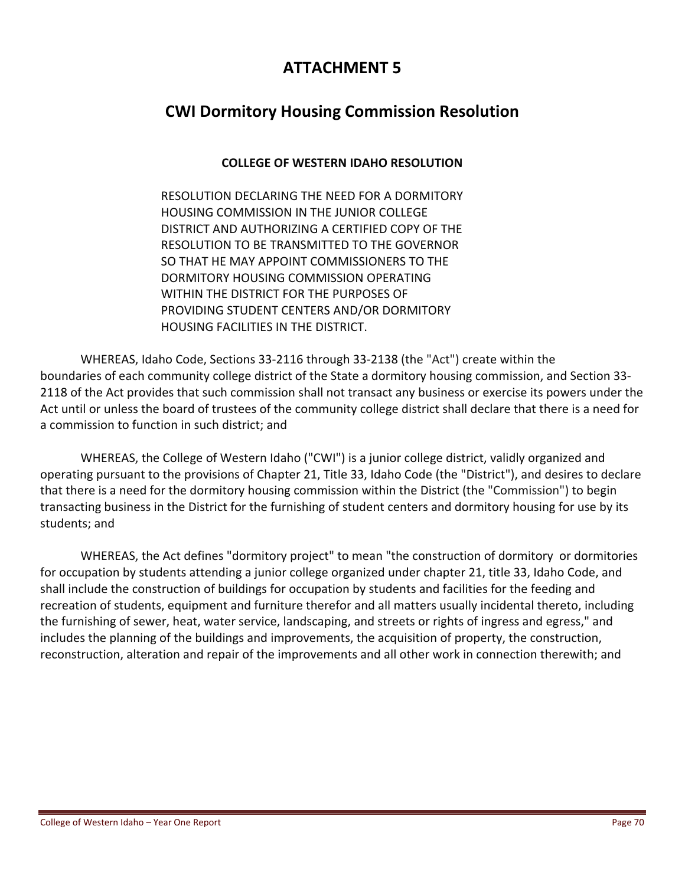# ATTACHMENT 5

## CWI Dormitory Housing Commission Resolution

### COLLEGE OF WESTERN IDAHO RESOLUTION

RESOLUTION DECLARING THE NEED FOR A DORMITORY HOUSING COMMISSION IN THE JUNIOR COLLEGE DISTRICT AND AUTHORIZING A CERTIFIED COPY OF THE RESOLUTION TO BE TRANSMITTED TO THE GOVERNOR SO THAT HE MAY APPOINT COMMISSIONERS TO THE DORMITORY HOUSING COMMISSION OPERATING WITHIN THE DISTRICT FOR THE PURPOSES OF PROVIDING STUDENT CENTERS AND/OR DORMITORY HOUSING FACILITIES IN THE DISTRICT.

WHEREAS, Idaho Code, Sections 33-2116 through 33-2138 (the "Act") create within the boundaries of each community college district of the State a dormitory housing commission, and Section 33-2118 of the Act provides that such commission shall not transact any business or exercise its powers under the Act until or unless the board of trustees of the community college district shall declare that there is a need for a commission to function in such district; and

WHEREAS, the College of Western Idaho ("CWI") is a junior college district, validly organized and operating pursuant to the provisions of Chapter 21, Title 33, Idaho Code (the "District"), and desires to declare that there is a need for the dormitory housing commission within the District (the "Commission") to begin transacting business in the District for the furnishing of student centers and dormitory housing for use by its students; and

WHEREAS, the Act defines "dormitory project" to mean "the construction of dormitory or dormitories for occupation by students attending a junior college organized under chapter 21, title 33, Idaho Code, and shall include the construction of buildings for occupation by students and facilities for the feeding and recreation of students, equipment and furniture therefor and all matters usually incidental thereto, including the furnishing of sewer, heat, water service, landscaping, and streets or rights of ingress and egress," and includes the planning of the buildings and improvements, the acquisition of property, the construction, reconstruction, alteration and repair of the improvements and all other work in connection therewith; and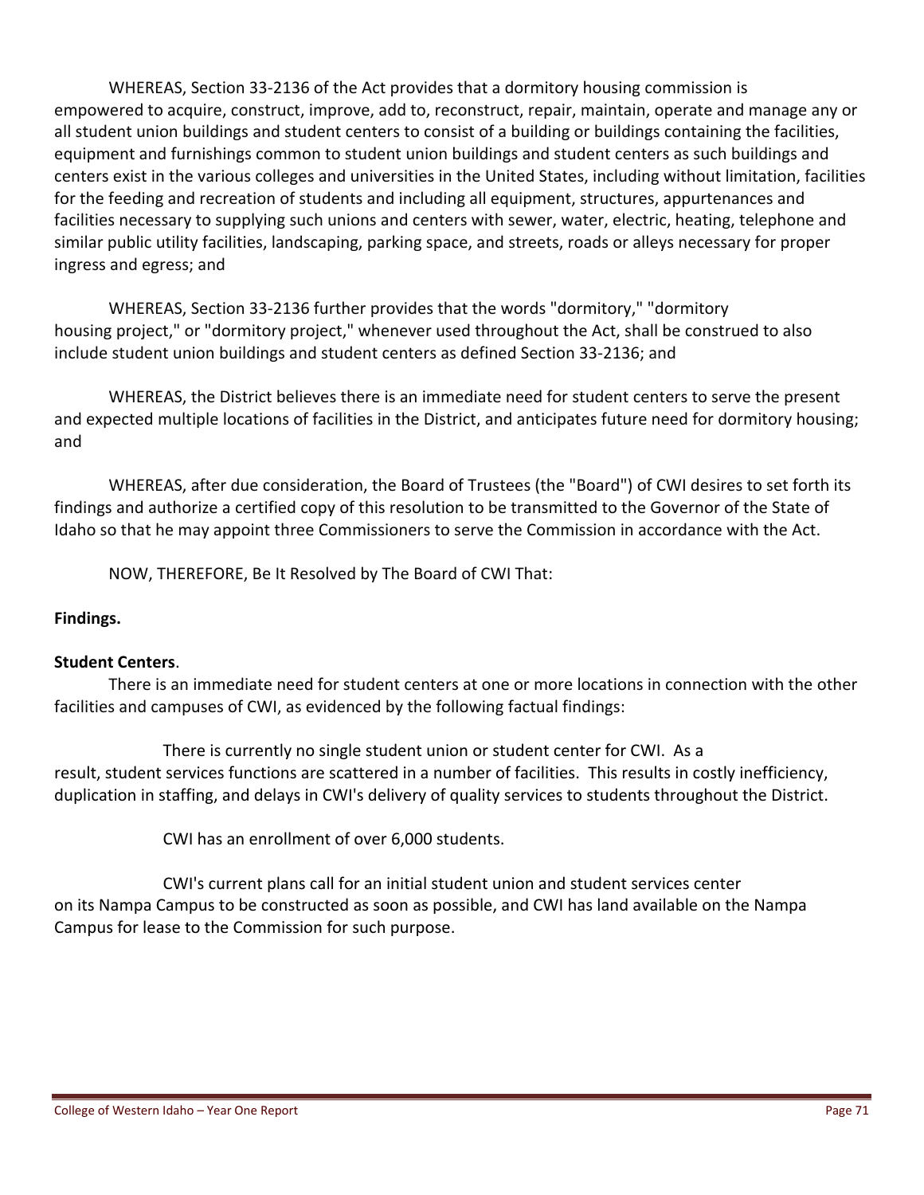WHEREAS, Section 33-2136 of the Act provides that a dormitory housing commission is empowered to acquire, construct, improve, add to, reconstruct, repair, maintain, operate and manage any or all student union buildings and student centers to consist of a building or buildings containing the facilities, equipment and furnishings common to student union buildings and student centers as such buildings and centers exist in the various colleges and universities in the United States, including without limitation, facilities for the feeding and recreation of students and including all equipment, structures, appurtenances and facilities necessary to supplying such unions and centers with sewer, water, electric, heating, telephone and similar public utility facilities, landscaping, parking space, and streets, roads or alleys necessary for proper ingress and egress; and

WHEREAS, Section 33-2136 further provides that the words "dormitory," "dormitory housing project," or "dormitory project," whenever used throughout the Act, shall be construed to also include student union buildings and student centers as defined Section 33-2136; and

WHEREAS, the District believes there is an immediate need for student centers to serve the present and expected multiple locations of facilities in the District, and anticipates future need for dormitory housing; and

WHEREAS, after due consideration, the Board of Trustees (the "Board") of CWI desires to set forth its findings and authorize a certified copy of this resolution to be transmitted to the Governor of the State of Idaho so that he may appoint three Commissioners to serve the Commission in accordance with the Act.

NOW, THEREFORE, Be It Resolved by The Board of CWI That:

**Findings.**

**Student Centers**.

There is an immediate need for student centers at one or more locations in connection with the other facilities and campuses of CWI, as evidenced by the following factual findings:

There is currently no single student union or student center for CWI. As a result, student services functions are scattered in a number of facilities. This results in costly inefficiency, duplication in staffing, and delays in CWI's delivery of quality services to students throughout the District.

CWI has an enrollment of over 6,000 students.

CWI's current plans call for an initial student union and student services center on its Nampa Campus to be constructed as soon as possible, and CWI has land available on the Nampa Campus for lease to the Commission for such purpose.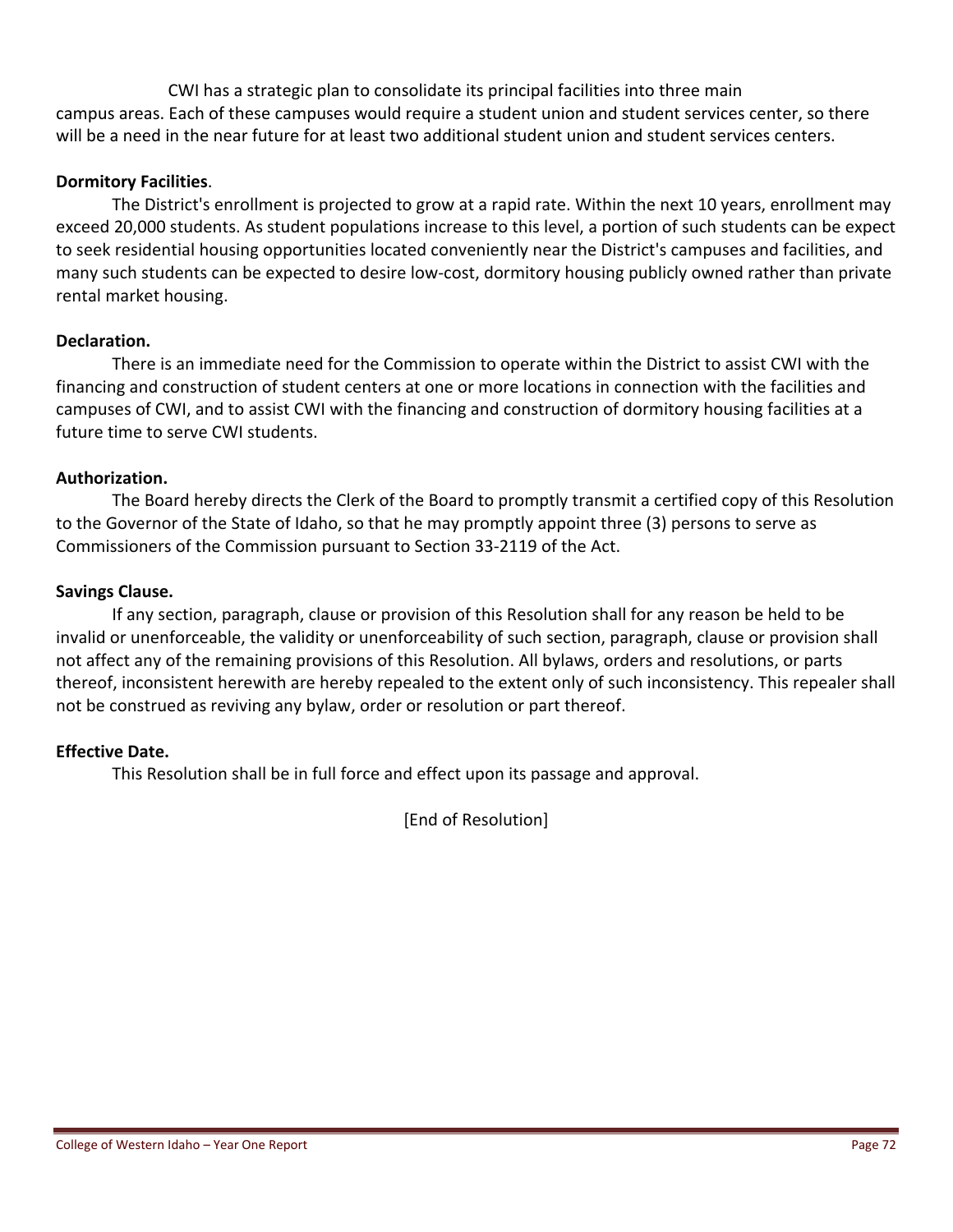CWI has a strategic plan to consolidate its principal facilities into three main campus areas. Each of these campuses would require a student union and student services center, so there will be a need in the near future for at least two additional student union and student services centers.

**Dormitory Facilities**.

The District's enrollment is projected to grow at a rapid rate. Within the next 10 years, enrollment may exceed 20,000 students. As student populations increase to this level, a portion of such students can be expect to seek residential housing opportunities located conveniently near the District's campuses and facilities, and many such students can be expected to desire low-cost, dormitory housing publicly owned rather than private rental market housing.

**Declaration.**

There is an immediate need for the Commission to operate within the District to assist CWI with the financing and construction of student centers at one or more locations in connection with the facilities and campuses of CWI, and to assist CWI with the financing and construction of dormitory housing facilities at a future time to serve CWI students.

**Authorization.**

The Board hereby directs the Clerk of the Board to promptly transmit a certified copy of this Resolution to the Governor of the State of Idaho, so that he may promptly appoint three (3) persons to serve as Commissioners of the Commission pursuant to Section 33-2119 of the Act.

**Savings Clause.**

If any section, paragraph, clause or provision of this Resolution shall for any reason be held to be invalid or unenforceable, the validity or unenforceability of such section, paragraph, clause or provision shall not affect any of the remaining provisions of this Resolution. All bylaws, orders and resolutions, or parts thereof, inconsistent herewith are hereby repealed to the extent only of such inconsistency. This repealer shall not be construed as reviving any bylaw, order or resolution or part thereof.

**Effective Date.**

This Resolution shall be in full force and effect upon its passage and approval.

[End of Resolution]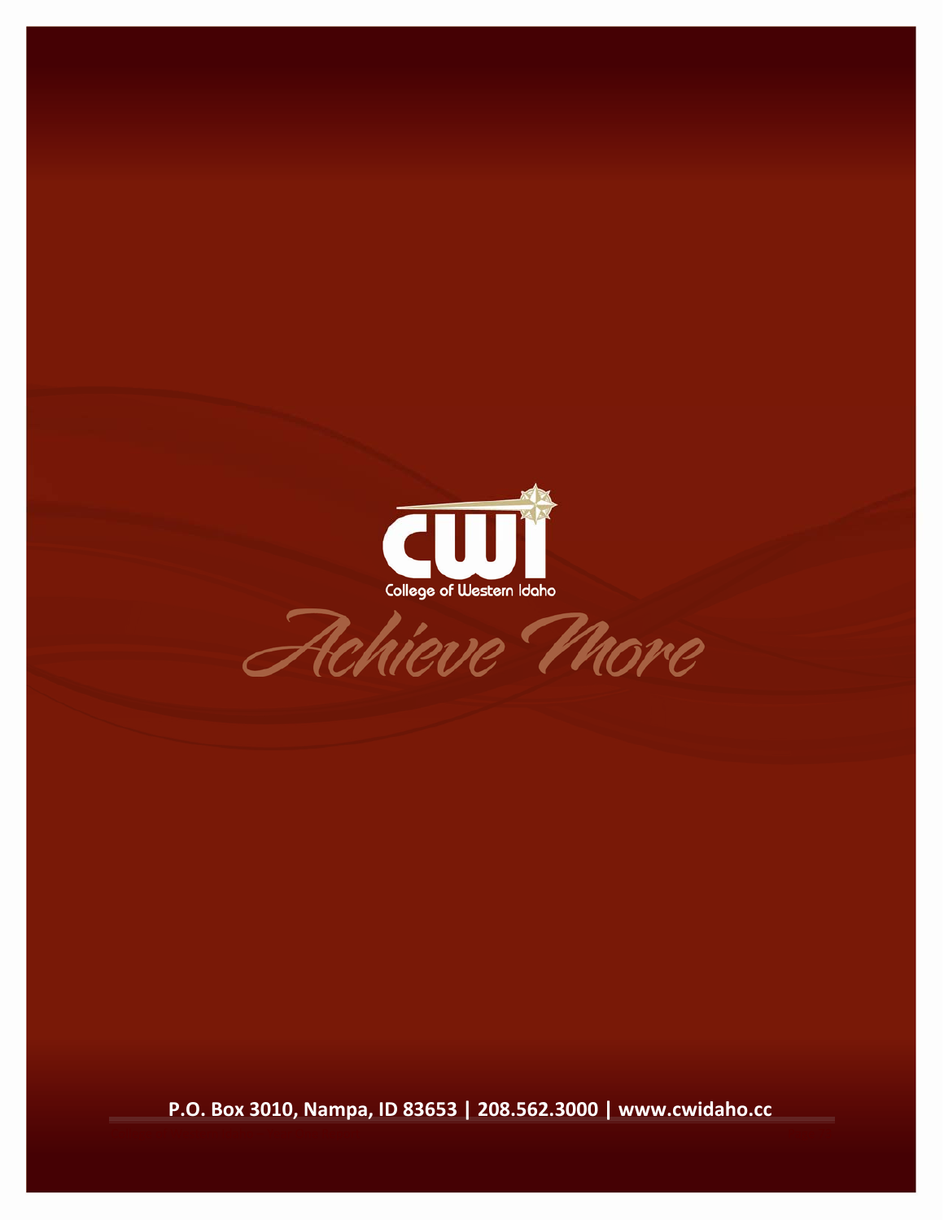CWI

College of Western Idaho

*Achieve More*

P.O. Box 3010, Nampa, ID 83653 | 208.562.3000 | www.cwidaho.cc